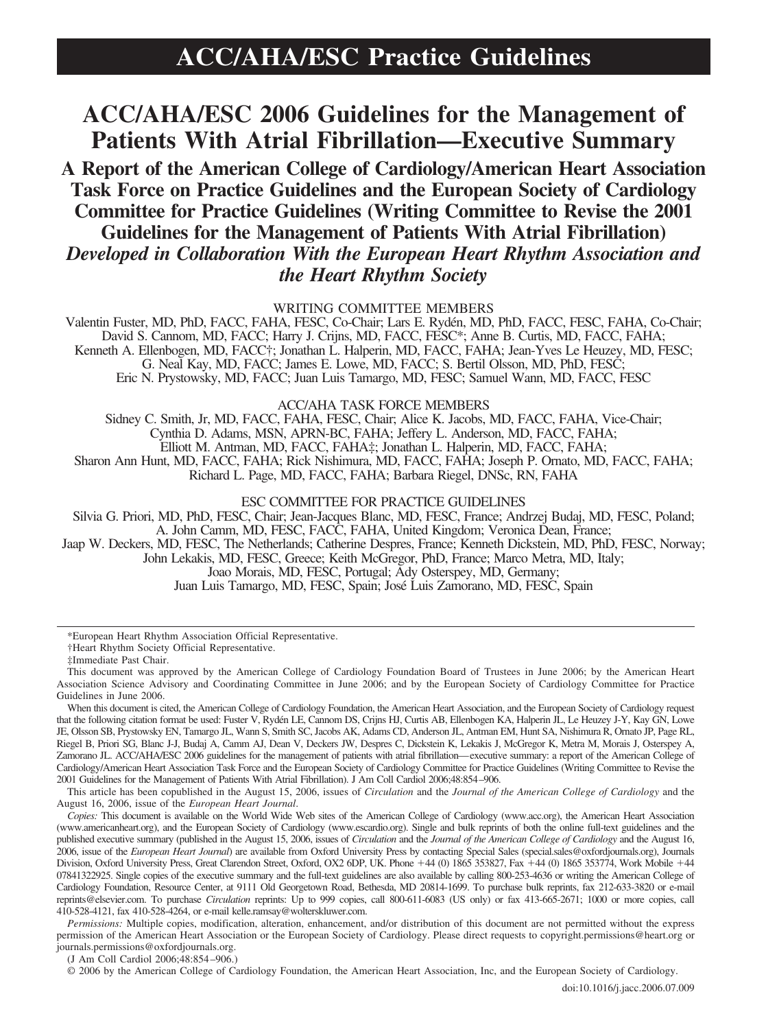# ACC/AHA/ESC Practice Guidelines

## ACC/AHA/ESC 2006 Guidelines for the Management of Patients With Atrial Fibrillation—Executive Summary

### A Report of the American College of Cardiology/American Heart Association Task Force on Practice Guidelines and the European Society of Cardiology Committee for Practice Guidelines (Writing Committee to Revise the 2001 Guidelines for the Management of Patients With Atrial Fibrillation)

### *Developed in Collaboration With the European Heart Rhythm Association and the Heart Rhythm Society*

WRITING COMMITTEE MEMBERS

Valentin Fuster, MD, PhD, FACC, FAHA, FESC, Co-Chair; Lars E. Rydén, MD, PhD, FACC, FESC, FAHA, Co-Chair; David S. Cannom, MD, FACC; Harry J. Crijns, MD, FACC, FESC*; Anne B. Curtis, MD, FACC, FAHA; Kenneth A. Ellenbogen, MD, FACC†; Jonathan L. Halperin, MD, FACC, FAHA; Jean-Yves Le Heuzey, MD, FESC; G. Neal Kay, MD, FACC; James E. Lowe, MD, FACC; S. Bertil Olsson, MD, PhD, FESC; Eric N. Prystowsky, MD, FACC; Juan Luis Tamargo, MD, FESC; Samuel Wann, MD, FACC, FESC

ACC/AHA TASK FORCE MEMBERS

Sidney C. Smith, Jr, MD, FACC, FAHA, FESC, Chair; Alice K. Jacobs, MD, FACC, FAHA, Vice-Chair; Cynthia D. Adams, MSN, APRN-BC, FAHA; Jeffery L. Anderson, MD, FACC, FAHA; Elliott M. Antman, MD, FACC, FAHA‡; Jonathan L. Halperin, MD, FACC, FAHA; Sharon Ann Hunt, MD, FACC, FAHA; Rick Nishimura, MD, FACC, FAHA; Joseph P. Ornato, MD, FACC, FAHA; Richard L. Page, MD, FACC, FAHA; Barbara Riegel, DNSc, RN, FAHA

ESC COMMITTEE FOR PRACTICE GUIDELINES

Silvia G. Priori, MD, PhD, FESC, Chair; Jean-Jacques Blanc, MD, FESC, France; Andrzej Budaj, MD, FESC, Poland; A. John Camm, MD, FESC, FACC, FAHA, United Kingdom; Veronica Dean, France; Jaap W. Deckers, MD, FESC, The Netherlands; Catherine Despres, France; Kenneth Dickstein, MD, PhD, FESC, Norway; John Lekakis, MD, FESC, Greece; Keith McGregor, PhD, France; Marco Metra, MD, Italy; Joao Morais, MD, FESC, Portugal; Ady Osterspey, MD, Germany; Juan Luis Tamargo, MD, FESC, Spain; José Luis Zamorano, MD, FESC, Spain

---

*European Heart Rhythm Association Official Representative.

†Heart Rhythm Society Official Representative.

‡Immediate Past Chair.

This document was approved by the American College of Cardiology Foundation Board of Trustees in June 2006; by the American Heart Association Science Advisory and Coordinating Committee in June 2006; and by the European Society of Cardiology Committee for Practice Guidelines in June 2006.

When this document is cited, the American College of Cardiology Foundation, the American Heart Association, and the European Society of Cardiology request that the following citation format be used: Fuster V, Rydén LE, Cannom DS, Crijns HJ, Curtis AB, Ellenbogen KA, Halperin JL, Le Heuzey J-Y, Kay GN, Lowe JE, Olsson SB, Prystowsky EN, Tamargo JL, Wann S, Smith SC, Jacobs AK, Adams CD, Anderson JL, Antman EM, Hunt SA, Nishimura R, Ornato JP, Page RL, Riegel B, Priori SG, Blanc J-J, Budaj A, Camm AJ, Dean V, Deckers JW, Despres C, Dickstein K, Lekakis J, McGregor K, Metra M, Morais J, Osterspey A, Zamorano JL. ACC/AHA/ESC 2006 guidelines for the management of patients with atrial fibrillation—executive summary: a report of the American College of Cardiology/American Heart Association Task Force and the European Society of Cardiology Committee for Practice Guidelines (Writing Committee to Revise the 2001 Guidelines for the Management of Patients With Atrial Fibrillation). J Am Coll Cardiol 2006;48:854–906.

This article has been copublished in the August 15, 2006, issues of *Circulation* and the *Journal of the American College of Cardiology* and the August 16, 2006, issue of the *European Heart Journal*.

*Copies:* This document is available on the World Wide Web sites of the American College of Cardiology (www.acc.org), the American Heart Association (www.americanheart.org), and the European Society of Cardiology (www.escardio.org). Single and bulk reprints of both the online full-text guidelines and the published executive summary (published in the August 15, 2006, issues of *Circulation* and the *Journal of the American College of Cardiology* and the August 16, 2006, issue of the *European Heart Journal*) are available from Oxford University Press by contacting Special Sales (special.sales@oxfordjournals.org), Journals Division, Oxford University Press, Great Clarendon Street, Oxford, OX2 6DP, UK. Phone +44 (0) 1865 353827, Fax +44 (0) 1865 353774, Work Mobile +44 07841322925. Single copies of the executive summary and the full-text guidelines are also available by calling 800-253-4636 or writing the American College of Cardiology Foundation, Resource Center, at 9111 Old Georgetown Road, Bethesda, MD 20814-1699. To purchase bulk reprints, fax 212-633-3820 or e-mail reprints@elsevier.com. To purchase *Circulation* reprints: Up to 999 copies, call 800-611-6083 (US only) or fax 413-665-2671; 1000 or more copies, call 410-528-4121, fax 410-528-4264, or e-mail kelle.ramsay@wolterskluwer.com.

*Permissions:* Multiple copies, modification, alteration, enhancement, and/or distribution of this document are not permitted without the express permission of the American Heart Association or the European Society of Cardiology. Please direct requests to copyright.permissions@heart.org or journals.permissions@oxfordjournals.org.

(J Am Coll Cardiol 2006;48:854–906.)

© 2006 by the American College of Cardiology Foundation, the American Heart Association, Inc, and the European Society of Cardiology.

doi:10.1016/j.jacc.2006.07.009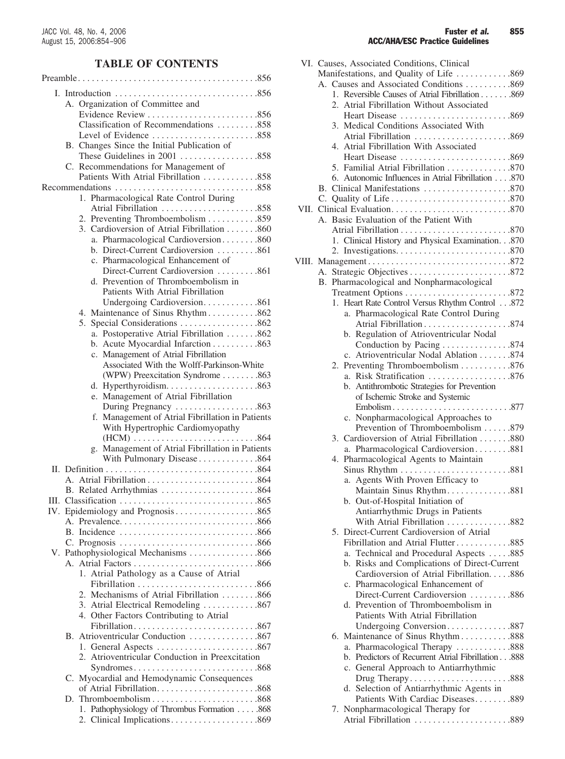# TABLE OF CONTENTS

Preamble . . . . . . . . . . . . . . . . . . . . . . . . . . . . . . . . . . . . . . .856

- I. Introduction . . . . . . . . . . . . . . . . . . . . . . . . . . . . . .856
  - A. Organization of Committee and Evidence Review . . . . . . . . . . . . . . . . . . . . . . . .856
    - Classification of Recommendations . . . . . . . . .858
    - Level of Evidence . . . . . . . . . . . . . . . . . . . . . . .858
  - B. Changes Since the Initial Publication of These Guidelines in 2001 . . . . . . . . . . . . . . . . .858
  - C. Recommendations for Management of Patients With Atrial Fibrillation . . . . . . . . . . . .858

Recommendations . . . . . . . . . . . . . . . . . . . . . . . . . . . . . . .858

1. Pharmacological Rate Control During Atrial Fibrillation . . . . . . . . . . . . . . . . . . . . .858
2. Preventing Thromboembolism . . . . . . . . . . .859
3. Cardioversion of Atrial Fibrillation . . . . . . .860
   - a. Pharmacological Cardioversion . . . . . . . .860
   - b. Direct-Current Cardioversion . . . . . . . . .861
   - c. Pharmacological Enhancement of Direct-Current Cardioversion . . . . . . . . .861
   - d. Prevention of Thromboembolism in Patients With Atrial Fibrillation Undergoing Cardioversion. . . . . . . . . . . .861
4. Maintenance of Sinus Rhythm . . . . . . . . . . .862
5. Special Considerations . . . . . . . . . . . . . . . . .862
   - a. Postoperative Atrial Fibrillation . . . . . . .862
   - b. Acute Myocardial Infarction . . . . . . . . . .863
   - c. Management of Atrial Fibrillation Associated With the Wolff-Parkinson-White (WPW) Preexcitation Syndrome . . . . . . . .863
   - d. Hyperthyroidism. . . . . . . . . . . . . . . . . . . .863
   - e. Management of Atrial Fibrillation During Pregnancy . . . . . . . . . . . . . . . . .863
   - f. Management of Atrial Fibrillation in Patients With Hypertrophic Cardiomyopathy (HCM) . . . . . . . . . . . . . . . . . . . . . . . . . .864
   - g. Management of Atrial Fibrillation in Patients With Pulmonary Disease . . . . . . . . . . . . .864

- II. Definition . . . . . . . . . . . . . . . . . . . . . . . . . . . . . . . .864
  - A. Atrial Fibrillation . . . . . . . . . . . . . . . . . . . . . . . .864
  - B. Related Arrhythmias . . . . . . . . . . . . . . . . . . . . .864
- III. Classification . . . . . . . . . . . . . . . . . . . . . . . . . . . . . .865
- IV. Epidemiology and Prognosis . . . . . . . . . . . . . . . . . .865
  - A. Prevalence. . . . . . . . . . . . . . . . . . . . . . . . . . . . . .866
  - B. Incidence . . . . . . . . . . . . . . . . . . . . . . . . . . . . . .866
  - C. Prognosis . . . . . . . . . . . . . . . . . . . . . . . . . . . . . .866
- V. Pathophysiological Mechanisms . . . . . . . . . . . . . . .866
  - A. Atrial Factors . . . . . . . . . . . . . . . . . . . . . . . . . . .866
    1. Atrial Pathology as a Cause of Atrial Fibrillation . . . . . . . . . . . . . . . . . . . . . . . . . .866
    2. Mechanisms of Atrial Fibrillation . . . . . . . .866
    3. Atrial Electrical Remodeling . . . . . . . . . . . .867
    4. Other Factors Contributing to Atrial Fibrillation. . . . . . . . . . . . . . . . . . . . . . . . . . .867
  - B. Atrioventricular Conduction . . . . . . . . . . . . . . .867
    1. General Aspects . . . . . . . . . . . . . . . . . . . . . .867
    2. Atrioventricular Conduction in Preexcitation Syndromes. . . . . . . . . . . . . . . . . . . . . . . . . .868
  - C. Myocardial and Hemodynamic Consequences of Atrial Fibrillation. . . . . . . . . . . . . . . . . . . . . .868
  - D. Thromboembolism . . . . . . . . . . . . . . . . . . . . . . .868
    1. Pathophysiology of Thrombus Formation . . . . .868
    2. Clinical Implications. . . . . . . . . . . . . . . . . . .869
- VI. Causes, Associated Conditions, Clinical Manifestations, and Quality of Life . . . . . . . . . . . .869
  - A. Causes and Associated Conditions . . . . . . . . . .869
    1. Reversible Causes of Atrial Fibrillation . . . . . . .869
    2. Atrial Fibrillation Without Associated Heart Disease . . . . . . . . . . . . . . . . . . . . . . . .869
    3. Medical Conditions Associated With Atrial Fibrillation . . . . . . . . . . . . . . . . . . . . .869
    4. Atrial Fibrillation With Associated Heart Disease . . . . . . . . . . . . . . . . . . . . . . . .869
    5. Familial Atrial Fibrillation . . . . . . . . . . . . . .870
    6. Autonomic Influences in Atrial Fibrillation . . . .870
  - B. Clinical Manifestations . . . . . . . . . . . . . . . . . . .870
  - C. Quality of Life . . . . . . . . . . . . . . . . . . . . . . . . . .870
- VII. Clinical Evaluation. . . . . . . . . . . . . . . . . . . . . . . . . .870
  - A. Basic Evaluation of the Patient With Atrial Fibrillation . . . . . . . . . . . . . . . . . . . . . . . .870
    1. Clinical History and Physical Examination. . .870
    2. Investigations. . . . . . . . . . . . . . . . . . . . . . . . .870
- VIII. Management . . . . . . . . . . . . . . . . . . . . . . . . . . . . . . .872
  - A. Strategic Objectives . . . . . . . . . . . . . . . . . . . . . .872
  - B. Pharmacological and Nonpharmacological Treatment Options . . . . . . . . . . . . . . . . . . . . . . .872
    1. Heart Rate Control Versus Rhythm Control . . .872
       - a. Pharmacological Rate Control During Atrial Fibrillation . . . . . . . . . . . . . . . . . . .874
       - b. Regulation of Atrioventricular Nodal Conduction by Pacing . . . . . . . . . . . . . . .874
       - c. Atrioventricular Nodal Ablation . . . . . . .874
    2. Preventing Thromboembolism . . . . . . . . . . .876
       - a. Risk Stratification . . . . . . . . . . . . . . . . . .876
       - b. Antithrombotic Strategies for Prevention of Ischemic Stroke and Systemic Embolism . . . . . . . . . . . . . . . . . . . . . . . . .877
       - c. Nonpharmacological Approaches to Prevention of Thromboembolism . . . . . .879
    3. Cardioversion of Atrial Fibrillation . . . . . . .880
       - a. Pharmacological Cardioversion . . . . . . . .881
    4. Pharmacological Agents to Maintain Sinus Rhythm . . . . . . . . . . . . . . . . . . . . . . . .881
       - a. Agents With Proven Efficacy to Maintain Sinus Rhythm. . . . . . . . . . . . . .881
       - b. Out-of-Hospital Initiation of Antiarrhythmic Drugs in Patients With Atrial Fibrillation . . . . . . . . . . . . . .882
    5. Direct-Current Cardioversion of Atrial Fibrillation and Atrial Flutter . . . . . . . . . . . .885
       - a. Technical and Procedural Aspects . . . . .885
       - b. Risks and Complications of Direct-Current Cardioversion of Atrial Fibrillation. . . . .886
       - c. Pharmacological Enhancement of Direct-Current Cardioversion . . . . . . . . .886
       - d. Prevention of Thromboembolism in Patients With Atrial Fibrillation Undergoing Conversion. . . . . . . . . . . . .887
    6. Maintenance of Sinus Rhythm . . . . . . . . . . .888
       - a. Pharmacological Therapy . . . . . . . . . . . .888
       - b. Predictors of Recurrent Atrial Fibrillation . . .888
       - c. General Approach to Antiarrhythmic Drug Therapy. . . . . . . . . . . . . . . . . . . . . .888
       - d. Selection of Antiarrhythmic Agents in Patients With Cardiac Diseases. . . . . . . .889
    7. Nonpharmacological Therapy for Atrial Fibrillation . . . . . . . . . . . . . . . . . . . . .889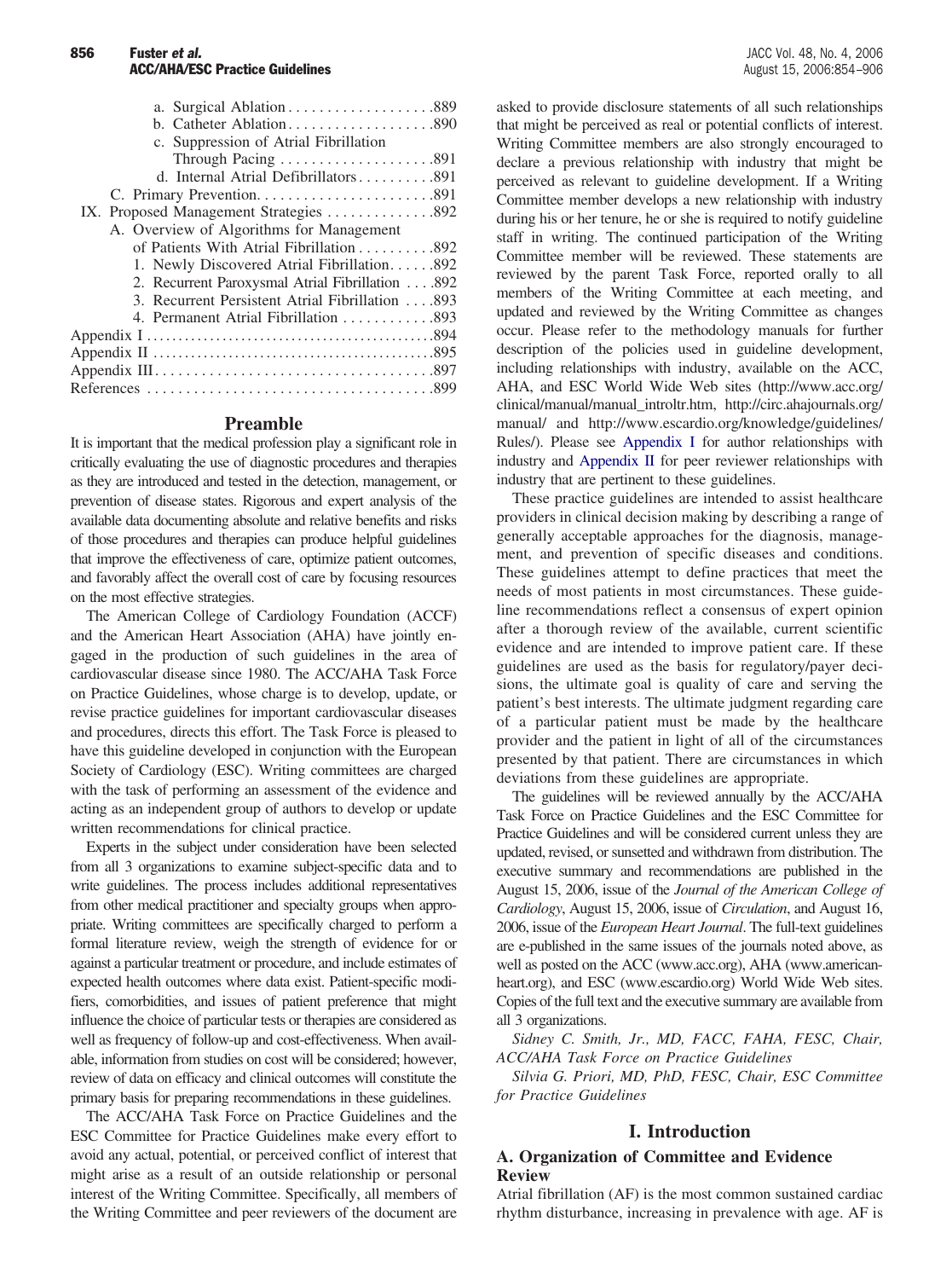a. Surgical Ablation . . . . . . . . . . . . . . . . . . .889
b. Catheter Ablation . . . . . . . . . . . . . . . . . . .890
c. Suppression of Atrial Fibrillation Through Pacing . . . . . . . . . . . . . . . . . . . .891
d. Internal Atrial Defibrillators . . . . . . . . . .891
C. Primary Prevention. . . . . . . . . . . . . . . . . . . . . .891

IX. Proposed Management Strategies . . . . . . . . . . . . . .892
A. Overview of Algorithms for Management of Patients With Atrial Fibrillation . . . . . . . . . .892
1. Newly Discovered Atrial Fibrillation. . . . . .892
2. Recurrent Paroxysmal Atrial Fibrillation . . . .892
3. Recurrent Persistent Atrial Fibrillation . . . .893
4. Permanent Atrial Fibrillation . . . . . . . . . . . .893

Appendix I . . . . . . . . . . . . . . . . . . . . . . . . . . . . . . . . . . . . . . . . . . . .894
Appendix II . . . . . . . . . . . . . . . . . . . . . . . . . . . . . . . . . . . . . . . . . . .895
Appendix III. . . . . . . . . . . . . . . . . . . . . . . . . . . . . . . . . . . . . . .897
References . . . . . . . . . . . . . . . . . . . . . . . . . . . . . . . . . . . . . . .899

## Preamble

It is important that the medical profession play a significant role in critically evaluating the use of diagnostic procedures and therapies as they are introduced and tested in the detection, management, or prevention of disease states. Rigorous and expert analysis of the available data documenting absolute and relative benefits and risks of those procedures and therapies can produce helpful guidelines that improve the effectiveness of care, optimize patient outcomes, and favorably affect the overall cost of care by focusing resources on the most effective strategies.

The American College of Cardiology Foundation (ACCF) and the American Heart Association (AHA) have jointly engaged in the production of such guidelines in the area of cardiovascular disease since 1980. The ACC/AHA Task Force on Practice Guidelines, whose charge is to develop, update, or revise practice guidelines for important cardiovascular diseases and procedures, directs this effort. The Task Force is pleased to have this guideline developed in conjunction with the European Society of Cardiology (ESC). Writing committees are charged with the task of performing an assessment of the evidence and acting as an independent group of authors to develop or update written recommendations for clinical practice.

Experts in the subject under consideration have been selected from all 3 organizations to examine subject-specific data and to write guidelines. The process includes additional representatives from other medical practitioner and specialty groups when appropriate. Writing committees are specifically charged to perform a formal literature review, weigh the strength of evidence for or against a particular treatment or procedure, and include estimates of expected health outcomes where data exist. Patient-specific modifiers, comorbidities, and issues of patient preference that might influence the choice of particular tests or therapies are considered as well as frequency of follow-up and cost-effectiveness. When available, information from studies on cost will be considered; however, review of data on efficacy and clinical outcomes will constitute the primary basis for preparing recommendations in these guidelines.

The ACC/AHA Task Force on Practice Guidelines and the ESC Committee for Practice Guidelines make every effort to avoid any actual, potential, or perceived conflict of interest that might arise as a result of an outside relationship or personal interest of the Writing Committee. Specifically, all members of the Writing Committee and peer reviewers of the document are asked to provide disclosure statements of all such relationships that might be perceived as real or potential conflicts of interest. Writing Committee members are also strongly encouraged to declare a previous relationship with industry that might be perceived as relevant to guideline development. If a Writing Committee member develops a new relationship with industry during his or her tenure, he or she is required to notify guideline staff in writing. The continued participation of the Writing Committee member will be reviewed. These statements are reviewed by the parent Task Force, reported orally to all members of the Writing Committee at each meeting, and updated and reviewed by the Writing Committee as changes occur. Please refer to the methodology manuals for further description of the policies used in guideline development, including relationships with industry, available on the ACC, AHA, and ESC World Wide Web sites (http://www.acc.org/clinical/manual/manual_introltr.htm, http://circ.ahajournals.org/manual/ and http://www.escardio.org/knowledge/guidelines/Rules/). Please see Appendix I for author relationships with industry and Appendix II for peer reviewer relationships with industry that are pertinent to these guidelines.

These practice guidelines are intended to assist healthcare providers in clinical decision making by describing a range of generally acceptable approaches for the diagnosis, management, and prevention of specific diseases and conditions. These guidelines attempt to define practices that meet the needs of most patients in most circumstances. These guideline recommendations reflect a consensus of expert opinion after a thorough review of the available, current scientific evidence and are intended to improve patient care. If these guidelines are used as the basis for regulatory/payer decisions, the ultimate goal is quality of care and serving the patient's best interests. The ultimate judgment regarding care of a particular patient must be made by the healthcare provider and the patient in light of all of the circumstances presented by that patient. There are circumstances in which deviations from these guidelines are appropriate.

The guidelines will be reviewed annually by the ACC/AHA Task Force on Practice Guidelines and the ESC Committee for Practice Guidelines and will be considered current unless they are updated, revised, or sunsetted and withdrawn from distribution. The executive summary and recommendations are published in the August 15, 2006, issue of the *Journal of the American College of Cardiology*, August 15, 2006, issue of *Circulation*, and August 16, 2006, issue of the *European Heart Journal*. The full-text guidelines are e-published in the same issues of the journals noted above, as well as posted on the ACC (www.acc.org), AHA (www.americanheart.org), and ESC (www.escardio.org) World Wide Web sites. Copies of the full text and the executive summary are available from all 3 organizations.

*Sidney C. Smith, Jr., MD, FACC, FAHA, FESC, Chair, ACC/AHA Task Force on Practice Guidelines*

*Silvia G. Priori, MD, PhD, FESC, Chair, ESC Committee for Practice Guidelines*

## I. Introduction

### A. Organization of Committee and Evidence Review

Atrial fibrillation (AF) is the most common sustained cardiac rhythm disturbance, increasing in prevalence with age. AF is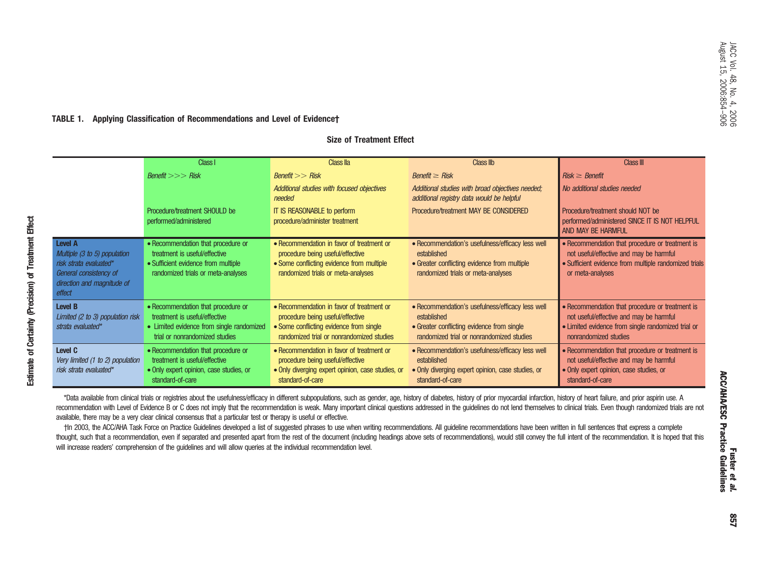**TABLE 1. Applying Classification of Recommendations and Level of Evidence†**

**Size of Treatment Effect**

| **Estimate of Certainty (Precision) of Treatment Effect** | Class I | Class IIa | Class IIb | Class III |
|---|---|---|---|---|
| | *Benefit >>> Risk* | *Benefit >> Risk*<br>*Additional studies with focused objectives needed* | *Benefit ≥ Risk*<br>*Additional studies with broad objectives needed; additional registry data would be helpful* | *Risk ≥ Benefit*<br>*No additional studies needed* |
| | Procedure/treatment SHOULD be performed/administered | IT IS REASONABLE to perform procedure/administer treatment | Procedure/treatment MAY BE CONSIDERED | Procedure/treatment should NOT be performed/administered SINCE IT IS NOT HELPFUL AND MAY BE HARMFUL |
| **Level A**<br>*Multiple (3 to 5) population risk strata evaluated\**<br>*General consistency of direction and magnitude of effect* | • Recommendation that procedure or treatment is useful/effective<br>• Sufficient evidence from multiple randomized trials or meta-analyses | • Recommendation in favor of treatment or procedure being useful/effective<br>• Some conflicting evidence from multiple randomized trials or meta-analyses | • Recommendation's usefulness/efficacy less well established<br>• Greater conflicting evidence from multiple randomized trials or meta-analyses | • Recommendation that procedure or treatment is not useful/effective and may be harmful<br>• Sufficient evidence from multiple randomized trials or meta-analyses |
| **Level B**<br>*Limited (2 to 3) population risk strata evaluated\** | • Recommendation that procedure or treatment is useful/effective<br>• Limited evidence from single randomized trial or nonrandomized studies | • Recommendation in favor of treatment or procedure being useful/effective<br>• Some conflicting evidence from single randomized trial or nonrandomized studies | • Recommendation's usefulness/efficacy less well established<br>• Greater conflicting evidence from single randomized trial or nonrandomized studies | • Recommendation that procedure or treatment is not useful/effective and may be harmful<br>• Limited evidence from single randomized trial or nonrandomized studies |
| **Level C**<br>*Very limited (1 to 2) population risk strata evaluated\** | • Recommendation that procedure or treatment is useful/effective<br>• Only expert opinion, case studies, or standard-of-care | • Recommendation in favor of treatment or procedure being useful/effective<br>• Only diverging expert opinion, case studies, or standard-of-care | • Recommendation's usefulness/efficacy less well established<br>• Only diverging expert opinion, case studies, or standard-of-care | • Recommendation that procedure or treatment is not useful/effective and may be harmful<br>• Only expert opinion, case studies, or standard-of-care |

\*Data available from clinical trials or registries about the usefulness/efficacy in different subpopulations, such as gender, age, history of diabetes, history of prior myocardial infarction, history of heart failure, and prior aspirin use. A recommendation with Level of Evidence B or C does not imply that the recommendation is weak. Many important clinical questions addressed in the guidelines do not lend themselves to clinical trials. Even though randomized trials are not available, there may be a very clear clinical consensus that a particular test or therapy is useful or effective.

†In 2003, the ACC/AHA Task Force on Practice Guidelines developed a list of suggested phrases to use when writing recommendations. All guideline recommendations have been written in full sentences that express a complete thought, such that a recommendation, even if separated and presented apart from the rest of the document (including headings above sets of recommendations), would still convey the full intent of the recommendation. It is hoped that this will increase readers' comprehension of the guidelines and will allow queries at the individual recommendation level.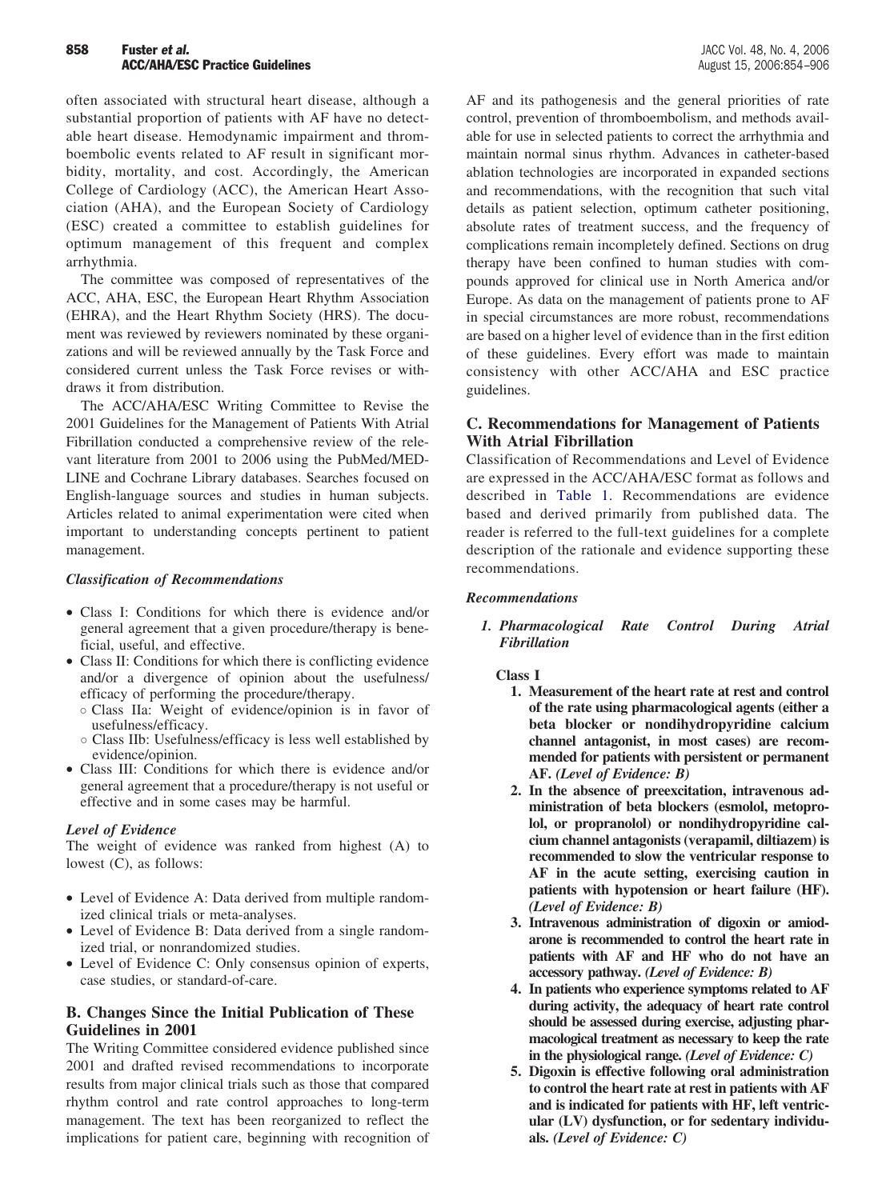often associated with structural heart disease, although a substantial proportion of patients with AF have no detectable heart disease. Hemodynamic impairment and thromboembolic events related to AF result in significant morbidity, mortality, and cost. Accordingly, the American College of Cardiology (ACC), the American Heart Association (AHA), and the European Society of Cardiology (ESC) created a committee to establish guidelines for optimum management of this frequent and complex arrhythmia.

The committee was composed of representatives of the ACC, AHA, ESC, the European Heart Rhythm Association (EHRA), and the Heart Rhythm Society (HRS). The document was reviewed by reviewers nominated by these organizations and will be reviewed annually by the Task Force and considered current unless the Task Force revises or withdraws it from distribution.

The ACC/AHA/ESC Writing Committee to Revise the 2001 Guidelines for the Management of Patients With Atrial Fibrillation conducted a comprehensive review of the relevant literature from 2001 to 2006 using the PubMed/MEDLINE and Cochrane Library databases. Searches focused on English-language sources and studies in human subjects. Articles related to animal experimentation were cited when important to understanding concepts pertinent to patient management.

#### *Classification of Recommendations*

- Class I: Conditions for which there is evidence and/or general agreement that a given procedure/therapy is beneficial, useful, and effective.
- Class II: Conditions for which there is conflicting evidence and/or a divergence of opinion about the usefulness/efficacy of performing the procedure/therapy.
  - Class IIa: Weight of evidence/opinion is in favor of usefulness/efficacy.
  - Class IIb: Usefulness/efficacy is less well established by evidence/opinion.
- Class III: Conditions for which there is evidence and/or general agreement that a procedure/therapy is not useful or effective and in some cases may be harmful.

#### *Level of Evidence*

The weight of evidence was ranked from highest (A) to lowest (C), as follows:

- Level of Evidence A: Data derived from multiple randomized clinical trials or meta-analyses.
- Level of Evidence B: Data derived from a single randomized trial, or nonrandomized studies.
- Level of Evidence C: Only consensus opinion of experts, case studies, or standard-of-care.

## B. Changes Since the Initial Publication of These Guidelines in 2001

The Writing Committee considered evidence published since 2001 and drafted revised recommendations to incorporate results from major clinical trials such as those that compared rhythm control and rate control approaches to long-term management. The text has been reorganized to reflect the implications for patient care, beginning with recognition of AF and its pathogenesis and the general priorities of rate control, prevention of thromboembolism, and methods available for use in selected patients to correct the arrhythmia and maintain normal sinus rhythm. Advances in catheter-based ablation technologies are incorporated in expanded sections and recommendations, with the recognition that such vital details as patient selection, optimum catheter positioning, absolute rates of treatment success, and the frequency of complications remain incompletely defined. Sections on drug therapy have been confined to human studies with compounds approved for clinical use in North America and/or Europe. As data on the management of patients prone to AF in special circumstances are more robust, recommendations are based on a higher level of evidence than in the first edition of these guidelines. Every effort was made to maintain consistency with other ACC/AHA and ESC practice guidelines.

## C. Recommendations for Management of Patients With Atrial Fibrillation

Classification of Recommendations and Level of Evidence are expressed in the ACC/AHA/ESC format as follows and described in Table 1. Recommendations are evidence based and derived primarily from published data. The reader is referred to the full-text guidelines for a complete description of the rationale and evidence supporting these recommendations.

#### *Recommendations*

##### *1. Pharmacological Rate Control During Atrial Fibrillation*

**Class I**

1. **Measurement of the heart rate at rest and control of the rate using pharmacological agents (either a beta blocker or nondihydropyridine calcium channel antagonist, in most cases) are recommended for patients with persistent or permanent AF.** ***(Level of Evidence: B)***
2. **In the absence of preexcitation, intravenous administration of beta blockers (esmolol, metoprolol, or propranolol) or nondihydropyridine calcium channel antagonists (verapamil, diltiazem) is recommended to slow the ventricular response to AF in the acute setting, exercising caution in patients with hypotension or heart failure (HF).** ***(Level of Evidence: B)***
3. **Intravenous administration of digoxin or amiodarone is recommended to control the heart rate in patients with AF and HF who do not have an accessory pathway.** ***(Level of Evidence: B)***
4. **In patients who experience symptoms related to AF during activity, the adequacy of heart rate control should be assessed during exercise, adjusting pharmacological treatment as necessary to keep the rate in the physiological range.** ***(Level of Evidence: C)***
5. **Digoxin is effective following oral administration to control the heart rate at rest in patients with AF and is indicated for patients with HF, left ventricular (LV) dysfunction, or for sedentary individuals.** ***(Level of Evidence: C)***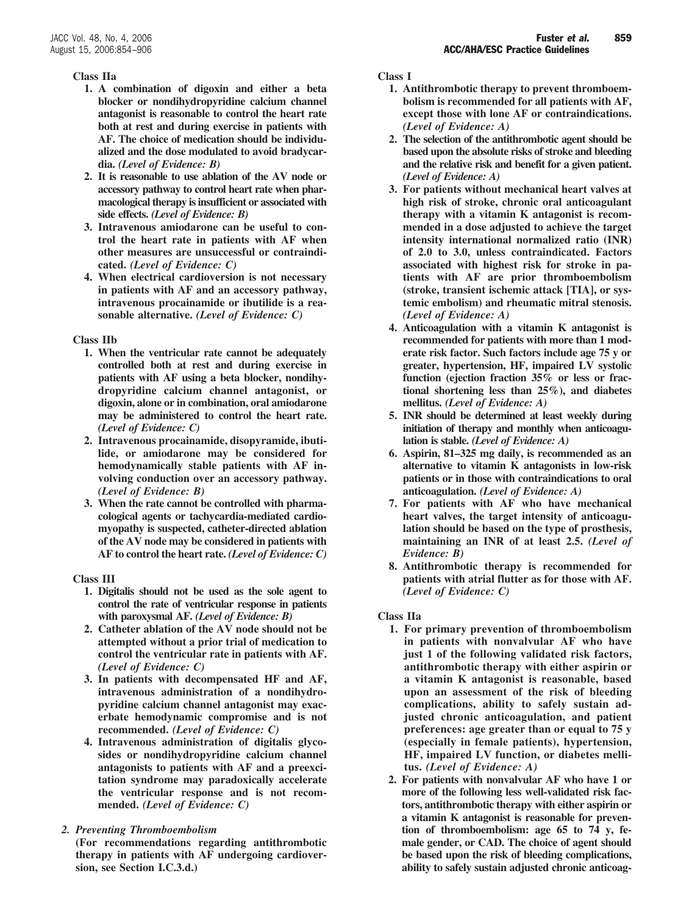**Class IIa**

1. **A combination of digoxin and either a beta blocker or nondihydropyridine calcium channel antagonist is reasonable to control the heart rate both at rest and during exercise in patients with AF. The choice of medication should be individualized and the dose modulated to avoid bradycardia.** ***(Level of Evidence: B)***
2. **It is reasonable to use ablation of the AV node or accessory pathway to control heart rate when pharmacological therapy is insufficient or associated with side effects.** ***(Level of Evidence: B)***
3. **Intravenous amiodarone can be useful to control the heart rate in patients with AF when other measures are unsuccessful or contraindicated.** ***(Level of Evidence: C)***
4. **When electrical cardioversion is not necessary in patients with AF and an accessory pathway, intravenous procainamide or ibutilide is a reasonable alternative.** ***(Level of Evidence: C)***

**Class IIb**

1. **When the ventricular rate cannot be adequately controlled both at rest and during exercise in patients with AF using a beta blocker, nondihydropyridine calcium channel antagonist, or digoxin, alone or in combination, oral amiodarone may be administered to control the heart rate.** ***(Level of Evidence: C)***
2. **Intravenous procainamide, disopyramide, ibutilide, or amiodarone may be considered for hemodynamically stable patients with AF involving conduction over an accessory pathway.** ***(Level of Evidence: B)***
3. **When the rate cannot be controlled with pharmacological agents or tachycardia-mediated cardiomyopathy is suspected, catheter-directed ablation of the AV node may be considered in patients with AF to control the heart rate.** ***(Level of Evidence: C)***

**Class III**

1. **Digitalis should not be used as the sole agent to control the rate of ventricular response in patients with paroxysmal AF.** ***(Level of Evidence: B)***
2. **Catheter ablation of the AV node should not be attempted without a prior trial of medication to control the ventricular rate in patients with AF.** ***(Level of Evidence: C)***
3. **In patients with decompensated HF and AF, intravenous administration of a nondihydropyridine calcium channel antagonist may exacerbate hemodynamic compromise and is not recommended.** ***(Level of Evidence: C)***
4. **Intravenous administration of digitalis glycosides or nondihydropyridine calcium channel antagonists to patients with AF and a preexcitation syndrome may paradoxically accelerate the ventricular response and is not recommended.** ***(Level of Evidence: C)***

### *2. Preventing Thromboembolism*

**(For recommendations regarding antithrombotic therapy in patients with AF undergoing cardioversion, see Section I.C.3.d.)**

**Class I**

1. **Antithrombotic therapy to prevent thromboembolism is recommended for all patients with AF, except those with lone AF or contraindications.** ***(Level of Evidence: A)***
2. **The selection of the antithrombotic agent should be based upon the absolute risks of stroke and bleeding and the relative risk and benefit for a given patient.** ***(Level of Evidence: A)***
3. **For patients without mechanical heart valves at high risk of stroke, chronic oral anticoagulant therapy with a vitamin K antagonist is recommended in a dose adjusted to achieve the target intensity international normalized ratio (INR) of 2.0 to 3.0, unless contraindicated. Factors associated with highest risk for stroke in patients with AF are prior thromboembolism (stroke, transient ischemic attack [TIA], or systemic embolism) and rheumatic mitral stenosis.** ***(Level of Evidence: A)***
4. **Anticoagulation with a vitamin K antagonist is recommended for patients with more than 1 moderate risk factor. Such factors include age 75 y or greater, hypertension, HF, impaired LV systolic function (ejection fraction 35% or less or fractional shortening less than 25%), and diabetes mellitus.** ***(Level of Evidence: A)***
5. **INR should be determined at least weekly during initiation of therapy and monthly when anticoagulation is stable.** ***(Level of Evidence: A)***
6. **Aspirin, 81–325 mg daily, is recommended as an alternative to vitamin K antagonists in low-risk patients or in those with contraindications to oral anticoagulation.** ***(Level of Evidence: A)***
7. **For patients with AF who have mechanical heart valves, the target intensity of anticoagulation should be based on the type of prosthesis, maintaining an INR of at least 2.5.** ***(Level of Evidence: B)***
8. **Antithrombotic therapy is recommended for patients with atrial flutter as for those with AF.** ***(Level of Evidence: C)***

**Class IIa**

1. **For primary prevention of thromboembolism in patients with nonvalvular AF who have just 1 of the following validated risk factors, antithrombotic therapy with either aspirin or a vitamin K antagonist is reasonable, based upon an assessment of the risk of bleeding complications, ability to safely sustain adjusted chronic anticoagulation, and patient preferences: age greater than or equal to 75 y (especially in female patients), hypertension, HF, impaired LV function, or diabetes mellitus.** ***(Level of Evidence: A)***
2. **For patients with nonvalvular AF who have 1 or more of the following less well-validated risk factors, antithrombotic therapy with either aspirin or a vitamin K antagonist is reasonable for prevention of thromboembolism: age 65 to 74 y, female gender, or CAD. The choice of agent should be based upon the risk of bleeding complications, ability to safely sustain adjusted chronic anticoag-**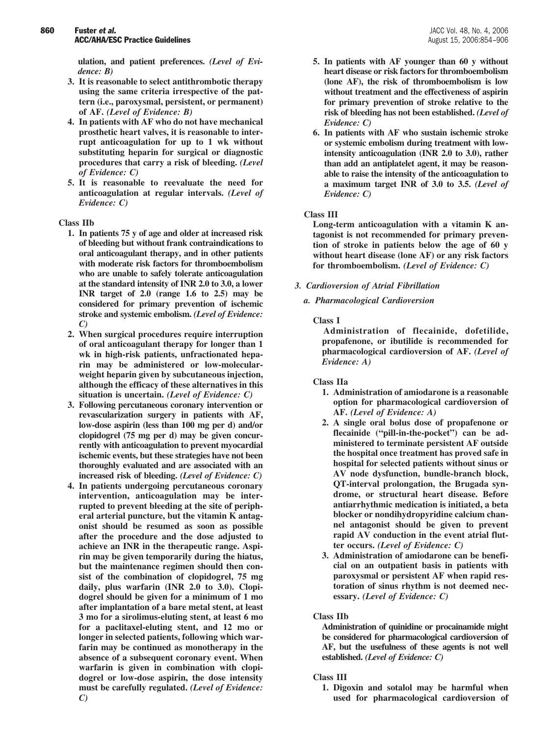**ulation, and patient preferences.** *(Level of Evidence: B)*

3. **It is reasonable to select antithrombotic therapy using the same criteria irrespective of the pattern (i.e., paroxysmal, persistent, or permanent) of AF.** *(Level of Evidence: B)*
4. **In patients with AF who do not have mechanical prosthetic heart valves, it is reasonable to interrupt anticoagulation for up to 1 wk without substituting heparin for surgical or diagnostic procedures that carry a risk of bleeding.** *(Level of Evidence: C)*
5. **It is reasonable to reevaluate the need for anticoagulation at regular intervals.** *(Level of Evidence: C)*

**Class IIb**

1. **In patients 75 y of age and older at increased risk of bleeding but without frank contraindications to oral anticoagulant therapy, and in other patients with moderate risk factors for thromboembolism who are unable to safely tolerate anticoagulation at the standard intensity of INR 2.0 to 3.0, a lower INR target of 2.0 (range 1.6 to 2.5) may be considered for primary prevention of ischemic stroke and systemic embolism.** *(Level of Evidence: C)*
2. **When surgical procedures require interruption of oral anticoagulant therapy for longer than 1 wk in high-risk patients, unfractionated heparin may be administered or low-molecular-weight heparin given by subcutaneous injection, although the efficacy of these alternatives in this situation is uncertain.** *(Level of Evidence: C)*
3. **Following percutaneous coronary intervention or revascularization surgery in patients with AF, low-dose aspirin (less than 100 mg per d) and/or clopidogrel (75 mg per d) may be given concurrently with anticoagulation to prevent myocardial ischemic events, but these strategies have not been thoroughly evaluated and are associated with an increased risk of bleeding.** *(Level of Evidence: C)*
4. **In patients undergoing percutaneous coronary intervention, anticoagulation may be interrupted to prevent bleeding at the site of peripheral arterial puncture, but the vitamin K antagonist should be resumed as soon as possible after the procedure and the dose adjusted to achieve an INR in the therapeutic range. Aspirin may be given temporarily during the hiatus, but the maintenance regimen should then consist of the combination of clopidogrel, 75 mg daily, plus warfarin (INR 2.0 to 3.0). Clopidogrel should be given for a minimum of 1 mo after implantation of a bare metal stent, at least 3 mo for a sirolimus-eluting stent, at least 6 mo for a paclitaxel-eluting stent, and 12 mo or longer in selected patients, following which warfarin may be continued as monotherapy in the absence of a subsequent coronary event. When warfarin is given in combination with clopidogrel or low-dose aspirin, the dose intensity must be carefully regulated.** *(Level of Evidence: C)*
5. **In patients with AF younger than 60 y without heart disease or risk factors for thromboembolism (lone AF), the risk of thromboembolism is low without treatment and the effectiveness of aspirin for primary prevention of stroke relative to the risk of bleeding has not been established.** *(Level of Evidence: C)*
6. **In patients with AF who sustain ischemic stroke or systemic embolism during treatment with low-intensity anticoagulation (INR 2.0 to 3.0), rather than add an antiplatelet agent, it may be reasonable to raise the intensity of the anticoagulation to a maximum target INR of 3.0 to 3.5.** *(Level of Evidence: C)*

**Class III**

**Long-term anticoagulation with a vitamin K antagonist is not recommended for primary prevention of stroke in patients below the age of 60 y without heart disease (lone AF) or any risk factors for thromboembolism.** *(Level of Evidence: C)*

### *3. Cardioversion of Atrial Fibrillation*

#### *a. Pharmacological Cardioversion*

**Class I**

**Administration of flecainide, dofetilide, propafenone, or ibutilide is recommended for pharmacological cardioversion of AF.** *(Level of Evidence: A)*

**Class IIa**

1. **Administration of amiodarone is a reasonable option for pharmacological cardioversion of AF.** *(Level of Evidence: A)*
2. **A single oral bolus dose of propafenone or flecainide ("pill-in-the-pocket") can be administered to terminate persistent AF outside the hospital once treatment has proved safe in hospital for selected patients without sinus or AV node dysfunction, bundle-branch block, QT-interval prolongation, the Brugada syndrome, or structural heart disease. Before antiarrhythmic medication is initiated, a beta blocker or nondihydropyridine calcium channel antagonist should be given to prevent rapid AV conduction in the event atrial flutter occurs.** *(Level of Evidence: C)*
3. **Administration of amiodarone can be beneficial on an outpatient basis in patients with paroxysmal or persistent AF when rapid restoration of sinus rhythm is not deemed necessary.** *(Level of Evidence: C)*

**Class IIb**

**Administration of quinidine or procainamide might be considered for pharmacological cardioversion of AF, but the usefulness of these agents is not well established.** *(Level of Evidence: C)*

**Class III**

1. **Digoxin and sotalol may be harmful when used for pharmacological cardioversion of**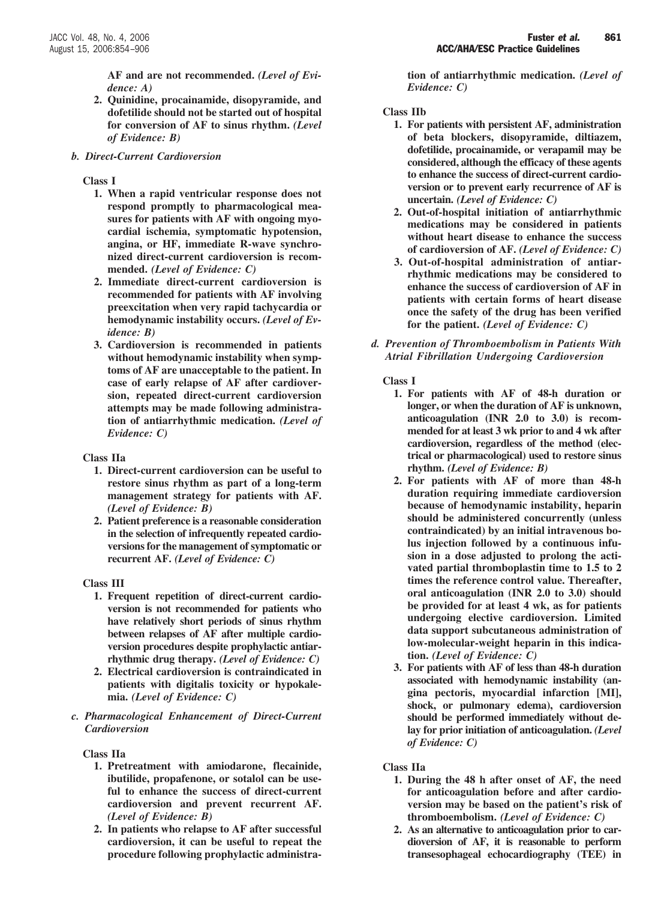**AF and are not recommended.** ***(Level of Evidence: A)***

2. **Quinidine, procainamide, disopyramide, and dofetilide should not be started out of hospital for conversion of AF to sinus rhythm.** ***(Level of Evidence: B)***

### *b. Direct-Current Cardioversion*

**Class I**

1. **When a rapid ventricular response does not respond promptly to pharmacological measures for patients with AF with ongoing myocardial ischemia, symptomatic hypotension, angina, or HF, immediate R-wave synchronized direct-current cardioversion is recommended.** ***(Level of Evidence: C)***
2. **Immediate direct-current cardioversion is recommended for patients with AF involving preexcitation when very rapid tachycardia or hemodynamic instability occurs.** ***(Level of Evidence: B)***
3. **Cardioversion is recommended in patients without hemodynamic instability when symptoms of AF are unacceptable to the patient. In case of early relapse of AF after cardioversion, repeated direct-current cardioversion attempts may be made following administration of antiarrhythmic medication.** ***(Level of Evidence: C)***

**Class IIa**

1. **Direct-current cardioversion can be useful to restore sinus rhythm as part of a long-term management strategy for patients with AF.** ***(Level of Evidence: B)***
2. **Patient preference is a reasonable consideration in the selection of infrequently repeated cardioversions for the management of symptomatic or recurrent AF.** ***(Level of Evidence: C)***

**Class III**

1. **Frequent repetition of direct-current cardioversion is not recommended for patients who have relatively short periods of sinus rhythm between relapses of AF after multiple cardioversion procedures despite prophylactic antiarrhythmic drug therapy.** ***(Level of Evidence: C)***
2. **Electrical cardioversion is contraindicated in patients with digitalis toxicity or hypokalemia.** ***(Level of Evidence: C)***

### *c. Pharmacological Enhancement of Direct-Current Cardioversion*

**Class IIa**

1. **Pretreatment with amiodarone, flecainide, ibutilide, propafenone, or sotalol can be useful to enhance the success of direct-current cardioversion and prevent recurrent AF.** ***(Level of Evidence: B)***
2. **In patients who relapse to AF after successful cardioversion, it can be useful to repeat the procedure following prophylactic administration of antiarrhythmic medication.** ***(Level of Evidence: C)***

**Class IIb**

1. **For patients with persistent AF, administration of beta blockers, disopyramide, diltiazem, dofetilide, procainamide, or verapamil may be considered, although the efficacy of these agents to enhance the success of direct-current cardioversion or to prevent early recurrence of AF is uncertain.** ***(Level of Evidence: C)***
2. **Out-of-hospital initiation of antiarrhythmic medications may be considered in patients without heart disease to enhance the success of cardioversion of AF.** ***(Level of Evidence: C)***
3. **Out-of-hospital administration of antiarrhythmic medications may be considered to enhance the success of cardioversion of AF in patients with certain forms of heart disease once the safety of the drug has been verified for the patient.** ***(Level of Evidence: C)***

### *d. Prevention of Thromboembolism in Patients With Atrial Fibrillation Undergoing Cardioversion*

**Class I**

1. **For patients with AF of 48-h duration or longer, or when the duration of AF is unknown, anticoagulation (INR 2.0 to 3.0) is recommended for at least 3 wk prior to and 4 wk after cardioversion, regardless of the method (electrical or pharmacological) used to restore sinus rhythm.** ***(Level of Evidence: B)***
2. **For patients with AF of more than 48-h duration requiring immediate cardioversion because of hemodynamic instability, heparin should be administered concurrently (unless contraindicated) by an initial intravenous bolus injection followed by a continuous infusion in a dose adjusted to prolong the activated partial thromboplastin time to 1.5 to 2 times the reference control value. Thereafter, oral anticoagulation (INR 2.0 to 3.0) should be provided for at least 4 wk, as for patients undergoing elective cardioversion. Limited data support subcutaneous administration of low-molecular-weight heparin in this indication.** ***(Level of Evidence: C)***
3. **For patients with AF of less than 48-h duration associated with hemodynamic instability (angina pectoris, myocardial infarction [MI], shock, or pulmonary edema), cardioversion should be performed immediately without delay for prior initiation of anticoagulation.** ***(Level of Evidence: C)***

**Class IIa**

1. **During the 48 h after onset of AF, the need for anticoagulation before and after cardioversion may be based on the patient's risk of thromboembolism.** ***(Level of Evidence: C)***
2. **As an alternative to anticoagulation prior to cardioversion of AF, it is reasonable to perform transesophageal echocardiography (TEE) in**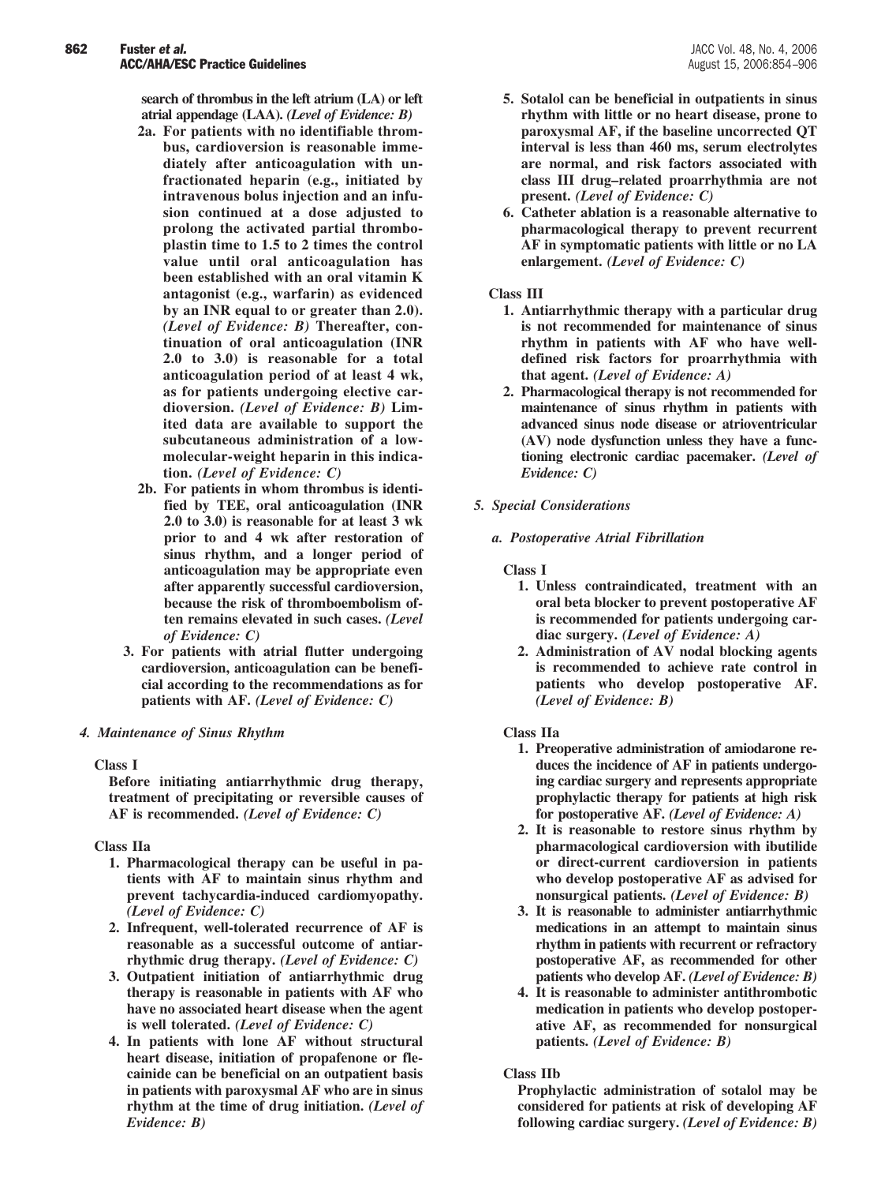**search of thrombus in the left atrium (LA) or left atrial appendage (LAA).** ***(Level of Evidence: B)***

- **2a. For patients with no identifiable thrombus, cardioversion is reasonable immediately after anticoagulation with unfractionated heparin (e.g., initiated by intravenous bolus injection and an infusion continued at a dose adjusted to prolong the activated partial thromboplastin time to 1.5 to 2 times the control value until oral anticoagulation has been established with an oral vitamin K antagonist (e.g., warfarin) as evidenced by an INR equal to or greater than 2.0).** ***(Level of Evidence: B)*** **Thereafter, continuation of oral anticoagulation (INR 2.0 to 3.0) is reasonable for a total anticoagulation period of at least 4 wk, as for patients undergoing elective cardioversion.** ***(Level of Evidence: B)*** **Limited data are available to support the subcutaneous administration of a low-molecular-weight heparin in this indication.** ***(Level of Evidence: C)***
- **2b. For patients in whom thrombus is identified by TEE, oral anticoagulation (INR 2.0 to 3.0) is reasonable for at least 3 wk prior to and 4 wk after restoration of sinus rhythm, and a longer period of anticoagulation may be appropriate even after apparently successful cardioversion, because the risk of thromboembolism often remains elevated in such cases.** ***(Level of Evidence: C)***

3. **For patients with atrial flutter undergoing cardioversion, anticoagulation can be beneficial according to the recommendations as for patients with AF.** ***(Level of Evidence: C)***

#### *4. Maintenance of Sinus Rhythm*

**Class I**

**Before initiating antiarrhythmic drug therapy, treatment of precipitating or reversible causes of AF is recommended.** ***(Level of Evidence: C)***

**Class IIa**

1. **Pharmacological therapy can be useful in patients with AF to maintain sinus rhythm and prevent tachycardia-induced cardiomyopathy.** ***(Level of Evidence: C)***
2. **Infrequent, well-tolerated recurrence of AF is reasonable as a successful outcome of antiarrhythmic drug therapy.** ***(Level of Evidence: C)***
3. **Outpatient initiation of antiarrhythmic drug therapy is reasonable in patients with AF who have no associated heart disease when the agent is well tolerated.** ***(Level of Evidence: C)***
4. **In patients with lone AF without structural heart disease, initiation of propafenone or flecainide can be beneficial on an outpatient basis in patients with paroxysmal AF who are in sinus rhythm at the time of drug initiation.** ***(Level of Evidence: B)***
5. **Sotalol can be beneficial in outpatients in sinus rhythm with little or no heart disease, prone to paroxysmal AF, if the baseline uncorrected QT interval is less than 460 ms, serum electrolytes are normal, and risk factors associated with class III drug–related proarrhythmia are not present.** ***(Level of Evidence: C)***
6. **Catheter ablation is a reasonable alternative to pharmacological therapy to prevent recurrent AF in symptomatic patients with little or no LA enlargement.** ***(Level of Evidence: C)***

**Class III**

1. **Antiarrhythmic therapy with a particular drug is not recommended for maintenance of sinus rhythm in patients with AF who have well-defined risk factors for proarrhythmia with that agent.** ***(Level of Evidence: A)***
2. **Pharmacological therapy is not recommended for maintenance of sinus rhythm in patients with advanced sinus node disease or atrioventricular (AV) node dysfunction unless they have a functioning electronic cardiac pacemaker.** ***(Level of Evidence: C)***

#### *5. Special Considerations*

##### *a. Postoperative Atrial Fibrillation*

**Class I**

1. **Unless contraindicated, treatment with an oral beta blocker to prevent postoperative AF is recommended for patients undergoing cardiac surgery.** ***(Level of Evidence: A)***
2. **Administration of AV nodal blocking agents is recommended to achieve rate control in patients who develop postoperative AF.** ***(Level of Evidence: B)***

**Class IIa**

1. **Preoperative administration of amiodarone reduces the incidence of AF in patients undergoing cardiac surgery and represents appropriate prophylactic therapy for patients at high risk for postoperative AF.** ***(Level of Evidence: A)***
2. **It is reasonable to restore sinus rhythm by pharmacological cardioversion with ibutilide or direct-current cardioversion in patients who develop postoperative AF as advised for nonsurgical patients.** ***(Level of Evidence: B)***
3. **It is reasonable to administer antiarrhythmic medications in an attempt to maintain sinus rhythm in patients with recurrent or refractory postoperative AF, as recommended for other patients who develop AF.** ***(Level of Evidence: B)***
4. **It is reasonable to administer antithrombotic medication in patients who develop postoperative AF, as recommended for nonsurgical patients.** ***(Level of Evidence: B)***

**Class IIb**

**Prophylactic administration of sotalol may be considered for patients at risk of developing AF following cardiac surgery.** ***(Level of Evidence: B)***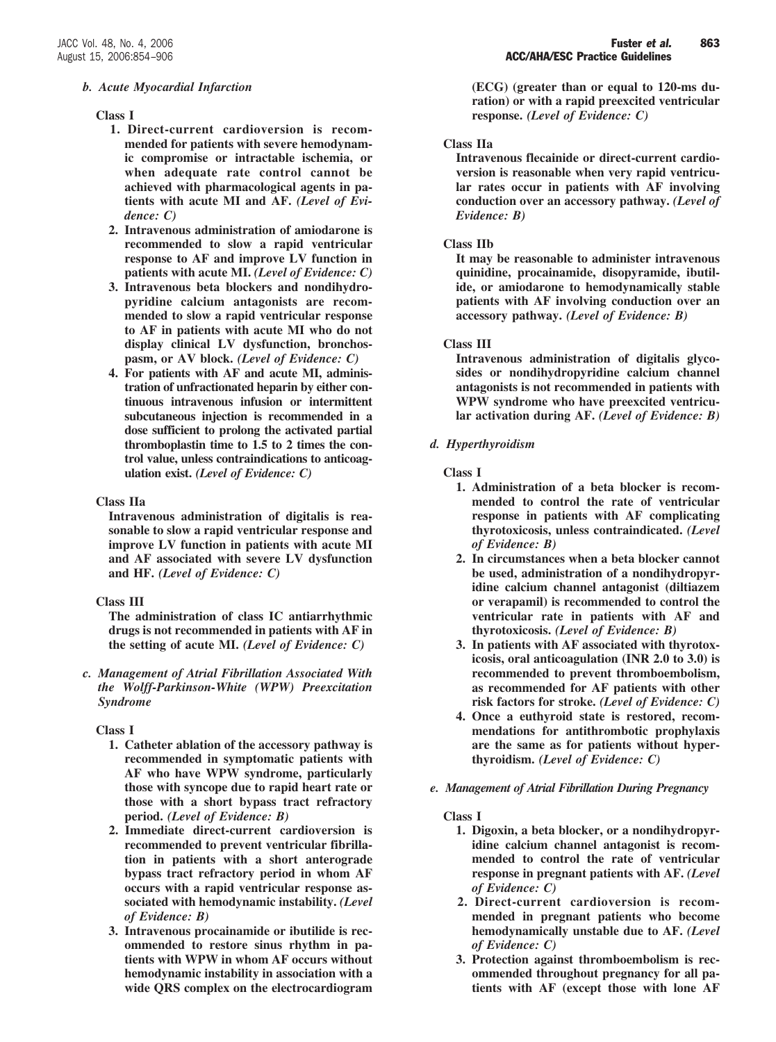*b. Acute Myocardial Infarction*

**Class I**

1. **Direct-current cardioversion is recommended for patients with severe hemodynamic compromise or intractable ischemia, or when adequate rate control cannot be achieved with pharmacological agents in patients with acute MI and AF.** ***(Level of Evidence: C)***
2. **Intravenous administration of amiodarone is recommended to slow a rapid ventricular response to AF and improve LV function in patients with acute MI.** ***(Level of Evidence: C)***
3. **Intravenous beta blockers and nondihydropyridine calcium antagonists are recommended to slow a rapid ventricular response to AF in patients with acute MI who do not display clinical LV dysfunction, bronchospasm, or AV block.** ***(Level of Evidence: C)***
4. **For patients with AF and acute MI, administration of unfractionated heparin by either continuous intravenous infusion or intermittent subcutaneous injection is recommended in a dose sufficient to prolong the activated partial thromboplastin time to 1.5 to 2 times the control value, unless contraindications to anticoagulation exist.** ***(Level of Evidence: C)***

**Class IIa**

**Intravenous administration of digitalis is reasonable to slow a rapid ventricular response and improve LV function in patients with acute MI and AF associated with severe LV dysfunction and HF.** ***(Level of Evidence: C)***

**Class III**

**The administration of class IC antiarrhythmic drugs is not recommended in patients with AF in the setting of acute MI.** ***(Level of Evidence: C)***

*c. Management of Atrial Fibrillation Associated With the Wolff-Parkinson-White (WPW) Preexcitation Syndrome*

**Class I**

1. **Catheter ablation of the accessory pathway is recommended in symptomatic patients with AF who have WPW syndrome, particularly those with syncope due to rapid heart rate or those with a short bypass tract refractory period.** ***(Level of Evidence: B)***
2. **Immediate direct-current cardioversion is recommended to prevent ventricular fibrillation in patients with a short anterograde bypass tract refractory period in whom AF occurs with a rapid ventricular response associated with hemodynamic instability.** ***(Level of Evidence: B)***
3. **Intravenous procainamide or ibutilide is recommended to restore sinus rhythm in patients with WPW in whom AF occurs without hemodynamic instability in association with a wide QRS complex on the electrocardiogram (ECG) (greater than or equal to 120-ms duration) or with a rapid preexcited ventricular response.** ***(Level of Evidence: C)***

**Class IIa**

**Intravenous flecainide or direct-current cardioversion is reasonable when very rapid ventricular rates occur in patients with AF involving conduction over an accessory pathway.** ***(Level of Evidence: B)***

**Class IIb**

**It may be reasonable to administer intravenous quinidine, procainamide, disopyramide, ibutilide, or amiodarone to hemodynamically stable patients with AF involving conduction over an accessory pathway.** ***(Level of Evidence: B)***

**Class III**

**Intravenous administration of digitalis glycosides or nondihydropyridine calcium channel antagonists is not recommended in patients with WPW syndrome who have preexcited ventricular activation during AF.** ***(Level of Evidence: B)***

*d. Hyperthyroidism*

**Class I**

1. **Administration of a beta blocker is recommended to control the rate of ventricular response in patients with AF complicating thyrotoxicosis, unless contraindicated.** ***(Level of Evidence: B)***
2. **In circumstances when a beta blocker cannot be used, administration of a nondihydropyridine calcium channel antagonist (diltiazem or verapamil) is recommended to control the ventricular rate in patients with AF and thyrotoxicosis.** ***(Level of Evidence: B)***
3. **In patients with AF associated with thyrotoxicosis, oral anticoagulation (INR 2.0 to 3.0) is recommended to prevent thromboembolism, as recommended for AF patients with other risk factors for stroke.** ***(Level of Evidence: C)***
4. **Once a euthyroid state is restored, recommendations for antithrombotic prophylaxis are the same as for patients without hyperthyroidism.** ***(Level of Evidence: C)***

*e. Management of Atrial Fibrillation During Pregnancy*

**Class I**

1. **Digoxin, a beta blocker, or a nondihydropyridine calcium channel antagonist is recommended to control the rate of ventricular response in pregnant patients with AF.** ***(Level of Evidence: C)***
2. **Direct-current cardioversion is recommended in pregnant patients who become hemodynamically unstable due to AF.** ***(Level of Evidence: C)***
3. **Protection against thromboembolism is recommended throughout pregnancy for all patients with AF (except those with lone AF**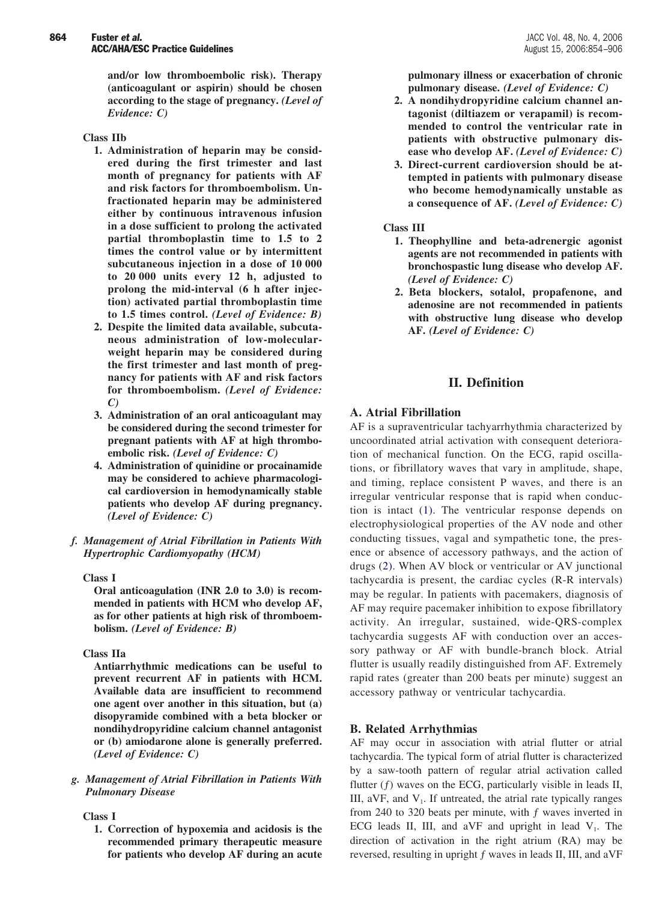**and/or low thromboembolic risk). Therapy (anticoagulant or aspirin) should be chosen according to the stage of pregnancy.** ***(Level of Evidence: C)***

**Class IIb**

1. **Administration of heparin may be considered during the first trimester and last month of pregnancy for patients with AF and risk factors for thromboembolism. Unfractionated heparin may be administered either by continuous intravenous infusion in a dose sufficient to prolong the activated partial thromboplastin time to 1.5 to 2 times the control value or by intermittent subcutaneous injection in a dose of 10 000 to 20 000 units every 12 h, adjusted to prolong the mid-interval (6 h after injection) activated partial thromboplastin time to 1.5 times control.** ***(Level of Evidence: B)***
2. **Despite the limited data available, subcutaneous administration of low-molecular-weight heparin may be considered during the first trimester and last month of pregnancy for patients with AF and risk factors for thromboembolism.** ***(Level of Evidence: C)***
3. **Administration of an oral anticoagulant may be considered during the second trimester for pregnant patients with AF at high thromboembolic risk.** ***(Level of Evidence: C)***
4. **Administration of quinidine or procainamide may be considered to achieve pharmacological cardioversion in hemodynamically stable patients who develop AF during pregnancy.** ***(Level of Evidence: C)***

#### *f. Management of Atrial Fibrillation in Patients With Hypertrophic Cardiomyopathy (HCM)*

**Class I**

**Oral anticoagulation (INR 2.0 to 3.0) is recommended in patients with HCM who develop AF, as for other patients at high risk of thromboembolism.** ***(Level of Evidence: B)***

**Class IIa**

**Antiarrhythmic medications can be useful to prevent recurrent AF in patients with HCM. Available data are insufficient to recommend one agent over another in this situation, but (a) disopyramide combined with a beta blocker or nondihydropyridine calcium channel antagonist or (b) amiodarone alone is generally preferred.** ***(Level of Evidence: C)***

#### *g. Management of Atrial Fibrillation in Patients With Pulmonary Disease*

**Class I**

1. **Correction of hypoxemia and acidosis is the recommended primary therapeutic measure for patients who develop AF during an acute pulmonary illness or exacerbation of chronic pulmonary disease.** ***(Level of Evidence: C)***
2. **A nondihydropyridine calcium channel antagonist (diltiazem or verapamil) is recommended to control the ventricular rate in patients with obstructive pulmonary disease who develop AF.** ***(Level of Evidence: C)***
3. **Direct-current cardioversion should be attempted in patients with pulmonary disease who become hemodynamically unstable as a consequence of AF.** ***(Level of Evidence: C)***

**Class III**

1. **Theophylline and beta-adrenergic agonist agents are not recommended in patients with bronchospastic lung disease who develop AF.** ***(Level of Evidence: C)***
2. **Beta blockers, sotalol, propafenone, and adenosine are not recommended in patients with obstructive lung disease who develop AF.** ***(Level of Evidence: C)***

## II. Definition

### A. Atrial Fibrillation

AF is a supraventricular tachyarrhythmia characterized by uncoordinated atrial activation with consequent deterioration of mechanical function. On the ECG, rapid oscillations, or fibrillatory waves that vary in amplitude, shape, and timing, replace consistent P waves, and there is an irregular ventricular response that is rapid when conduction is intact (1). The ventricular response depends on electrophysiological properties of the AV node and other conducting tissues, vagal and sympathetic tone, the presence or absence of accessory pathways, and the action of drugs (2). When AV block or ventricular or AV junctional tachycardia is present, the cardiac cycles (R-R intervals) may be regular. In patients with pacemakers, diagnosis of AF may require pacemaker inhibition to expose fibrillatory activity. An irregular, sustained, wide-QRS-complex tachycardia suggests AF with conduction over an accessory pathway or AF with bundle-branch block. Atrial flutter is usually readily distinguished from AF. Extremely rapid rates (greater than 200 beats per minute) suggest an accessory pathway or ventricular tachycardia.

### B. Related Arrhythmias

AF may occur in association with atrial flutter or atrial tachycardia. The typical form of atrial flutter is characterized by a saw-tooth pattern of regular atrial activation called flutter (*f*) waves on the ECG, particularly visible in leads II, III, aVF, and $V_1$. If untreated, the atrial rate typically ranges from 240 to 320 beats per minute, with *f* waves inverted in ECG leads II, III, and aVF and upright in lead $V_1$. The direction of activation in the right atrium (RA) may be reversed, resulting in upright *f* waves in leads II, III, and aVF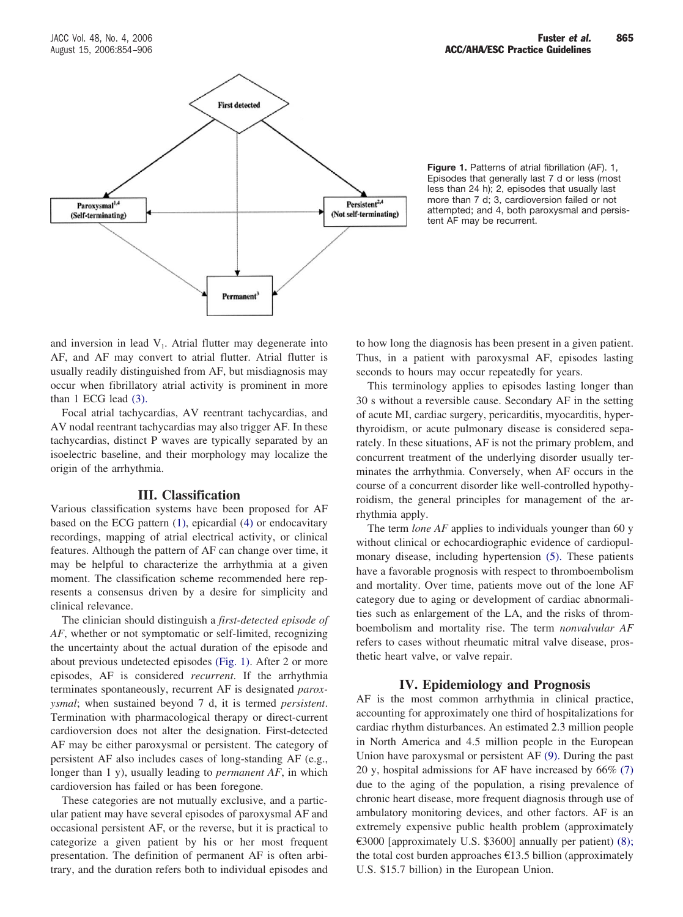First detected

Paroxysmal[1,4]
(Self-terminating)

Persistent[2,4]
(Not self-terminating)

Permanent[3]

**Figure 1.** Patterns of atrial fibrillation (AF). 1, Episodes that generally last 7 d or less (most less than 24 h); 2, episodes that usually last more than 7 d; 3, cardioversion failed or not attempted; and 4, both paroxysmal and persistent AF may be recurrent.

and inversion in lead $V_1$. Atrial flutter may degenerate into AF, and AF may convert to atrial flutter. Atrial flutter is usually readily distinguished from AF, but misdiagnosis may occur when fibrillatory atrial activity is prominent in more than 1 ECG lead (3).

Focal atrial tachycardias, AV reentrant tachycardias, and AV nodal reentrant tachycardias may also trigger AF. In these tachycardias, distinct P waves are typically separated by an isoelectric baseline, and their morphology may localize the origin of the arrhythmia.

## III. Classification

Various classification systems have been proposed for AF based on the ECG pattern (1), epicardial (4) or endocavitary recordings, mapping of atrial electrical activity, or clinical features. Although the pattern of AF can change over time, it may be helpful to characterize the arrhythmia at a given moment. The classification scheme recommended here represents a consensus driven by a desire for simplicity and clinical relevance.

The clinician should distinguish a *first-detected episode of AF*, whether or not symptomatic or self-limited, recognizing the uncertainty about the actual duration of the episode and about previous undetected episodes (Fig. 1). After 2 or more episodes, AF is considered *recurrent*. If the arrhythmia terminates spontaneously, recurrent AF is designated *paroxysmal*; when sustained beyond 7 d, it is termed *persistent*. Termination with pharmacological therapy or direct-current cardioversion does not alter the designation. First-detected AF may be either paroxysmal or persistent. The category of persistent AF also includes cases of long-standing AF (e.g., longer than 1 y), usually leading to *permanent AF*, in which cardioversion has failed or has been foregone.

These categories are not mutually exclusive, and a particular patient may have several episodes of paroxysmal AF and occasional persistent AF, or the reverse, but it is practical to categorize a given patient by his or her most frequent presentation. The definition of permanent AF is often arbitrary, and the duration refers both to individual episodes and to how long the diagnosis has been present in a given patient. Thus, in a patient with paroxysmal AF, episodes lasting seconds to hours may occur repeatedly for years.

This terminology applies to episodes lasting longer than 30 s without a reversible cause. Secondary AF in the setting of acute MI, cardiac surgery, pericarditis, myocarditis, hyperthyroidism, or acute pulmonary disease is considered separately. In these situations, AF is not the primary problem, and concurrent treatment of the underlying disorder usually terminates the arrhythmia. Conversely, when AF occurs in the course of a concurrent disorder like well-controlled hypothyroidism, the general principles for management of the arrhythmia apply.

The term *lone AF* applies to individuals younger than 60 y without clinical or echocardiographic evidence of cardiopulmonary disease, including hypertension (5). These patients have a favorable prognosis with respect to thromboembolism and mortality. Over time, patients move out of the lone AF category due to aging or development of cardiac abnormalities such as enlargement of the LA, and the risks of thromboembolism and mortality rise. The term *nonvalvular AF* refers to cases without rheumatic mitral valve disease, prosthetic heart valve, or valve repair.

## IV. Epidemiology and Prognosis

AF is the most common arrhythmia in clinical practice, accounting for approximately one third of hospitalizations for cardiac rhythm disturbances. An estimated 2.3 million people in North America and 4.5 million people in the European Union have paroxysmal or persistent AF (9). During the past 20 y, hospital admissions for AF have increased by 66% (7) due to the aging of the population, a rising prevalence of chronic heart disease, more frequent diagnosis through use of ambulatory monitoring devices, and other factors. AF is an extremely expensive public health problem (approximately €3000 [approximately U.S. $3600] annually per patient) (8); the total cost burden approaches €13.5 billion (approximately U.S. $15.7 billion) in the European Union.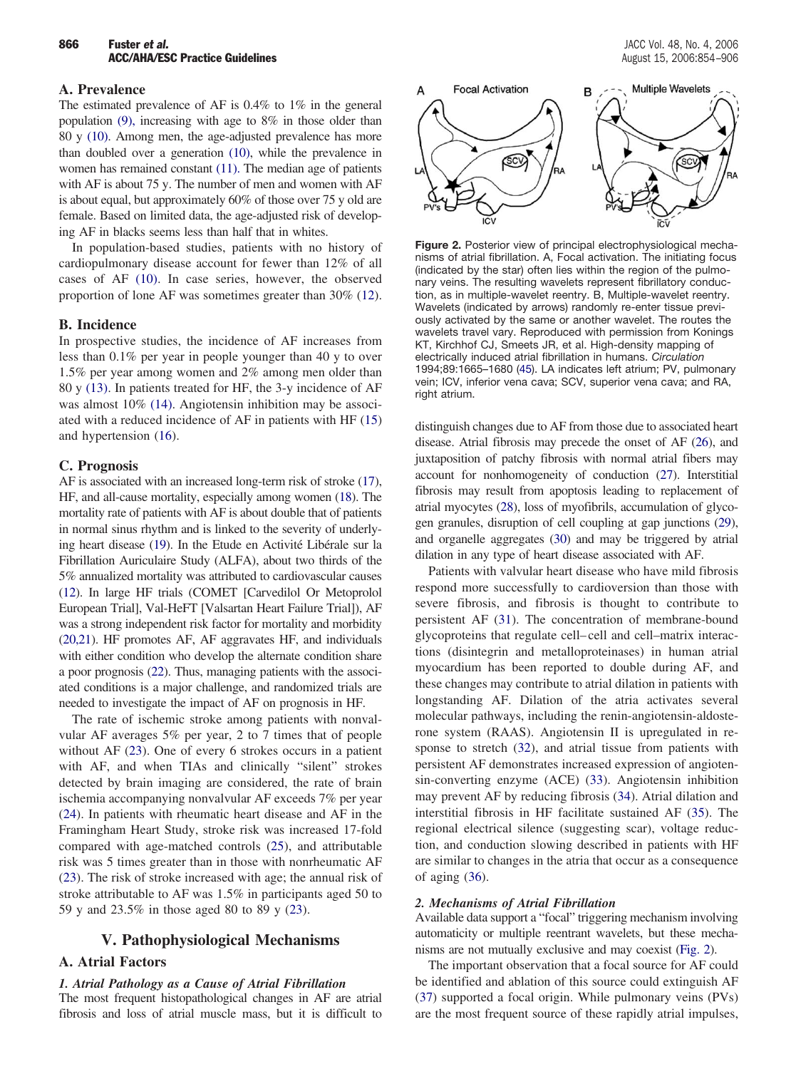## A. Prevalence

The estimated prevalence of AF is 0.4% to 1% in the general population (9), increasing with age to 8% in those older than 80 y (10). Among men, the age-adjusted prevalence has more than doubled over a generation (10), while the prevalence in women has remained constant (11). The median age of patients with AF is about 75 y. The number of men and women with AF is about equal, but approximately 60% of those over 75 y old are female. Based on limited data, the age-adjusted risk of developing AF in blacks seems less than half that in whites.

In population-based studies, patients with no history of cardiopulmonary disease account for fewer than 12% of all cases of AF (10). In case series, however, the observed proportion of lone AF was sometimes greater than 30% (12).

## B. Incidence

In prospective studies, the incidence of AF increases from less than 0.1% per year in people younger than 40 y to over 1.5% per year among women and 2% among men older than 80 y (13). In patients treated for HF, the 3-y incidence of AF was almost 10% (14). Angiotensin inhibition may be associated with a reduced incidence of AF in patients with HF (15) and hypertension (16).

## C. Prognosis

AF is associated with an increased long-term risk of stroke (17), HF, and all-cause mortality, especially among women (18). The mortality rate of patients with AF is about double that of patients in normal sinus rhythm and is linked to the severity of underlying heart disease (19). In the Etude en Activité Libérale sur la Fibrillation Auriculaire Study (ALFA), about two thirds of the 5% annualized mortality was attributed to cardiovascular causes (12). In large HF trials (COMET [Carvedilol Or Metoprolol European Trial], Val-HeFT [Valsartan Heart Failure Trial]), AF was a strong independent risk factor for mortality and morbidity (20,21). HF promotes AF, AF aggravates HF, and individuals with either condition who develop the alternate condition share a poor prognosis (22). Thus, managing patients with the associated conditions is a major challenge, and randomized trials are needed to investigate the impact of AF on prognosis in HF.

The rate of ischemic stroke among patients with nonvalvular AF averages 5% per year, 2 to 7 times that of people without AF (23). One of every 6 strokes occurs in a patient with AF, and when TIAs and clinically "silent" strokes detected by brain imaging are considered, the rate of brain ischemia accompanying nonvalvular AF exceeds 7% per year (24). In patients with rheumatic heart disease and AF in the Framingham Heart Study, stroke risk was increased 17-fold compared with age-matched controls (25), and attributable risk was 5 times greater than in those with nonrheumatic AF (23). The risk of stroke increased with age; the annual risk of stroke attributable to AF was 1.5% in participants aged 50 to 59 y and 23.5% in those aged 80 to 89 y (23).

# V. Pathophysiological Mechanisms

## A. Atrial Factors

### *1. Atrial Pathology as a Cause of Atrial Fibrillation*

The most frequent histopathological changes in AF are atrial fibrosis and loss of atrial muscle mass, but it is difficult to distinguish changes due to AF from those due to associated heart disease. Atrial fibrosis may precede the onset of AF (26), and juxtaposition of patchy fibrosis with normal atrial fibers may account for nonhomogeneity of conduction (27). Interstitial fibrosis may result from apoptosis leading to replacement of atrial myocytes (28), loss of myofibrils, accumulation of glycogen granules, disruption of cell coupling at gap junctions (29), and organelle aggregates (30) and may be triggered by atrial dilation in any type of heart disease associated with AF.

**Figure 2.** Posterior view of principal electrophysiological mechanisms of atrial fibrillation. A, Focal activation. The initiating focus (indicated by the star) often lies within the region of the pulmonary veins. The resulting wavelets represent fibrillatory conduction, as in multiple-wavelet reentry. B, Multiple-wavelet reentry. Wavelets (indicated by arrows) randomly re-enter tissue previously activated by the same or another wavelet. The routes the wavelets travel vary. Reproduced with permission from Konings KT, Kirchhof CJ, Smeets JR, et al. High-density mapping of electrically induced atrial fibrillation in humans. *Circulation* 1994;89:1665–1680 (45). LA indicates left atrium; PV, pulmonary vein; ICV, inferior vena cava; SCV, superior vena cava; and RA, right atrium.

Patients with valvular heart disease who have mild fibrosis respond more successfully to cardioversion than those with severe fibrosis, and fibrosis is thought to contribute to persistent AF (31). The concentration of membrane-bound glycoproteins that regulate cell–cell and cell–matrix interactions (disintegrin and metalloproteinases) in human atrial myocardium has been reported to double during AF, and these changes may contribute to atrial dilation in patients with longstanding AF. Dilation of the atria activates several molecular pathways, including the renin-angiotensin-aldosterone system (RAAS). Angiotensin II is upregulated in response to stretch (32), and atrial tissue from patients with persistent AF demonstrates increased expression of angiotensin-converting enzyme (ACE) (33). Angiotensin inhibition may prevent AF by reducing fibrosis (34). Atrial dilation and interstitial fibrosis in HF facilitate sustained AF (35). The regional electrical silence (suggesting scar), voltage reduction, and conduction slowing described in patients with HF are similar to changes in the atria that occur as a consequence of aging (36).

### *2. Mechanisms of Atrial Fibrillation*

Available data support a "focal" triggering mechanism involving automaticity or multiple reentrant wavelets, but these mechanisms are not mutually exclusive and may coexist (Fig. 2).

The important observation that a focal source for AF could be identified and ablation of this source could extinguish AF (37) supported a focal origin. While pulmonary veins (PVs) are the most frequent source of these rapidly atrial impulses,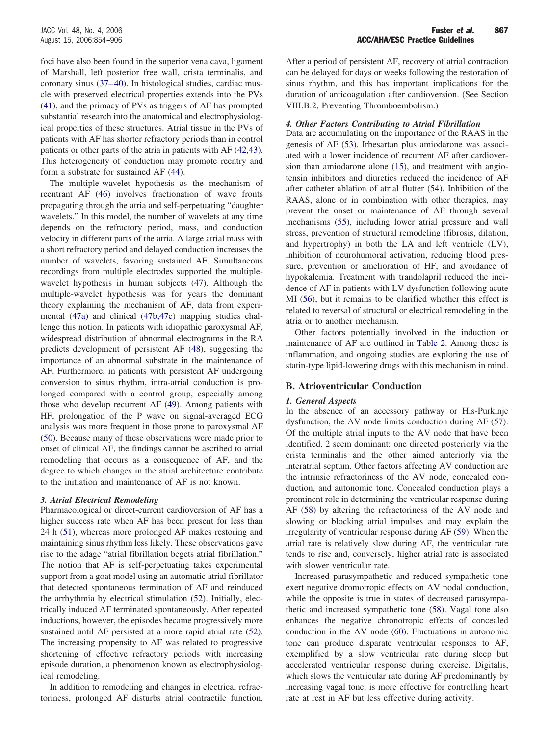foci have also been found in the superior vena cava, ligament of Marshall, left posterior free wall, crista terminalis, and coronary sinus (37–40). In histological studies, cardiac muscle with preserved electrical properties extends into the PVs (41), and the primacy of PVs as triggers of AF has prompted substantial research into the anatomical and electrophysiological properties of these structures. Atrial tissue in the PVs of patients with AF has shorter refractory periods than in control patients or other parts of the atria in patients with AF (42,43). This heterogeneity of conduction may promote reentry and form a substrate for sustained AF (44).

The multiple-wavelet hypothesis as the mechanism of reentrant AF (46) involves fractionation of wave fronts propagating through the atria and self-perpetuating "daughter wavelets." In this model, the number of wavelets at any time depends on the refractory period, mass, and conduction velocity in different parts of the atria. A large atrial mass with a short refractory period and delayed conduction increases the number of wavelets, favoring sustained AF. Simultaneous recordings from multiple electrodes supported the multiple-wavelet hypothesis in human subjects (47). Although the multiple-wavelet hypothesis was for years the dominant theory explaining the mechanism of AF, data from experimental (47a) and clinical (47b,47c) mapping studies challenge this notion. In patients with idiopathic paroxysmal AF, widespread distribution of abnormal electrograms in the RA predicts development of persistent AF (48), suggesting the importance of an abnormal substrate in the maintenance of AF. Furthermore, in patients with persistent AF undergoing conversion to sinus rhythm, intra-atrial conduction is prolonged compared with a control group, especially among those who develop recurrent AF (49). Among patients with HF, prolongation of the P wave on signal-averaged ECG analysis was more frequent in those prone to paroxysmal AF (50). Because many of these observations were made prior to onset of clinical AF, the findings cannot be ascribed to atrial remodeling that occurs as a consequence of AF, and the degree to which changes in the atrial architecture contribute to the initiation and maintenance of AF is not known.

### *3. Atrial Electrical Remodeling*

Pharmacological or direct-current cardioversion of AF has a higher success rate when AF has been present for less than 24 h (51), whereas more prolonged AF makes restoring and maintaining sinus rhythm less likely. These observations gave rise to the adage "atrial fibrillation begets atrial fibrillation." The notion that AF is self-perpetuating takes experimental support from a goat model using an automatic atrial fibrillator that detected spontaneous termination of AF and reinduced the arrhythmia by electrical stimulation (52). Initially, electrically induced AF terminated spontaneously. After repeated inductions, however, the episodes became progressively more sustained until AF persisted at a more rapid atrial rate (52). The increasing propensity to AF was related to progressive shortening of effective refractory periods with increasing episode duration, a phenomenon known as electrophysiological remodeling.

In addition to remodeling and changes in electrical refractoriness, prolonged AF disturbs atrial contractile function. After a period of persistent AF, recovery of atrial contraction can be delayed for days or weeks following the restoration of sinus rhythm, and this has important implications for the duration of anticoagulation after cardioversion. (See Section VIII.B.2, Preventing Thromboembolism.)

### *4. Other Factors Contributing to Atrial Fibrillation*

Data are accumulating on the importance of the RAAS in the genesis of AF (53). Irbesartan plus amiodarone was associated with a lower incidence of recurrent AF after cardioversion than amiodarone alone (15), and treatment with angiotensin inhibitors and diuretics reduced the incidence of AF after catheter ablation of atrial flutter (54). Inhibition of the RAAS, alone or in combination with other therapies, may prevent the onset or maintenance of AF through several mechanisms (55), including lower atrial pressure and wall stress, prevention of structural remodeling (fibrosis, dilation, and hypertrophy) in both the LA and left ventricle (LV), inhibition of neurohumoral activation, reducing blood pressure, prevention or amelioration of HF, and avoidance of hypokalemia. Treatment with trandolapril reduced the incidence of AF in patients with LV dysfunction following acute MI (56), but it remains to be clarified whether this effect is related to reversal of structural or electrical remodeling in the atria or to another mechanism.

Other factors potentially involved in the induction or maintenance of AF are outlined in Table 2. Among these is inflammation, and ongoing studies are exploring the use of statin-type lipid-lowering drugs with this mechanism in mind.

## B. Atrioventricular Conduction

### *1. General Aspects*

In the absence of an accessory pathway or His-Purkinje dysfunction, the AV node limits conduction during AF (57). Of the multiple atrial inputs to the AV node that have been identified, 2 seem dominant: one directed posteriorly via the crista terminalis and the other aimed anteriorly via the interatrial septum. Other factors affecting AV conduction are the intrinsic refractoriness of the AV node, concealed conduction, and autonomic tone. Concealed conduction plays a prominent role in determining the ventricular response during AF (58) by altering the refractoriness of the AV node and slowing or blocking atrial impulses and may explain the irregularity of ventricular response during AF (59). When the atrial rate is relatively slow during AF, the ventricular rate tends to rise and, conversely, higher atrial rate is associated with slower ventricular rate.

Increased parasympathetic and reduced sympathetic tone exert negative dromotropic effects on AV nodal conduction, while the opposite is true in states of decreased parasympathetic and increased sympathetic tone (58). Vagal tone also enhances the negative chronotropic effects of concealed conduction in the AV node (60). Fluctuations in autonomic tone can produce disparate ventricular responses to AF, exemplified by a slow ventricular rate during sleep but accelerated ventricular response during exercise. Digitalis, which slows the ventricular rate during AF predominantly by increasing vagal tone, is more effective for controlling heart rate at rest in AF but less effective during activity.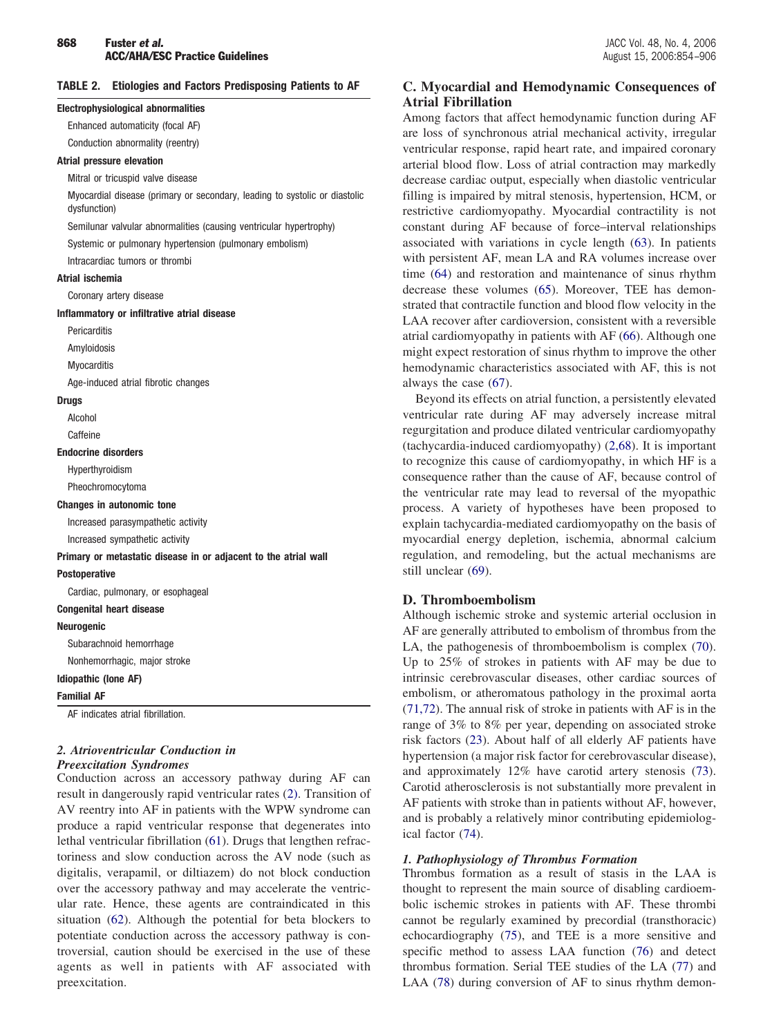**TABLE 2. Etiologies and Factors Predisposing Patients to AF**

| |
|---|
| **Electrophysiological abnormalities** |
| Enhanced automaticity (focal AF) |
| Conduction abnormality (reentry) |
| **Atrial pressure elevation** |
| Mitral or tricuspid valve disease |
| Myocardial disease (primary or secondary, leading to systolic or diastolic dysfunction) |
| Semilunar valvular abnormalities (causing ventricular hypertrophy) |
| Systemic or pulmonary hypertension (pulmonary embolism) |
| Intracardiac tumors or thrombi |
| **Atrial ischemia** |
| Coronary artery disease |
| **Inflammatory or infiltrative atrial disease** |
| Pericarditis |
| Amyloidosis |
| Myocarditis |
| Age-induced atrial fibrotic changes |
| **Drugs** |
| Alcohol |
| Caffeine |
| **Endocrine disorders** |
| Hyperthyroidism |
| Pheochromocytoma |
| **Changes in autonomic tone** |
| Increased parasympathetic activity |
| Increased sympathetic activity |
| **Primary or metastatic disease in or adjacent to the atrial wall** |
| **Postoperative** |
| Cardiac, pulmonary, or esophageal |
| **Congenital heart disease** |
| **Neurogenic** |
| Subarachnoid hemorrhage |
| Nonhemorrhagic, major stroke |
| **Idiopathic (lone AF)** |
| **Familial AF** |

AF indicates atrial fibrillation.

### *2. Atrioventricular Conduction in Preexcitation Syndromes*

Conduction across an accessory pathway during AF can result in dangerously rapid ventricular rates (2). Transition of AV reentry into AF in patients with the WPW syndrome can produce a rapid ventricular response that degenerates into lethal ventricular fibrillation (61). Drugs that lengthen refractoriness and slow conduction across the AV node (such as digitalis, verapamil, or diltiazem) do not block conduction over the accessory pathway and may accelerate the ventricular rate. Hence, these agents are contraindicated in this situation (62). Although the potential for beta blockers to potentiate conduction across the accessory pathway is controversial, caution should be exercised in the use of these agents as well in patients with AF associated with preexcitation.

## C. Myocardial and Hemodynamic Consequences of Atrial Fibrillation

Among factors that affect hemodynamic function during AF are loss of synchronous atrial mechanical activity, irregular ventricular response, rapid heart rate, and impaired coronary arterial blood flow. Loss of atrial contraction may markedly decrease cardiac output, especially when diastolic ventricular filling is impaired by mitral stenosis, hypertension, HCM, or restrictive cardiomyopathy. Myocardial contractility is not constant during AF because of force–interval relationships associated with variations in cycle length (63). In patients with persistent AF, mean LA and RA volumes increase over time (64) and restoration and maintenance of sinus rhythm decrease these volumes (65). Moreover, TEE has demonstrated that contractile function and blood flow velocity in the LAA recover after cardioversion, consistent with a reversible atrial cardiomyopathy in patients with AF (66). Although one might expect restoration of sinus rhythm to improve the other hemodynamic characteristics associated with AF, this is not always the case (67).

Beyond its effects on atrial function, a persistently elevated ventricular rate during AF may adversely increase mitral regurgitation and produce dilated ventricular cardiomyopathy (tachycardia-induced cardiomyopathy) (2,68). It is important to recognize this cause of cardiomyopathy, in which HF is a consequence rather than the cause of AF, because control of the ventricular rate may lead to reversal of the myopathic process. A variety of hypotheses have been proposed to explain tachycardia-mediated cardiomyopathy on the basis of myocardial energy depletion, ischemia, abnormal calcium regulation, and remodeling, but the actual mechanisms are still unclear (69).

## D. Thromboembolism

Although ischemic stroke and systemic arterial occlusion in AF are generally attributed to embolism of thrombus from the LA, the pathogenesis of thromboembolism is complex (70). Up to 25% of strokes in patients with AF may be due to intrinsic cerebrovascular diseases, other cardiac sources of embolism, or atheromatous pathology in the proximal aorta (71,72). The annual risk of stroke in patients with AF is in the range of 3% to 8% per year, depending on associated stroke risk factors (23). About half of all elderly AF patients have hypertension (a major risk factor for cerebrovascular disease), and approximately 12% have carotid artery stenosis (73). Carotid atherosclerosis is not substantially more prevalent in AF patients with stroke than in patients without AF, however, and is probably a relatively minor contributing epidemiological factor (74).

### *1. Pathophysiology of Thrombus Formation*

Thrombus formation as a result of stasis in the LAA is thought to represent the main source of disabling cardioembolic ischemic strokes in patients with AF. These thrombi cannot be regularly examined by precordial (transthoracic) echocardiography (75), and TEE is a more sensitive and specific method to assess LAA function (76) and detect thrombus formation. Serial TEE studies of the LA (77) and LAA (78) during conversion of AF to sinus rhythm demon-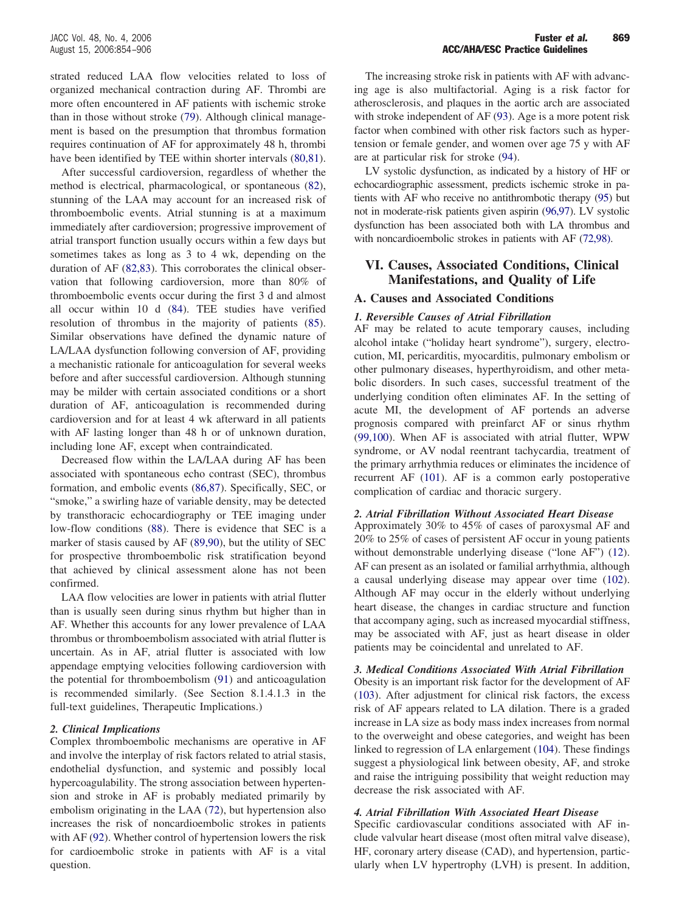strated reduced LAA flow velocities related to loss of organized mechanical contraction during AF. Thrombi are more often encountered in AF patients with ischemic stroke than in those without stroke (79). Although clinical management is based on the presumption that thrombus formation requires continuation of AF for approximately 48 h, thrombi have been identified by TEE within shorter intervals (80,81).

After successful cardioversion, regardless of whether the method is electrical, pharmacological, or spontaneous (82), stunning of the LAA may account for an increased risk of thromboembolic events. Atrial stunning is at a maximum immediately after cardioversion; progressive improvement of atrial transport function usually occurs within a few days but sometimes takes as long as 3 to 4 wk, depending on the duration of AF (82,83). This corroborates the clinical observation that following cardioversion, more than 80% of thromboembolic events occur during the first 3 d and almost all occur within 10 d (84). TEE studies have verified resolution of thrombus in the majority of patients (85). Similar observations have defined the dynamic nature of LA/LAA dysfunction following conversion of AF, providing a mechanistic rationale for anticoagulation for several weeks before and after successful cardioversion. Although stunning may be milder with certain associated conditions or a short duration of AF, anticoagulation is recommended during cardioversion and for at least 4 wk afterward in all patients with AF lasting longer than 48 h or of unknown duration, including lone AF, except when contraindicated.

Decreased flow within the LA/LAA during AF has been associated with spontaneous echo contrast (SEC), thrombus formation, and embolic events (86,87). Specifically, SEC, or "smoke," a swirling haze of variable density, may be detected by transthoracic echocardiography or TEE imaging under low-flow conditions (88). There is evidence that SEC is a marker of stasis caused by AF (89,90), but the utility of SEC for prospective thromboembolic risk stratification beyond that achieved by clinical assessment alone has not been confirmed.

LAA flow velocities are lower in patients with atrial flutter than is usually seen during sinus rhythm but higher than in AF. Whether this accounts for any lower prevalence of LAA thrombus or thromboembolism associated with atrial flutter is uncertain. As in AF, atrial flutter is associated with low appendage emptying velocities following cardioversion with the potential for thromboembolism (91) and anticoagulation is recommended similarly. (See Section 8.1.4.1.3 in the full-text guidelines, Therapeutic Implications.)

#### *2. Clinical Implications*

Complex thromboembolic mechanisms are operative in AF and involve the interplay of risk factors related to atrial stasis, endothelial dysfunction, and systemic and possibly local hypercoagulability. The strong association between hypertension and stroke in AF is probably mediated primarily by embolism originating in the LAA (72), but hypertension also increases the risk of noncardioembolic strokes in patients with AF (92). Whether control of hypertension lowers the risk for cardioembolic stroke in patients with AF is a vital question.

The increasing stroke risk in patients with AF with advancing age is also multifactorial. Aging is a risk factor for atherosclerosis, and plaques in the aortic arch are associated with stroke independent of AF (93). Age is a more potent risk factor when combined with other risk factors such as hypertension or female gender, and women over age 75 y with AF are at particular risk for stroke (94).

LV systolic dysfunction, as indicated by a history of HF or echocardiographic assessment, predicts ischemic stroke in patients with AF who receive no antithrombotic therapy (95) but not in moderate-risk patients given aspirin (96,97). LV systolic dysfunction has been associated both with LA thrombus and with noncardioembolic strokes in patients with AF (72,98).

## VI. Causes, Associated Conditions, Clinical Manifestations, and Quality of Life

### A. Causes and Associated Conditions

#### *1. Reversible Causes of Atrial Fibrillation*

AF may be related to acute temporary causes, including alcohol intake ("holiday heart syndrome"), surgery, electrocution, MI, pericarditis, myocarditis, pulmonary embolism or other pulmonary diseases, hyperthyroidism, and other metabolic disorders. In such cases, successful treatment of the underlying condition often eliminates AF. In the setting of acute MI, the development of AF portends an adverse prognosis compared with preinfarct AF or sinus rhythm (99,100). When AF is associated with atrial flutter, WPW syndrome, or AV nodal reentrant tachycardia, treatment of the primary arrhythmia reduces or eliminates the incidence of recurrent AF (101). AF is a common early postoperative complication of cardiac and thoracic surgery.

#### *2. Atrial Fibrillation Without Associated Heart Disease*

Approximately 30% to 45% of cases of paroxysmal AF and 20% to 25% of cases of persistent AF occur in young patients without demonstrable underlying disease ("lone AF") (12). AF can present as an isolated or familial arrhythmia, although a causal underlying disease may appear over time (102). Although AF may occur in the elderly without underlying heart disease, the changes in cardiac structure and function that accompany aging, such as increased myocardial stiffness, may be associated with AF, just as heart disease in older patients may be coincidental and unrelated to AF.

#### *3. Medical Conditions Associated With Atrial Fibrillation*

Obesity is an important risk factor for the development of AF (103). After adjustment for clinical risk factors, the excess risk of AF appears related to LA dilation. There is a graded increase in LA size as body mass index increases from normal to the overweight and obese categories, and weight has been linked to regression of LA enlargement (104). These findings suggest a physiological link between obesity, AF, and stroke and raise the intriguing possibility that weight reduction may decrease the risk associated with AF.

#### *4. Atrial Fibrillation With Associated Heart Disease*

Specific cardiovascular conditions associated with AF include valvular heart disease (most often mitral valve disease), HF, coronary artery disease (CAD), and hypertension, particularly when LV hypertrophy (LVH) is present. In addition,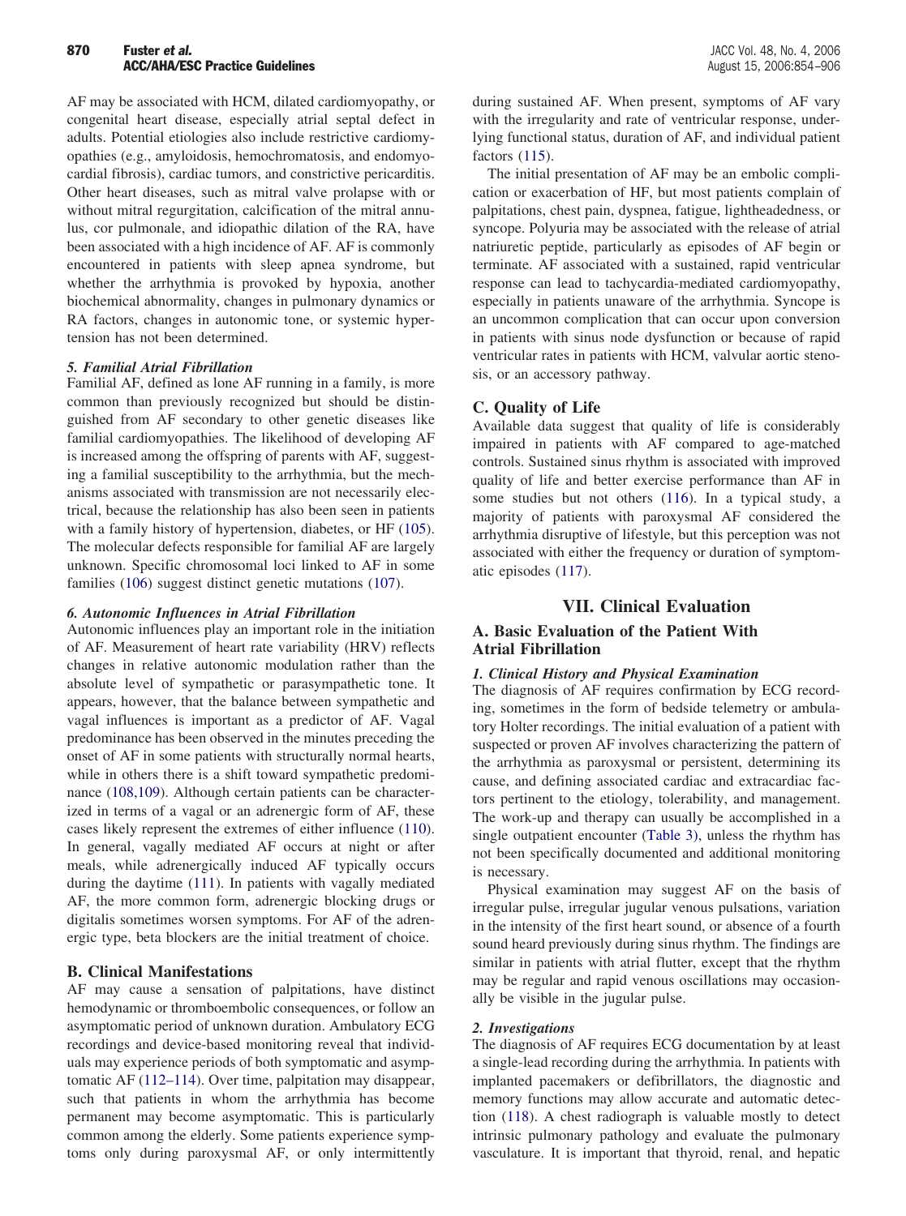AF may be associated with HCM, dilated cardiomyopathy, or congenital heart disease, especially atrial septal defect in adults. Potential etiologies also include restrictive cardiomyopathies (e.g., amyloidosis, hemochromatosis, and endomyocardial fibrosis), cardiac tumors, and constrictive pericarditis. Other heart diseases, such as mitral valve prolapse with or without mitral regurgitation, calcification of the mitral annulus, cor pulmonale, and idiopathic dilation of the RA, have been associated with a high incidence of AF. AF is commonly encountered in patients with sleep apnea syndrome, but whether the arrhythmia is provoked by hypoxia, another biochemical abnormality, changes in pulmonary dynamics or RA factors, changes in autonomic tone, or systemic hypertension has not been determined.

#### *5. Familial Atrial Fibrillation*

Familial AF, defined as lone AF running in a family, is more common than previously recognized but should be distinguished from AF secondary to other genetic diseases like familial cardiomyopathies. The likelihood of developing AF is increased among the offspring of parents with AF, suggesting a familial susceptibility to the arrhythmia, but the mechanisms associated with transmission are not necessarily electrical, because the relationship has also been seen in patients with a family history of hypertension, diabetes, or HF (105). The molecular defects responsible for familial AF are largely unknown. Specific chromosomal loci linked to AF in some families (106) suggest distinct genetic mutations (107).

#### *6. Autonomic Influences in Atrial Fibrillation*

Autonomic influences play an important role in the initiation of AF. Measurement of heart rate variability (HRV) reflects changes in relative autonomic modulation rather than the absolute level of sympathetic or parasympathetic tone. It appears, however, that the balance between sympathetic and vagal influences is important as a predictor of AF. Vagal predominance has been observed in the minutes preceding the onset of AF in some patients with structurally normal hearts, while in others there is a shift toward sympathetic predominance (108,109). Although certain patients can be characterized in terms of a vagal or an adrenergic form of AF, these cases likely represent the extremes of either influence (110). In general, vagally mediated AF occurs at night or after meals, while adrenergically induced AF typically occurs during the daytime (111). In patients with vagally mediated AF, the more common form, adrenergic blocking drugs or digitalis sometimes worsen symptoms. For AF of the adrenergic type, beta blockers are the initial treatment of choice.

### B. Clinical Manifestations

AF may cause a sensation of palpitations, have distinct hemodynamic or thromboembolic consequences, or follow an asymptomatic period of unknown duration. Ambulatory ECG recordings and device-based monitoring reveal that individuals may experience periods of both symptomatic and asymptomatic AF (112–114). Over time, palpitation may disappear, such that patients in whom the arrhythmia has become permanent may become asymptomatic. This is particularly common among the elderly. Some patients experience symptoms only during paroxysmal AF, or only intermittently during sustained AF. When present, symptoms of AF vary with the irregularity and rate of ventricular response, underlying functional status, duration of AF, and individual patient factors (115).

The initial presentation of AF may be an embolic complication or exacerbation of HF, but most patients complain of palpitations, chest pain, dyspnea, fatigue, lightheadedness, or syncope. Polyuria may be associated with the release of atrial natriuretic peptide, particularly as episodes of AF begin or terminate. AF associated with a sustained, rapid ventricular response can lead to tachycardia-mediated cardiomyopathy, especially in patients unaware of the arrhythmia. Syncope is an uncommon complication that can occur upon conversion in patients with sinus node dysfunction or because of rapid ventricular rates in patients with HCM, valvular aortic stenosis, or an accessory pathway.

### C. Quality of Life

Available data suggest that quality of life is considerably impaired in patients with AF compared to age-matched controls. Sustained sinus rhythm is associated with improved quality of life and better exercise performance than AF in some studies but not others (116). In a typical study, a majority of patients with paroxysmal AF considered the arrhythmia disruptive of lifestyle, but this perception was not associated with either the frequency or duration of symptomatic episodes (117).

## VII. Clinical Evaluation

### A. Basic Evaluation of the Patient With Atrial Fibrillation

#### *1. Clinical History and Physical Examination*

The diagnosis of AF requires confirmation by ECG recording, sometimes in the form of bedside telemetry or ambulatory Holter recordings. The initial evaluation of a patient with suspected or proven AF involves characterizing the pattern of the arrhythmia as paroxysmal or persistent, determining its cause, and defining associated cardiac and extracardiac factors pertinent to the etiology, tolerability, and management. The work-up and therapy can usually be accomplished in a single outpatient encounter (Table 3), unless the rhythm has not been specifically documented and additional monitoring is necessary.

Physical examination may suggest AF on the basis of irregular pulse, irregular jugular venous pulsations, variation in the intensity of the first heart sound, or absence of a fourth sound heard previously during sinus rhythm. The findings are similar in patients with atrial flutter, except that the rhythm may be regular and rapid venous oscillations may occasionally be visible in the jugular pulse.

#### *2. Investigations*

The diagnosis of AF requires ECG documentation by at least a single-lead recording during the arrhythmia. In patients with implanted pacemakers or defibrillators, the diagnostic and memory functions may allow accurate and automatic detection (118). A chest radiograph is valuable mostly to detect intrinsic pulmonary pathology and evaluate the pulmonary vasculature. It is important that thyroid, renal, and hepatic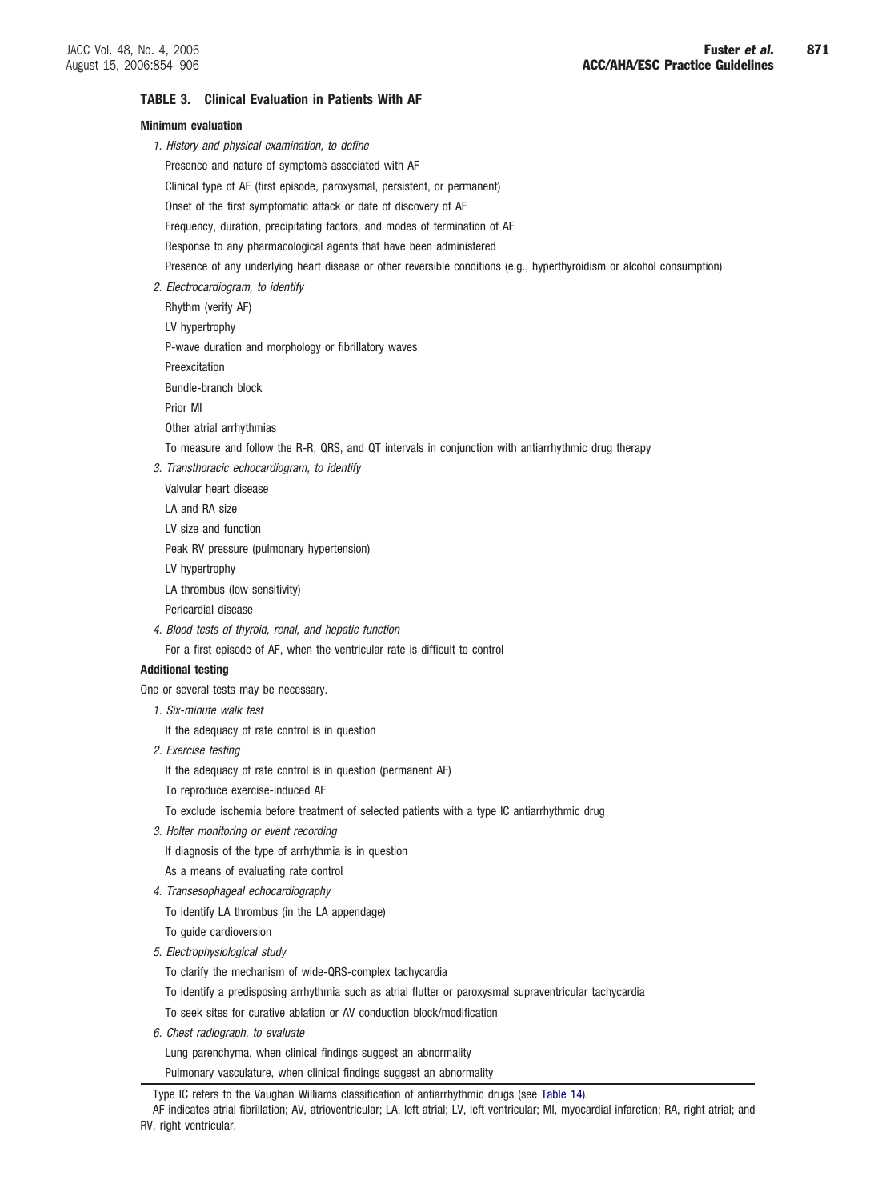**TABLE 3. Clinical Evaluation in Patients With AF**

**Minimum evaluation**

*1. History and physical examination, to define*

- Presence and nature of symptoms associated with AF
- Clinical type of AF (first episode, paroxysmal, persistent, or permanent)
- Onset of the first symptomatic attack or date of discovery of AF
- Frequency, duration, precipitating factors, and modes of termination of AF
- Response to any pharmacological agents that have been administered
- Presence of any underlying heart disease or other reversible conditions (e.g., hyperthyroidism or alcohol consumption)

*2. Electrocardiogram, to identify*

- Rhythm (verify AF)
- LV hypertrophy
- P-wave duration and morphology or fibrillatory waves
- Preexcitation
- Bundle-branch block
- Prior MI
- Other atrial arrhythmias
- To measure and follow the R-R, QRS, and QT intervals in conjunction with antiarrhythmic drug therapy

*3. Transthoracic echocardiogram, to identify*

- Valvular heart disease
- LA and RA size
- LV size and function
- Peak RV pressure (pulmonary hypertension)
- LV hypertrophy
- LA thrombus (low sensitivity)
- Pericardial disease

*4. Blood tests of thyroid, renal, and hepatic function*

- For a first episode of AF, when the ventricular rate is difficult to control

**Additional testing**

One or several tests may be necessary.

*1. Six-minute walk test*

- If the adequacy of rate control is in question

*2. Exercise testing*

- If the adequacy of rate control is in question (permanent AF)
- To reproduce exercise-induced AF
- To exclude ischemia before treatment of selected patients with a type IC antiarrhythmic drug

*3. Holter monitoring or event recording*

- If diagnosis of the type of arrhythmia is in question
- As a means of evaluating rate control

*4. Transesophageal echocardiography*

- To identify LA thrombus (in the LA appendage)
- To guide cardioversion

*5. Electrophysiological study*

- To clarify the mechanism of wide-QRS-complex tachycardia
- To identify a predisposing arrhythmia such as atrial flutter or paroxysmal supraventricular tachycardia
- To seek sites for curative ablation or AV conduction block/modification

*6. Chest radiograph, to evaluate*

- Lung parenchyma, when clinical findings suggest an abnormality
- Pulmonary vasculature, when clinical findings suggest an abnormality

Type IC refers to the Vaughan Williams classification of antiarrhythmic drugs (see Table 14).

AF indicates atrial fibrillation; AV, atrioventricular; LA, left atrial; LV, left ventricular; MI, myocardial infarction; RA, right atrial; and RV, right ventricular.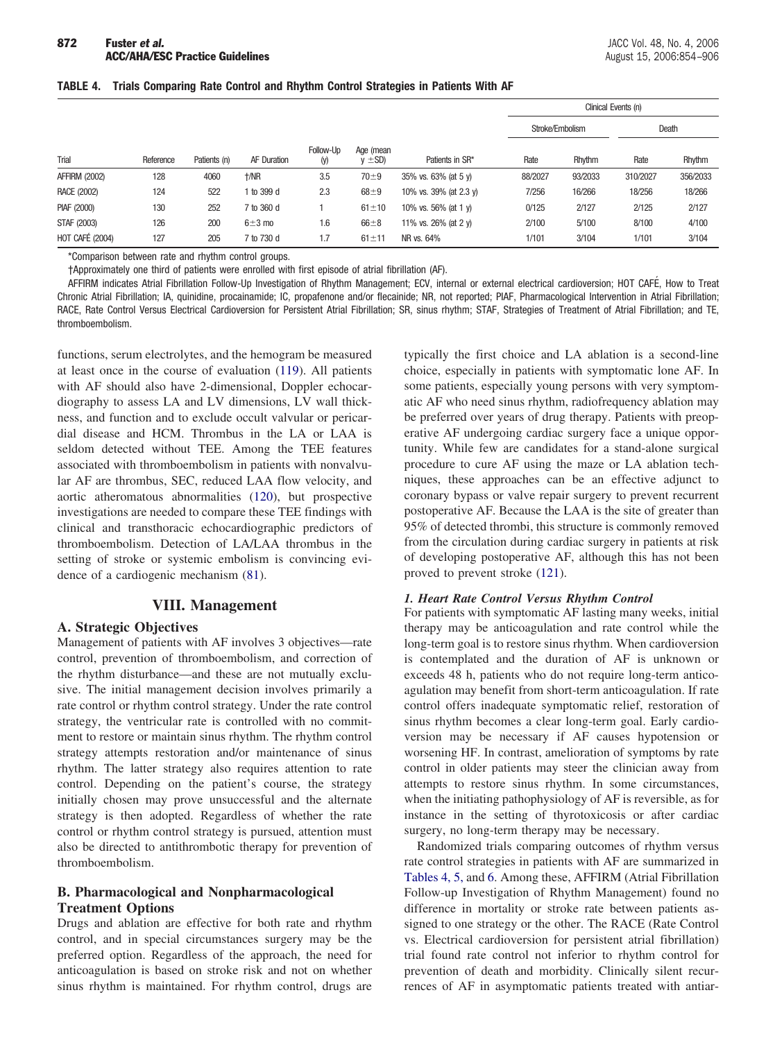**TABLE 4. Trials Comparing Rate Control and Rhythm Control Strategies in Patients With AF**

| Trial | Reference | Patients (n) | AF Duration | Follow-Up (y) | Age (mean y ±SD) | Patients in SR* | Clinical Events (n) | | | |
|---|---|---|---|---|---|---|---|---|---|---|
| | | | | | | | Stroke/Embolism | | Death | |
| | | | | | | | Rate | Rhythm | Rate | Rhythm |
| AFFIRM (2002) | 128 | 4060 | †/NR | 3.5 | 70±9 | 35% vs. 63% (at 5 y) | 88/2027 | 93/2033 | 310/2027 | 356/2033 |
| RACE (2002) | 124 | 522 | 1 to 399 d | 2.3 | 68±9 | 10% vs. 39% (at 2.3 y) | 7/256 | 16/266 | 18/256 | 18/266 |
| PIAF (2000) | 130 | 252 | 7 to 360 d | 1 | 61±10 | 10% vs. 56% (at 1 y) | 0/125 | 2/127 | 2/125 | 2/127 |
| STAF (2003) | 126 | 200 | 6±3 mo | 1.6 | 66±8 | 11% vs. 26% (at 2 y) | 2/100 | 5/100 | 8/100 | 4/100 |
| HOT CAFÉ (2004) | 127 | 205 | 7 to 730 d | 1.7 | 61±11 | NR vs. 64% | 1/101 | 3/104 | 1/101 | 3/104 |

*Comparison between rate and rhythm control groups.

†Approximately one third of patients were enrolled with first episode of atrial fibrillation (AF).

AFFIRM indicates Atrial Fibrillation Follow-Up Investigation of Rhythm Management; ECV, internal or external electrical cardioversion; HOT CAFÉ, How to Treat Chronic Atrial Fibrillation; IA, quinidine, procainamide; IC, propafenone and/or flecainide; NR, not reported; PIAF, Pharmacological Intervention in Atrial Fibrillation; RACE, Rate Control Versus Electrical Cardioversion for Persistent Atrial Fibrillation; SR, sinus rhythm; STAF, Strategies of Treatment of Atrial Fibrillation; and TE, thromboembolism.

functions, serum electrolytes, and the hemogram be measured at least once in the course of evaluation (119). All patients with AF should also have 2-dimensional, Doppler echocardiography to assess LA and LV dimensions, LV wall thickness, and function and to exclude occult valvular or pericardial disease and HCM. Thrombus in the LA or LAA is seldom detected without TEE. Among the TEE features associated with thromboembolism in patients with nonvalvular AF are thrombus, SEC, reduced LAA flow velocity, and aortic atheromatous abnormalities (120), but prospective investigations are needed to compare these TEE findings with clinical and transthoracic echocardiographic predictors of thromboembolism. Detection of LA/LAA thrombus in the setting of stroke or systemic embolism is convincing evidence of a cardiogenic mechanism (81).

# VIII. Management

## A. Strategic Objectives

Management of patients with AF involves 3 objectives—rate control, prevention of thromboembolism, and correction of the rhythm disturbance—and these are not mutually exclusive. The initial management decision involves primarily a rate control or rhythm control strategy. Under the rate control strategy, the ventricular rate is controlled with no commitment to restore or maintain sinus rhythm. The rhythm control strategy attempts restoration and/or maintenance of sinus rhythm. The latter strategy also requires attention to rate control. Depending on the patient's course, the strategy initially chosen may prove unsuccessful and the alternate strategy is then adopted. Regardless of whether the rate control or rhythm control strategy is pursued, attention must also be directed to antithrombotic therapy for prevention of thromboembolism.

## B. Pharmacological and Nonpharmacological Treatment Options

Drugs and ablation are effective for both rate and rhythm control, and in special circumstances surgery may be the preferred option. Regardless of the approach, the need for anticoagulation is based on stroke risk and not on whether sinus rhythm is maintained. For rhythm control, drugs are typically the first choice and LA ablation is a second-line choice, especially in patients with symptomatic lone AF. In some patients, especially young persons with very symptomatic AF who need sinus rhythm, radiofrequency ablation may be preferred over years of drug therapy. Patients with preoperative AF undergoing cardiac surgery face a unique opportunity. While few are candidates for a stand-alone surgical procedure to cure AF using the maze or LA ablation techniques, these approaches can be an effective adjunct to coronary bypass or valve repair surgery to prevent recurrent postoperative AF. Because the LAA is the site of greater than 95% of detected thrombi, this structure is commonly removed from the circulation during cardiac surgery in patients at risk of developing postoperative AF, although this has not been proved to prevent stroke (121).

### *1. Heart Rate Control Versus Rhythm Control*

For patients with symptomatic AF lasting many weeks, initial therapy may be anticoagulation and rate control while the long-term goal is to restore sinus rhythm. When cardioversion is contemplated and the duration of AF is unknown or exceeds 48 h, patients who do not require long-term anticoagulation may benefit from short-term anticoagulation. If rate control offers inadequate symptomatic relief, restoration of sinus rhythm becomes a clear long-term goal. Early cardioversion may be necessary if AF causes hypotension or worsening HF. In contrast, amelioration of symptoms by rate control in older patients may steer the clinician away from attempts to restore sinus rhythm. In some circumstances, when the initiating pathophysiology of AF is reversible, as for instance in the setting of thyrotoxicosis or after cardiac surgery, no long-term therapy may be necessary.

Randomized trials comparing outcomes of rhythm versus rate control strategies in patients with AF are summarized in Tables 4, 5, and 6. Among these, AFFIRM (Atrial Fibrillation Follow-up Investigation of Rhythm Management) found no difference in mortality or stroke rate between patients assigned to one strategy or the other. The RACE (Rate Control vs. Electrical cardioversion for persistent atrial fibrillation) trial found rate control not inferior to rhythm control for prevention of death and morbidity. Clinically silent recurrences of AF in asymptomatic patients treated with antiar-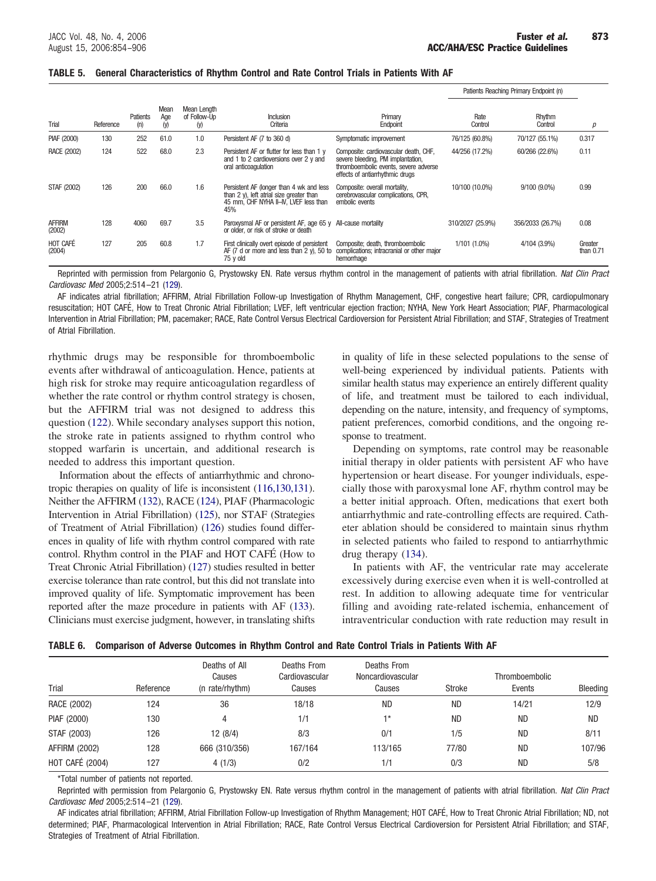**TABLE 5. General Characteristics of Rhythm Control and Rate Control Trials in Patients With AF**

| Trial | Reference | Patients (n) | Mean Age (y) | Mean Length of Follow-Up (y) | Inclusion Criteria | Primary Endpoint | Patients Reaching Primary Endpoint (n) | | p |
|---|---|---|---|---|---|---|---|---|---|
| | | | | | | | Rate Control | Rhythm Control | |
| PIAF (2000) | 130 | 252 | 61.0 | 1.0 | Persistent AF (7 to 360 d) | Symptomatic improvement | 76/125 (60.8%) | 70/127 (55.1%) | 0.317 |
| RACE (2002) | 124 | 522 | 68.0 | 2.3 | Persistent AF or flutter for less than 1 y and 1 to 2 cardioversions over 2 y and oral anticoagulation | Composite: cardiovascular death, CHF, severe bleeding, PM implantation, thromboembolic events, severe adverse effects of antiarrhythmic drugs | 44/256 (17.2%) | 60/266 (22.6%) | 0.11 |
| STAF (2002) | 126 | 200 | 66.0 | 1.6 | Persistent AF (longer than 4 wk and less than 2 y), left atrial size greater than 45 mm, CHF NYHA II–IV, LVEF less than 45% | Composite: overall mortality, cerebrovascular complications, CPR, embolic events | 10/100 (10.0%) | 9/100 (9.0%) | 0.99 |
| AFFIRM (2002) | 128 | 4060 | 69.7 | 3.5 | Paroxysmal AF or persistent AF, age 65 y or older, or risk of stroke or death | All-cause mortality | 310/2027 (25.9%) | 356/2033 (26.7%) | 0.08 |
| HOT CAFÉ (2004) | 127 | 205 | 60.8 | 1.7 | First clinically overt episode of persistent AF (7 d or more and less than 2 y), 50 to 75 y old | Composite; death, thromboembolic complications; intracranial or other major hemorrhage | 1/101 (1.0%) | 4/104 (3.9%) | Greater than 0.71 |

Reprinted with permission from Pelargonio G, Prystowsky EN. Rate versus rhythm control in the management of patients with atrial fibrillation. *Nat Clin Pract Cardiovasc Med* 2005;2:514–21 (129).

AF indicates atrial fibrillation; AFFIRM, Atrial Fibrillation Follow-up Investigation of Rhythm Management, CHF, congestive heart failure; CPR, cardiopulmonary resuscitation; HOT CAFÉ, How to Treat Chronic Atrial Fibrillation; LVEF, left ventricular ejection fraction; NYHA, New York Heart Association; PIAF, Pharmacological Intervention in Atrial Fibrillation; PM, pacemaker; RACE, Rate Control Versus Electrical Cardioversion for Persistent Atrial Fibrillation; and STAF, Strategies of Treatment of Atrial Fibrillation.

rhythmic drugs may be responsible for thromboembolic events after withdrawal of anticoagulation. Hence, patients at high risk for stroke may require anticoagulation regardless of whether the rate control or rhythm control strategy is chosen, but the AFFIRM trial was not designed to address this question (122). While secondary analyses support this notion, the stroke rate in patients assigned to rhythm control who stopped warfarin is uncertain, and additional research is needed to address this important question.

Information about the effects of antiarrhythmic and chronotropic therapies on quality of life is inconsistent (116,130,131). Neither the AFFIRM (132), RACE (124), PIAF (Pharmacologic Intervention in Atrial Fibrillation) (125), nor STAF (Strategies of Treatment of Atrial Fibrillation) (126) studies found differences in quality of life with rhythm control compared with rate control. Rhythm control in the PIAF and HOT CAFÉ (How to Treat Chronic Atrial Fibrillation) (127) studies resulted in better exercise tolerance than rate control, but this did not translate into improved quality of life. Symptomatic improvement has been reported after the maze procedure in patients with AF (133). Clinicians must exercise judgment, however, in translating shifts in quality of life in these selected populations to the sense of well-being experienced by individual patients. Patients with similar health status may experience an entirely different quality of life, and treatment must be tailored to each individual, depending on the nature, intensity, and frequency of symptoms, patient preferences, comorbid conditions, and the ongoing response to treatment.

Depending on symptoms, rate control may be reasonable initial therapy in older patients with persistent AF who have hypertension or heart disease. For younger individuals, especially those with paroxysmal lone AF, rhythm control may be a better initial approach. Often, medications that exert both antiarrhythmic and rate-controlling effects are required. Catheter ablation should be considered to maintain sinus rhythm in selected patients who failed to respond to antiarrhythmic drug therapy (134).

In patients with AF, the ventricular rate may accelerate excessively during exercise even when it is well-controlled at rest. In addition to allowing adequate time for ventricular filling and avoiding rate-related ischemia, enhancement of intraventricular conduction with rate reduction may result in

**TABLE 6. Comparison of Adverse Outcomes in Rhythm Control and Rate Control Trials in Patients With AF**

| Trial | Reference | Deaths of All Causes (n rate/rhythm) | Deaths From Cardiovascular Causes | Deaths From Noncardiovascular Causes | Stroke | Thromboembolic Events | Bleeding |
|---|---|---|---|---|---|---|---|
| RACE (2002) | 124 | 36 | 18/18 | ND | ND | 14/21 | 12/9 |
| PIAF (2000) | 130 | 4 | 1/1 | 1* | ND | ND | ND |
| STAF (2003) | 126 | 12 (8/4) | 8/3 | 0/1 | 1/5 | ND | 8/11 |
| AFFIRM (2002) | 128 | 666 (310/356) | 167/164 | 113/165 | 77/80 | ND | 107/96 |
| HOT CAFÉ (2004) | 127 | 4 (1/3) | 0/2 | 1/1 | 0/3 | ND | 5/8 |

*Total number of patients not reported.

Reprinted with permission from Pelargonio G, Prystowsky EN. Rate versus rhythm control in the management of patients with atrial fibrillation. *Nat Clin Pract Cardiovasc Med* 2005;2:514–21 (129).

AF indicates atrial fibrillation; AFFIRM, Atrial Fibrillation Follow-up Investigation of Rhythm Management; HOT CAFÉ, How to Treat Chronic Atrial Fibrillation; ND, not determined; PIAF, Pharmacological Intervention in Atrial Fibrillation; RACE, Rate Control Versus Electrical Cardioversion for Persistent Atrial Fibrillation; and STAF, Strategies of Treatment of Atrial Fibrillation.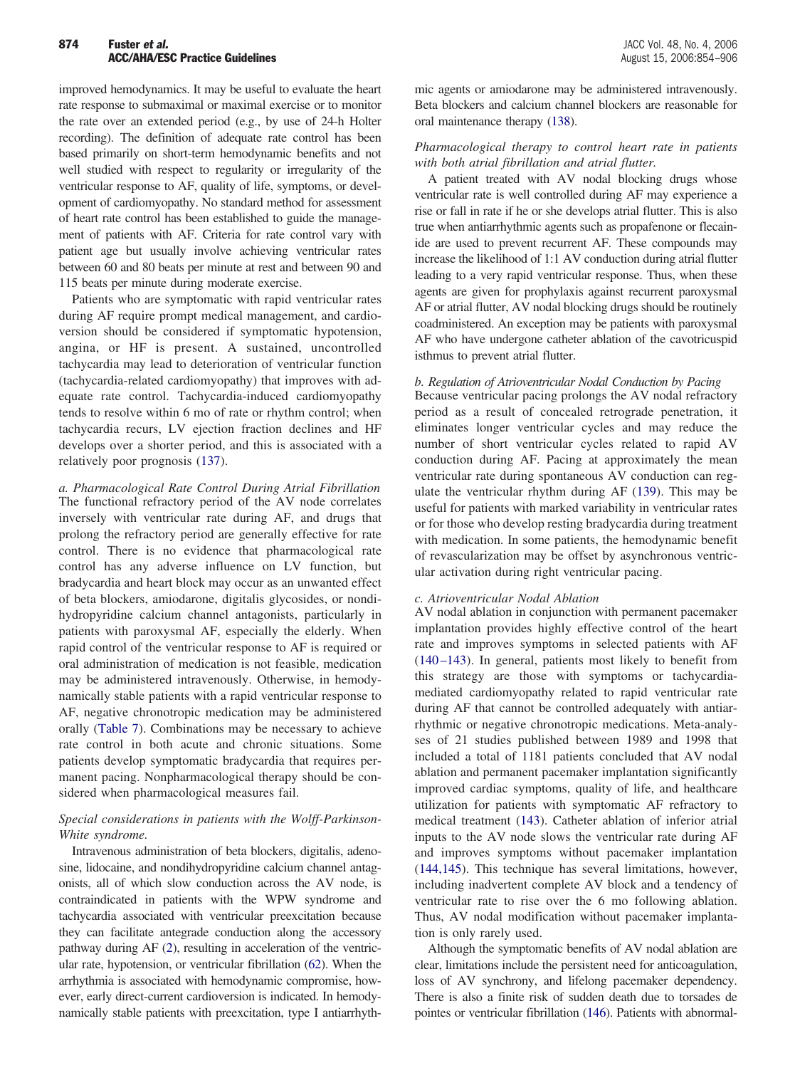improved hemodynamics. It may be useful to evaluate the heart rate response to submaximal or maximal exercise or to monitor the rate over an extended period (e.g., by use of 24-h Holter recording). The definition of adequate rate control has been based primarily on short-term hemodynamic benefits and not well studied with respect to regularity or irregularity of the ventricular response to AF, quality of life, symptoms, or development of cardiomyopathy. No standard method for assessment of heart rate control has been established to guide the management of patients with AF. Criteria for rate control vary with patient age but usually involve achieving ventricular rates between 60 and 80 beats per minute at rest and between 90 and 115 beats per minute during moderate exercise.

Patients who are symptomatic with rapid ventricular rates during AF require prompt medical management, and cardioversion should be considered if symptomatic hypotension, angina, or HF is present. A sustained, uncontrolled tachycardia may lead to deterioration of ventricular function (tachycardia-related cardiomyopathy) that improves with adequate rate control. Tachycardia-induced cardiomyopathy tends to resolve within 6 mo of rate or rhythm control; when tachycardia recurs, LV ejection fraction declines and HF develops over a shorter period, and this is associated with a relatively poor prognosis (137).

*a. Pharmacological Rate Control During Atrial Fibrillation*

The functional refractory period of the AV node correlates inversely with ventricular rate during AF, and drugs that prolong the refractory period are generally effective for rate control. There is no evidence that pharmacological rate control has any adverse influence on LV function, but bradycardia and heart block may occur as an unwanted effect of beta blockers, amiodarone, digitalis glycosides, or nondihydropyridine calcium channel antagonists, particularly in patients with paroxysmal AF, especially the elderly. When rapid control of the ventricular response to AF is required or oral administration of medication is not feasible, medication may be administered intravenously. Otherwise, in hemodynamically stable patients with a rapid ventricular response to AF, negative chronotropic medication may be administered orally (Table 7). Combinations may be necessary to achieve rate control in both acute and chronic situations. Some patients develop symptomatic bradycardia that requires permanent pacing. Nonpharmacological therapy should be considered when pharmacological measures fail.

*Special considerations in patients with the Wolff-Parkinson-White syndrome.*

Intravenous administration of beta blockers, digitalis, adenosine, lidocaine, and nondihydropyridine calcium channel antagonists, all of which slow conduction across the AV node, is contraindicated in patients with the WPW syndrome and tachycardia associated with ventricular preexcitation because they can facilitate antegrade conduction along the accessory pathway during AF (2), resulting in acceleration of the ventricular rate, hypotension, or ventricular fibrillation (62). When the arrhythmia is associated with hemodynamic compromise, however, early direct-current cardioversion is indicated. In hemodynamically stable patients with preexcitation, type I antiarrhythmic agents or amiodarone may be administered intravenously. Beta blockers and calcium channel blockers are reasonable for oral maintenance therapy (138).

*Pharmacological therapy to control heart rate in patients with both atrial fibrillation and atrial flutter.*

A patient treated with AV nodal blocking drugs whose ventricular rate is well controlled during AF may experience a rise or fall in rate if he or she develops atrial flutter. This is also true when antiarrhythmic agents such as propafenone or flecainide are used to prevent recurrent AF. These compounds may increase the likelihood of 1:1 AV conduction during atrial flutter leading to a very rapid ventricular response. Thus, when these agents are given for prophylaxis against recurrent paroxysmal AF or atrial flutter, AV nodal blocking drugs should be routinely coadministered. An exception may be patients with paroxysmal AF who have undergone catheter ablation of the cavotricuspid isthmus to prevent atrial flutter.

*b. Regulation of Atrioventricular Nodal Conduction by Pacing*

Because ventricular pacing prolongs the AV nodal refractory period as a result of concealed retrograde penetration, it eliminates longer ventricular cycles and may reduce the number of short ventricular cycles related to rapid AV conduction during AF. Pacing at approximately the mean ventricular rate during spontaneous AV conduction can regulate the ventricular rhythm during AF (139). This may be useful for patients with marked variability in ventricular rates or for those who develop resting bradycardia during treatment with medication. In some patients, the hemodynamic benefit of revascularization may be offset by asynchronous ventricular activation during right ventricular pacing.

*c. Atrioventricular Nodal Ablation*

AV nodal ablation in conjunction with permanent pacemaker implantation provides highly effective control of the heart rate and improves symptoms in selected patients with AF (140–143). In general, patients most likely to benefit from this strategy are those with symptoms or tachycardia-mediated cardiomyopathy related to rapid ventricular rate during AF that cannot be controlled adequately with antiarrhythmic or negative chronotropic medications. Meta-analyses of 21 studies published between 1989 and 1998 that included a total of 1181 patients concluded that AV nodal ablation and permanent pacemaker implantation significantly improved cardiac symptoms, quality of life, and healthcare utilization for patients with symptomatic AF refractory to medical treatment (143). Catheter ablation of inferior atrial inputs to the AV node slows the ventricular rate during AF and improves symptoms without pacemaker implantation (144,145). This technique has several limitations, however, including inadvertent complete AV block and a tendency of ventricular rate to rise over the 6 mo following ablation. Thus, AV nodal modification without pacemaker implantation is only rarely used.

Although the symptomatic benefits of AV nodal ablation are clear, limitations include the persistent need for anticoagulation, loss of AV synchrony, and lifelong pacemaker dependency. There is also a finite risk of sudden death due to torsades de pointes or ventricular fibrillation (146). Patients with abnormal-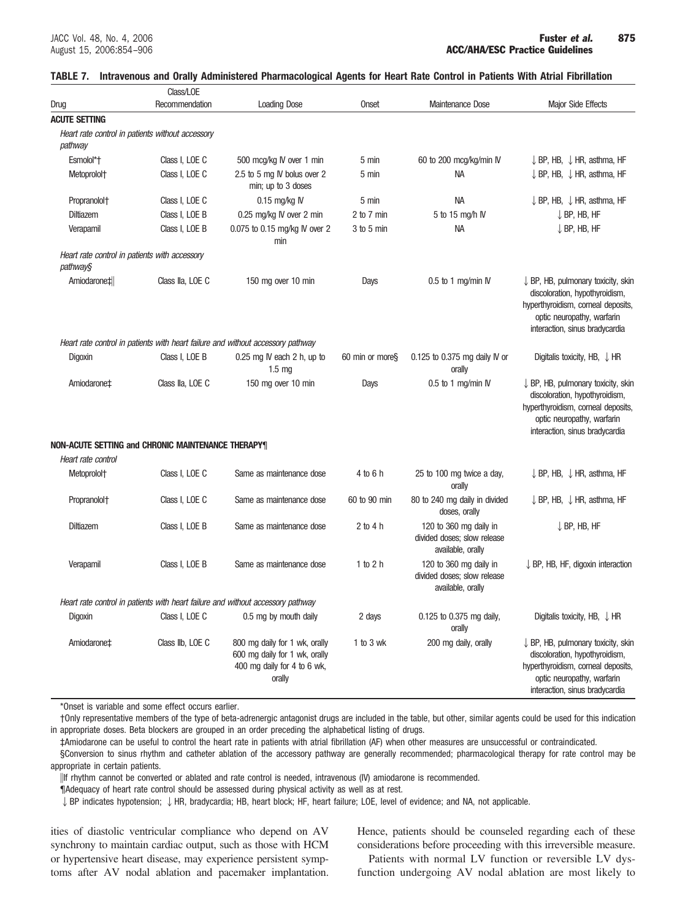**TABLE 7. Intravenous and Orally Administered Pharmacological Agents for Heart Rate Control in Patients With Atrial Fibrillation**

| Drug | Class/LOE Recommendation | Loading Dose | Onset | Maintenance Dose | Major Side Effects |
|---|---|---|---|---|---|
| **ACUTE SETTING** | | | | | |
| *Heart rate control in patients without accessory pathway* | | | | | |
| Esmolol*† | Class I, LOE C | 500 mcg/kg IV over 1 min | 5 min | 60 to 200 mcg/kg/min IV | ↓ BP, HB, ↓ HR, asthma, HF |
| Metoprolol† | Class I, LOE C | 2.5 to 5 mg IV bolus over 2 min; up to 3 doses | 5 min | NA | ↓ BP, HB, ↓ HR, asthma, HF |
| Propranolol† | Class I, LOE C | 0.15 mg/kg IV | 5 min | NA | ↓ BP, HB, ↓ HR, asthma, HF |
| Diltiazem | Class I, LOE B | 0.25 mg/kg IV over 2 min | 2 to 7 min | 5 to 15 mg/h IV | ↓ BP, HB, HF |
| Verapamil | Class I, LOE B | 0.075 to 0.15 mg/kg IV over 2 min | 3 to 5 min | NA | ↓ BP, HB, HF |
| *Heart rate control in patients with accessory pathway§* | | | | | |
| Amiodarone‡‖ | Class IIa, LOE C | 150 mg over 10 min | Days | 0.5 to 1 mg/min IV | ↓ BP, HB, pulmonary toxicity, skin discoloration, hypothyroidism, hyperthyroidism, corneal deposits, optic neuropathy, warfarin interaction, sinus bradycardia |
| *Heart rate control in patients with heart failure and without accessory pathway* | | | | | |
| Digoxin | Class I, LOE B | 0.25 mg IV each 2 h, up to 1.5 mg | 60 min or more§ | 0.125 to 0.375 mg daily IV or orally | Digitalis toxicity, HB, ↓ HR |
| Amiodarone‡ | Class IIa, LOE C | 150 mg over 10 min | Days | 0.5 to 1 mg/min IV | ↓ BP, HB, pulmonary toxicity, skin discoloration, hypothyroidism, hyperthyroidism, corneal deposits, optic neuropathy, warfarin interaction, sinus bradycardia |
| **NON-ACUTE SETTING and CHRONIC MAINTENANCE THERAPY¶** | | | | | |
| *Heart rate control* | | | | | |
| Metoprolol† | Class I, LOE C | Same as maintenance dose | 4 to 6 h | 25 to 100 mg twice a day, orally | ↓ BP, HB, ↓ HR, asthma, HF |
| Propranolol† | Class I, LOE C | Same as maintenance dose | 60 to 90 min | 80 to 240 mg daily in divided doses, orally | ↓ BP, HB, ↓ HR, asthma, HF |
| Diltiazem | Class I, LOE B | Same as maintenance dose | 2 to 4 h | 120 to 360 mg daily in divided doses; slow release available, orally | ↓ BP, HB, HF |
| Verapamil | Class I, LOE B | Same as maintenance dose | 1 to 2 h | 120 to 360 mg daily in divided doses; slow release available, orally | ↓ BP, HB, HF, digoxin interaction |
| *Heart rate control in patients with heart failure and without accessory pathway* | | | | | |
| Digoxin | Class I, LOE C | 0.5 mg by mouth daily | 2 days | 0.125 to 0.375 mg daily, orally | Digitalis toxicity, HB, ↓ HR |
| Amiodarone‡ | Class IIb, LOE C | 800 mg daily for 1 wk, orally 600 mg daily for 1 wk, orally 400 mg daily for 4 to 6 wk, orally | 1 to 3 wk | 200 mg daily, orally | ↓ BP, HB, pulmonary toxicity, skin discoloration, hypothyroidism, hyperthyroidism, corneal deposits, optic neuropathy, warfarin interaction, sinus bradycardia |

*Onset is variable and some effect occurs earlier.

†Only representative members of the type of beta-adrenergic antagonist drugs are included in the table, but other, similar agents could be used for this indication in appropriate doses. Beta blockers are grouped in an order preceding the alphabetical listing of drugs.

‡Amiodarone can be useful to control the heart rate in patients with atrial fibrillation (AF) when other measures are unsuccessful or contraindicated.

§Conversion to sinus rhythm and catheter ablation of the accessory pathway are generally recommended; pharmacological therapy for rate control may be appropriate in certain patients.

‖If rhythm cannot be converted or ablated and rate control is needed, intravenous (IV) amiodarone is recommended.

¶Adequacy of heart rate control should be assessed during physical activity as well as at rest.

↓ BP indicates hypotension; ↓ HR, bradycardia; HB, heart block; HF, heart failure; LOE, level of evidence; and NA, not applicable.

ities of diastolic ventricular compliance who depend on AV synchrony to maintain cardiac output, such as those with HCM or hypertensive heart disease, may experience persistent symptoms after AV nodal ablation and pacemaker implantation. Hence, patients should be counseled regarding each of these considerations before proceeding with this irreversible measure.

Patients with normal LV function or reversible LV dysfunction undergoing AV nodal ablation are most likely to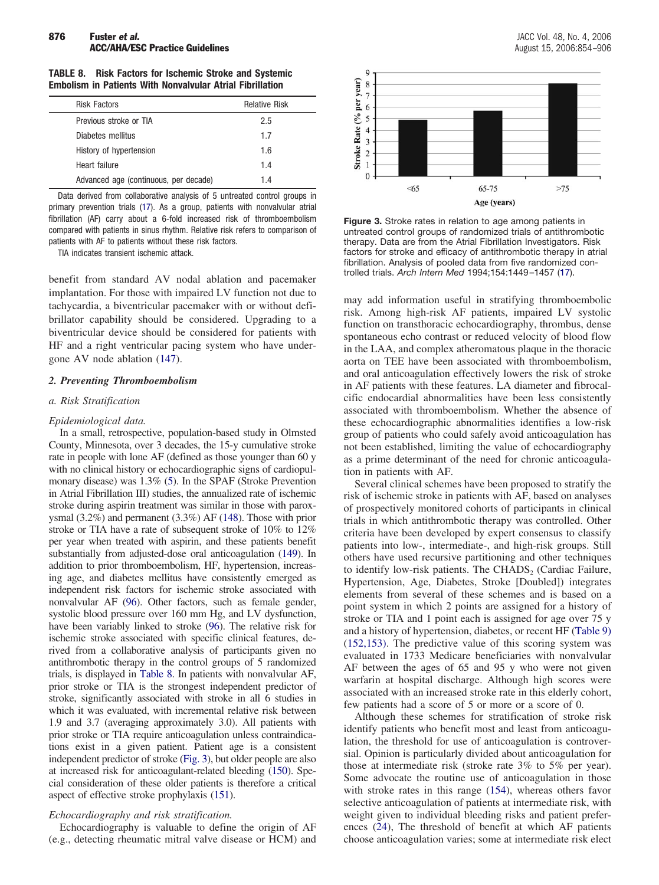**TABLE 8. Risk Factors for Ischemic Stroke and Systemic Embolism in Patients With Nonvalvular Atrial Fibrillation**

| Risk Factors | Relative Risk |
|---|---|
| Previous stroke or TIA | 2.5 |
| Diabetes mellitus | 1.7 |
| History of hypertension | 1.6 |
| Heart failure | 1.4 |
| Advanced age (continuous, per decade) | 1.4 |

Data derived from collaborative analysis of 5 untreated control groups in primary prevention trials (17). As a group, patients with nonvalvular atrial fibrillation (AF) carry about a 6-fold increased risk of thromboembolism compared with patients in sinus rhythm. Relative risk refers to comparison of patients with AF to patients without these risk factors.

TIA indicates transient ischemic attack.

benefit from standard AV nodal ablation and pacemaker implantation. For those with impaired LV function not due to tachycardia, a biventricular pacemaker with or without defibrillator capability should be considered. Upgrading to a biventricular device should be considered for patients with HF and a right ventricular pacing system who have undergone AV node ablation (147).

### *2. Preventing Thromboembolism*

#### *a. Risk Stratification*

*Epidemiological data.*

In a small, retrospective, population-based study in Olmsted County, Minnesota, over 3 decades, the 15-y cumulative stroke rate in people with lone AF (defined as those younger than 60 y with no clinical history or echocardiographic signs of cardiopulmonary disease) was 1.3% (5). In the SPAF (Stroke Prevention in Atrial Fibrillation III) studies, the annualized rate of ischemic stroke during aspirin treatment was similar in those with paroxysmal (3.2%) and permanent (3.3%) AF (148). Those with prior stroke or TIA have a rate of subsequent stroke of 10% to 12% per year when treated with aspirin, and these patients benefit substantially from adjusted-dose oral anticoagulation (149). In addition to prior thromboembolism, HF, hypertension, increasing age, and diabetes mellitus have consistently emerged as independent risk factors for ischemic stroke associated with nonvalvular AF (96). Other factors, such as female gender, systolic blood pressure over 160 mm Hg, and LV dysfunction, have been variably linked to stroke (96). The relative risk for ischemic stroke associated with specific clinical features, derived from a collaborative analysis of participants given no antithrombotic therapy in the control groups of 5 randomized trials, is displayed in Table 8. In patients with nonvalvular AF, prior stroke or TIA is the strongest independent predictor of stroke, significantly associated with stroke in all 6 studies in which it was evaluated, with incremental relative risk between 1.9 and 3.7 (averaging approximately 3.0). All patients with prior stroke or TIA require anticoagulation unless contraindications exist in a given patient. Patient age is a consistent independent predictor of stroke (Fig. 3), but older people are also at increased risk for anticoagulant-related bleeding (150). Special consideration of these older patients is therefore a critical aspect of effective stroke prophylaxis (151).

*Echocardiography and risk stratification.*

Echocardiography is valuable to define the origin of AF (e.g., detecting rheumatic mitral valve disease or HCM) and

**Figure 3.** Stroke rates in relation to age among patients in untreated control groups of randomized trials of antithrombotic therapy. Data are from the Atrial Fibrillation Investigators. Risk factors for stroke and efficacy of antithrombotic therapy in atrial fibrillation. Analysis of pooled data from five randomized controlled trials. *Arch Intern Med* 1994;154:1449–1457 (17).

may add information useful in stratifying thromboembolic risk. Among high-risk AF patients, impaired LV systolic function on transthoracic echocardiography, thrombus, dense spontaneous echo contrast or reduced velocity of blood flow in the LAA, and complex atheromatous plaque in the thoracic aorta on TEE have been associated with thromboembolism, and oral anticoagulation effectively lowers the risk of stroke in AF patients with these features. LA diameter and fibrocalcific endocardial abnormalities have been less consistently associated with thromboembolism. Whether the absence of these echocardiographic abnormalities identifies a low-risk group of patients who could safely avoid anticoagulation has not been established, limiting the value of echocardiography as a prime determinant of the need for chronic anticoagulation in patients with AF.

Several clinical schemes have been proposed to stratify the risk of ischemic stroke in patients with AF, based on analyses of prospectively monitored cohorts of participants in clinical trials in which antithrombotic therapy was controlled. Other criteria have been developed by expert consensus to classify patients into low-, intermediate-, and high-risk groups. Still others have used recursive partitioning and other techniques to identify low-risk patients. The $CHADS_2$ (Cardiac Failure, Hypertension, Age, Diabetes, Stroke [Doubled]) integrates elements from several of these schemes and is based on a point system in which 2 points are assigned for a history of stroke or TIA and 1 point each is assigned for age over 75 y and a history of hypertension, diabetes, or recent HF (Table 9) (152,153). The predictive value of this scoring system was evaluated in 1733 Medicare beneficiaries with nonvalvular AF between the ages of 65 and 95 y who were not given warfarin at hospital discharge. Although high scores were associated with an increased stroke rate in this elderly cohort, few patients had a score of 5 or more or a score of 0.

Although these schemes for stratification of stroke risk identify patients who benefit most and least from anticoagulation, the threshold for use of anticoagulation is controversial. Opinion is particularly divided about anticoagulation for those at intermediate risk (stroke rate 3% to 5% per year). Some advocate the routine use of anticoagulation in those with stroke rates in this range (154), whereas others favor selective anticoagulation of patients at intermediate risk, with weight given to individual bleeding risks and patient preferences (24), The threshold of benefit at which AF patients choose anticoagulation varies; some at intermediate risk elect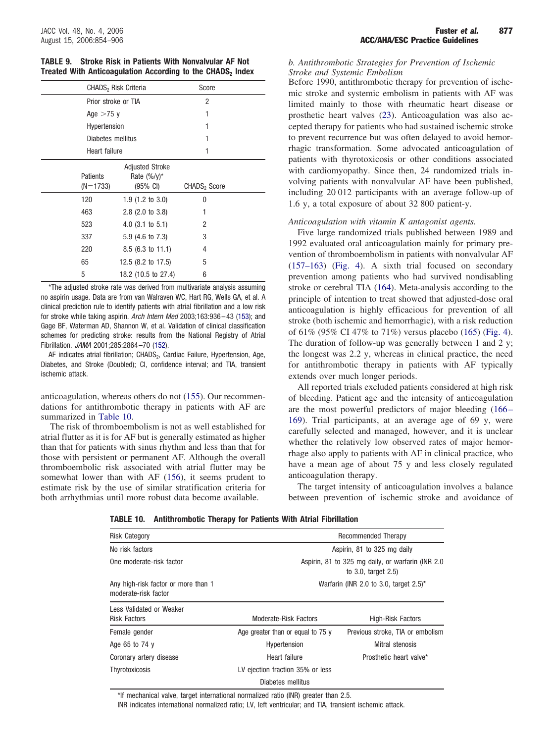**TABLE 9. Stroke Risk in Patients With Nonvalvular AF Not Treated With Anticoagulation According to the $CHADS_2$ Index**

| $CHADS_2$ Risk Criteria | Score |
|---|---|
| Prior stroke or TIA | 2 |
| Age >75 y | 1 |
| Hypertension | 1 |
| Diabetes mellitus | 1 |
| Heart failure | 1 |

| Patients (N=1733) | Adjusted Stroke Rate (%/y)* (95% CI) | $CHADS_2$ Score |
|---|---|---|
| 120 | 1.9 (1.2 to 3.0) | 0 |
| 463 | 2.8 (2.0 to 3.8) | 1 |
| 523 | 4.0 (3.1 to 5.1) | 2 |
| 337 | 5.9 (4.6 to 7.3) | 3 |
| 220 | 8.5 (6.3 to 11.1) | 4 |
| 65 | 12.5 (8.2 to 17.5) | 5 |
| 5 | 18.2 (10.5 to 27.4) | 6 |

*The adjusted stroke rate was derived from multivariate analysis assuming no aspirin usage. Data are from van Walraven WC, Hart RG, Wells GA, et al. A clinical prediction rule to identify patients with atrial fibrillation and a low risk for stroke while taking aspirin. *Arch Intern Med* 2003;163:936–43 (153); and Gage BF, Waterman AD, Shannon W, et al. Validation of clinical classification schemes for predicting stroke: results from the National Registry of Atrial Fibrillation. *JAMA* 2001;285:2864–70 (152).

AF indicates atrial fibrillation; $CHADS_2$, Cardiac Failure, Hypertension, Age, Diabetes, and Stroke (Doubled); CI, confidence interval; and TIA, transient ischemic attack.

anticoagulation, whereas others do not (155). Our recommendations for antithrombotic therapy in patients with AF are summarized in Table 10.

The risk of thromboembolism is not as well established for atrial flutter as it is for AF but is generally estimated as higher than that for patients with sinus rhythm and less than that for those with persistent or permanent AF. Although the overall thromboembolic risk associated with atrial flutter may be somewhat lower than with AF (156), it seems prudent to estimate risk by the use of similar stratification criteria for both arrhythmias until more robust data become available.

*b. Antithrombotic Strategies for Prevention of Ischemic Stroke and Systemic Embolism*

Before 1990, antithrombotic therapy for prevention of ischemic stroke and systemic embolism in patients with AF was limited mainly to those with rheumatic heart disease or prosthetic heart valves (23). Anticoagulation was also accepted therapy for patients who had sustained ischemic stroke to prevent recurrence but was often delayed to avoid hemorrhagic transformation. Some advocated anticoagulation of patients with thyrotoxicosis or other conditions associated with cardiomyopathy. Since then, 24 randomized trials involving patients with nonvalvular AF have been published, including 20 012 participants with an average follow-up of 1.6 y, a total exposure of about 32 800 patient-y.

*Anticoagulation with vitamin K antagonist agents.*

Five large randomized trials published between 1989 and 1992 evaluated oral anticoagulation mainly for primary prevention of thromboembolism in patients with nonvalvular AF (157–163) (Fig. 4). A sixth trial focused on secondary prevention among patients who had survived nondisabling stroke or cerebral TIA (164). Meta-analysis according to the principle of intention to treat showed that adjusted-dose oral anticoagulation is highly efficacious for prevention of all stroke (both ischemic and hemorrhagic), with a risk reduction of 61% (95% CI 47% to 71%) versus placebo (165) (Fig. 4). The duration of follow-up was generally between 1 and 2 y; the longest was 2.2 y, whereas in clinical practice, the need for antithrombotic therapy in patients with AF typically extends over much longer periods.

All reported trials excluded patients considered at high risk of bleeding. Patient age and the intensity of anticoagulation are the most powerful predictors of major bleeding (166–169). Trial participants, at an average age of 69 y, were carefully selected and managed, however, and it is unclear whether the relatively low observed rates of major hemorrhage also apply to patients with AF in clinical practice, who have a mean age of about 75 y and less closely regulated anticoagulation therapy.

The target intensity of anticoagulation involves a balance between prevention of ischemic stroke and avoidance of

**TABLE 10. Antithrombotic Therapy for Patients With Atrial Fibrillation**

| Risk Category | Recommended Therapy |
|---|---|
| No risk factors | Aspirin, 81 to 325 mg daily |
| One moderate-risk factor | Aspirin, 81 to 325 mg daily, or warfarin (INR 2.0 to 3.0, target 2.5) |
| Any high-risk factor or more than 1 moderate-risk factor | Warfarin (INR 2.0 to 3.0, target 2.5)* |

| Less Validated or Weaker Risk Factors | Moderate-Risk Factors | High-Risk Factors |
|---|---|---|
| Female gender | Age greater than or equal to 75 y | Previous stroke, TIA or embolism |
| Age 65 to 74 y | Hypertension | Mitral stenosis |
| Coronary artery disease | Heart failure | Prosthetic heart valve* |
| Thyrotoxicosis | LV ejection fraction 35% or less | |
| | Diabetes mellitus | |

*If mechanical valve, target international normalized ratio (INR) greater than 2.5.

INR indicates international normalized ratio; LV, left ventricular; and TIA, transient ischemic attack.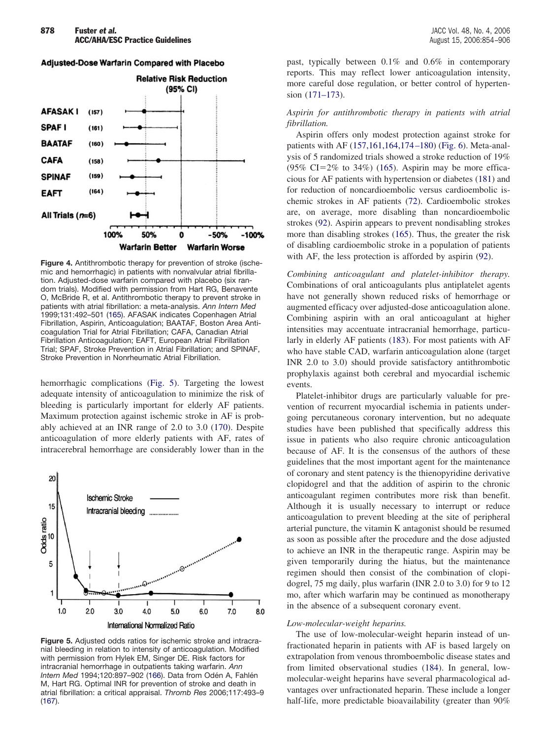Adjusted-Dose Warfarin Compared with Placebo

Relative Risk Reduction (95% CI)

AFASAK I (157)
SPAF I (161)
BAATAF (160)
CAFA (158)
SPINAF (159)
EAFT (164)
All Trials (n=6)

100% 50% 0 -50% -100%
Warfarin Better Warfarin Worse

**Figure 4.** Antithrombotic therapy for prevention of stroke (ischemic and hemorrhagic) in patients with nonvalvular atrial fibrillation. Adjusted-dose warfarin compared with placebo (six random trials). Modified with permission from Hart RG, Benavente O, McBride R, et al. Antithrombotic therapy to prevent stroke in patients with atrial fibrillation: a meta-analysis. *Ann Intern Med* 1999;131:492–501 (165). AFASAK indicates Copenhagen Atrial Fibrillation, Aspirin, Anticoagulation; BAATAF, Boston Area Anticoagulation Trial for Atrial Fibrillation; CAFA, Canadian Atrial Fibrillation Anticoagulation; EAFT, European Atrial Fibrillation Trial; SPAF, Stroke Prevention in Atrial Fibrillation; and SPINAF, Stroke Prevention in Nonrheumatic Atrial Fibrillation.

hemorrhagic complications (Fig. 5). Targeting the lowest adequate intensity of anticoagulation to minimize the risk of bleeding is particularly important for elderly AF patients. Maximum protection against ischemic stroke in AF is probably achieved at an INR range of 2.0 to 3.0 (170). Despite anticoagulation of more elderly patients with AF, rates of intracerebral hemorrhage are considerably lower than in the past, typically between 0.1% and 0.6% in contemporary reports. This may reflect lower anticoagulation intensity, more careful dose regulation, or better control of hypertension (171–173).

Ischemic Stroke
Intracranial bleeding

Odds ratio

International Normalized Ratio

**Figure 5.** Adjusted odds ratios for ischemic stroke and intracranial bleeding in relation to intensity of anticoagulation. Modified with permission from Hylek EM, Singer DE. Risk factors for intracranial hemorrhage in outpatients taking warfarin. *Ann Intern Med* 1994;120:897–902 (166). Data from Odén A, Fahlén M, Hart RG. Optimal INR for prevention of stroke and death in atrial fibrillation: a critical appraisal. *Thromb Res* 2006;117:493–9 (167).

*Aspirin for antithrombotic therapy in patients with atrial fibrillation.*

Aspirin offers only modest protection against stroke for patients with AF (157,161,164,174–180) (Fig. 6). Meta-analysis of 5 randomized trials showed a stroke reduction of 19% (95% CI=2% to 34%) (165). Aspirin may be more efficacious for AF patients with hypertension or diabetes (181) and for reduction of noncardioembolic versus cardioembolic ischemic strokes in AF patients (72). Cardioembolic strokes are, on average, more disabling than noncardioembolic strokes (92). Aspirin appears to prevent nondisabling strokes more than disabling strokes (165). Thus, the greater the risk of disabling cardioembolic stroke in a population of patients with AF, the less protection is afforded by aspirin (92).

*Combining anticoagulant and platelet-inhibitor therapy.* Combinations of oral anticoagulants plus antiplatelet agents have not generally shown reduced risks of hemorrhage or augmented efficacy over adjusted-dose anticoagulation alone. Combining aspirin with an oral anticoagulant at higher intensities may accentuate intracranial hemorrhage, particularly in elderly AF patients (183). For most patients with AF who have stable CAD, warfarin anticoagulation alone (target INR 2.0 to 3.0) should provide satisfactory antithrombotic prophylaxis against both cerebral and myocardial ischemic events.

Platelet-inhibitor drugs are particularly valuable for prevention of recurrent myocardial ischemia in patients undergoing percutaneous coronary intervention, but no adequate studies have been published that specifically address this issue in patients who also require chronic anticoagulation because of AF. It is the consensus of the authors of these guidelines that the most important agent for the maintenance of coronary and stent patency is the thienopyridine derivative clopidogrel and that the addition of aspirin to the chronic anticoagulant regimen contributes more risk than benefit. Although it is usually necessary to interrupt or reduce anticoagulation to prevent bleeding at the site of peripheral arterial puncture, the vitamin K antagonist should be resumed as soon as possible after the procedure and the dose adjusted to achieve an INR in the therapeutic range. Aspirin may be given temporarily during the hiatus, but the maintenance regimen should then consist of the combination of clopidogrel, 75 mg daily, plus warfarin (INR 2.0 to 3.0) for 9 to 12 mo, after which warfarin may be continued as monotherapy in the absence of a subsequent coronary event.

*Low-molecular-weight heparins.*

The use of low-molecular-weight heparin instead of unfractionated heparin in patients with AF is based largely on extrapolation from venous thromboembolic disease states and from limited observational studies (184). In general, low-molecular-weight heparins have several pharmacological advantages over unfractionated heparin. These include a longer half-life, more predictable bioavailability (greater than 90%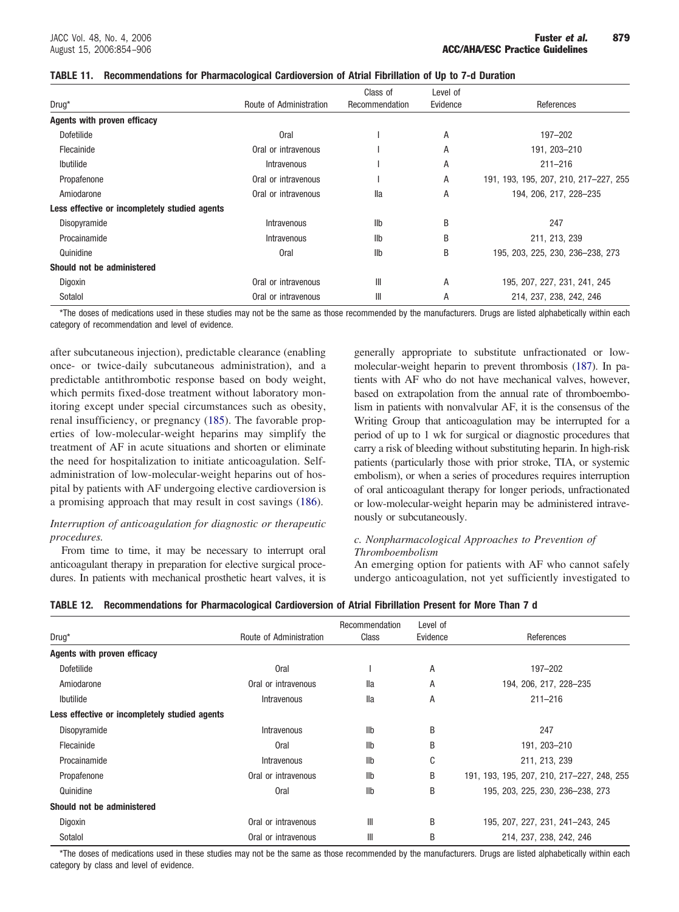**TABLE 11. Recommendations for Pharmacological Cardioversion of Atrial Fibrillation of Up to 7-d Duration**

| Drug* | Route of Administration | Class of Recommendation | Level of Evidence | References |
|---|---|---|---|---|
| **Agents with proven efficacy** | | | | |
| Dofetilide | Oral | I | A | 197–202 |
| Flecainide | Oral or intravenous | I | A | 191, 203–210 |
| Ibutilide | Intravenous | I | A | 211–216 |
| Propafenone | Oral or intravenous | I | A | 191, 193, 195, 207, 210, 217–227, 255 |
| Amiodarone | Oral or intravenous | IIa | A | 194, 206, 217, 228–235 |
| **Less effective or incompletely studied agents** | | | | |
| Disopyramide | Intravenous | IIb | B | 247 |
| Procainamide | Intravenous | IIb | B | 211, 213, 239 |
| Quinidine | Oral | IIb | B | 195, 203, 225, 230, 236–238, 273 |
| **Should not be administered** | | | | |
| Digoxin | Oral or intravenous | III | A | 195, 207, 227, 231, 241, 245 |
| Sotalol | Oral or intravenous | III | A | 214, 237, 238, 242, 246 |

*The doses of medications used in these studies may not be the same as those recommended by the manufacturers. Drugs are listed alphabetically within each category of recommendation and level of evidence.

after subcutaneous injection), predictable clearance (enabling once- or twice-daily subcutaneous administration), and a predictable antithrombotic response based on body weight, which permits fixed-dose treatment without laboratory monitoring except under special circumstances such as obesity, renal insufficiency, or pregnancy (185). The favorable properties of low-molecular-weight heparins may simplify the treatment of AF in acute situations and shorten or eliminate the need for hospitalization to initiate anticoagulation. Self-administration of low-molecular-weight heparins out of hospital by patients with AF undergoing elective cardioversion is a promising approach that may result in cost savings (186).

*Interruption of anticoagulation for diagnostic or therapeutic procedures.*

From time to time, it may be necessary to interrupt oral anticoagulant therapy in preparation for elective surgical procedures. In patients with mechanical prosthetic heart valves, it is generally appropriate to substitute unfractionated or low-molecular-weight heparin to prevent thrombosis (187). In patients with AF who do not have mechanical valves, however, based on extrapolation from the annual rate of thromboembolism in patients with nonvalvular AF, it is the consensus of the Writing Group that anticoagulation may be interrupted for a period of up to 1 wk for surgical or diagnostic procedures that carry a risk of bleeding without substituting heparin. In high-risk patients (particularly those with prior stroke, TIA, or systemic embolism), or when a series of procedures requires interruption of oral anticoagulant therapy for longer periods, unfractionated or low-molecular-weight heparin may be administered intravenously or subcutaneously.

*c. Nonpharmacological Approaches to Prevention of Thromboembolism*

An emerging option for patients with AF who cannot safely undergo anticoagulation, not yet sufficiently investigated to

**TABLE 12. Recommendations for Pharmacological Cardioversion of Atrial Fibrillation Present for More Than 7 d**

| Drug* | Route of Administration | Recommendation Class | Level of Evidence | References |
|---|---|---|---|---|
| **Agents with proven efficacy** | | | | |
| Dofetilide | Oral | I | A | 197–202 |
| Amiodarone | Oral or intravenous | IIa | A | 194, 206, 217, 228–235 |
| Ibutilide | Intravenous | IIa | A | 211–216 |
| **Less effective or incompletely studied agents** | | | | |
| Disopyramide | Intravenous | IIb | B | 247 |
| Flecainide | Oral | IIb | B | 191, 203–210 |
| Procainamide | Intravenous | IIb | C | 211, 213, 239 |
| Propafenone | Oral or intravenous | IIb | B | 191, 193, 195, 207, 210, 217–227, 248, 255 |
| Quinidine | Oral | IIb | B | 195, 203, 225, 230, 236–238, 273 |
| **Should not be administered** | | | | |
| Digoxin | Oral or intravenous | III | B | 195, 207, 227, 231, 241–243, 245 |
| Sotalol | Oral or intravenous | III | B | 214, 237, 238, 242, 246 |

*The doses of medications used in these studies may not be the same as those recommended by the manufacturers. Drugs are listed alphabetically within each category by class and level of evidence.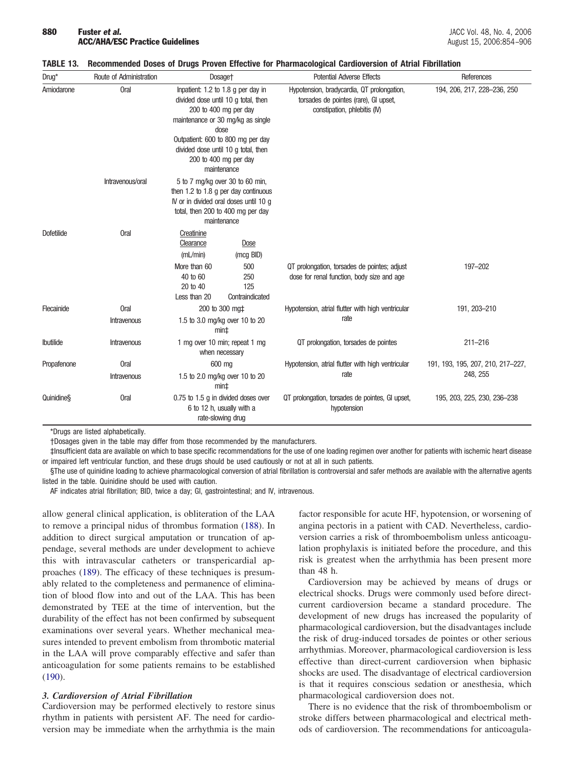**TABLE 13. Recommended Doses of Drugs Proven Effective for Pharmacological Cardioversion of Atrial Fibrillation**

| Drug* | Route of Administration | Dosage† | Potential Adverse Effects | References |
|---|---|---|---|---|
| Amiodarone | Oral | Inpatient: 1.2 to 1.8 g per day in divided dose until 10 g total, then 200 to 400 mg per day maintenance or 30 mg/kg as single dose<br>Outpatient: 600 to 800 mg per day divided dose until 10 g total, then 200 to 400 mg per day maintenance | Hypotension, bradycardia, QT prolongation, torsades de pointes (rare), GI upset, constipation, phlebitis (IV) | 194, 206, 217, 228–236, 250 |
| | Intravenous/oral | 5 to 7 mg/kg over 30 to 60 min, then 1.2 to 1.8 g per day continuous IV or in divided oral doses until 10 g total, then 200 to 400 mg per day maintenance | | |
| Dofetilide | Oral | Creatinine Clearance (mL/min) / Dose (mcg BID):<br>More than 60: 500<br>40 to 60: 250<br>20 to 40: 125<br>Less than 20: Contraindicated | QT prolongation, torsades de pointes; adjust dose for renal function, body size and age | 197–202 |
| Flecainide | Oral | 200 to 300 mg‡ | Hypotension, atrial flutter with high ventricular rate | 191, 203–210 |
| | Intravenous | 1.5 to 3.0 mg/kg over 10 to 20 min‡ | | |
| Ibutilide | Intravenous | 1 mg over 10 min; repeat 1 mg when necessary | QT prolongation, torsades de pointes | 211–216 |
| Propafenone | Oral | 600 mg | Hypotension, atrial flutter with high ventricular rate | 191, 193, 195, 207, 210, 217–227, 248, 255 |
| | Intravenous | 1.5 to 2.0 mg/kg over 10 to 20 min‡ | | |
| Quinidine§ | Oral | 0.75 to 1.5 g in divided doses over 6 to 12 h, usually with a rate-slowing drug | QT prolongation, torsades de pointes, GI upset, hypotension | 195, 203, 225, 230, 236–238 |

*Drugs are listed alphabetically.

†Dosages given in the table may differ from those recommended by the manufacturers.

‡Insufficient data are available on which to base specific recommendations for the use of one loading regimen over another for patients with ischemic heart disease or impaired left ventricular function, and these drugs should be used cautiously or not at all in such patients.

§The use of quinidine loading to achieve pharmacological conversion of atrial fibrillation is controversial and safer methods are available with the alternative agents listed in the table. Quinidine should be used with caution.

AF indicates atrial fibrillation; BID, twice a day; GI, gastrointestinal; and IV, intravenous.

allow general clinical application, is obliteration of the LAA to remove a principal nidus of thrombus formation (188). In addition to direct surgical amputation or truncation of appendage, several methods are under development to achieve this with intravascular catheters or transpericardial approaches (189). The efficacy of these techniques is presumably related to the completeness and permanence of elimination of blood flow into and out of the LAA. This has been demonstrated by TEE at the time of intervention, but the durability of the effect has not been confirmed by subsequent examinations over several years. Whether mechanical measures intended to prevent embolism from thrombotic material in the LAA will prove comparably effective and safer than anticoagulation for some patients remains to be established (190).

### *3. Cardioversion of Atrial Fibrillation*

Cardioversion may be performed electively to restore sinus rhythm in patients with persistent AF. The need for cardioversion may be immediate when the arrhythmia is the main factor responsible for acute HF, hypotension, or worsening of angina pectoris in a patient with CAD. Nevertheless, cardioversion carries a risk of thromboembolism unless anticoagulation prophylaxis is initiated before the procedure, and this risk is greatest when the arrhythmia has been present more than 48 h.

Cardioversion may be achieved by means of drugs or electrical shocks. Drugs were commonly used before direct-current cardioversion became a standard procedure. The development of new drugs has increased the popularity of pharmacological cardioversion, but the disadvantages include the risk of drug-induced torsades de pointes or other serious arrhythmias. Moreover, pharmacological cardioversion is less effective than direct-current cardioversion when biphasic shocks are used. The disadvantage of electrical cardioversion is that it requires conscious sedation or anesthesia, which pharmacological cardioversion does not.

There is no evidence that the risk of thromboembolism or stroke differs between pharmacological and electrical methods of cardioversion. The recommendations for anticoagula-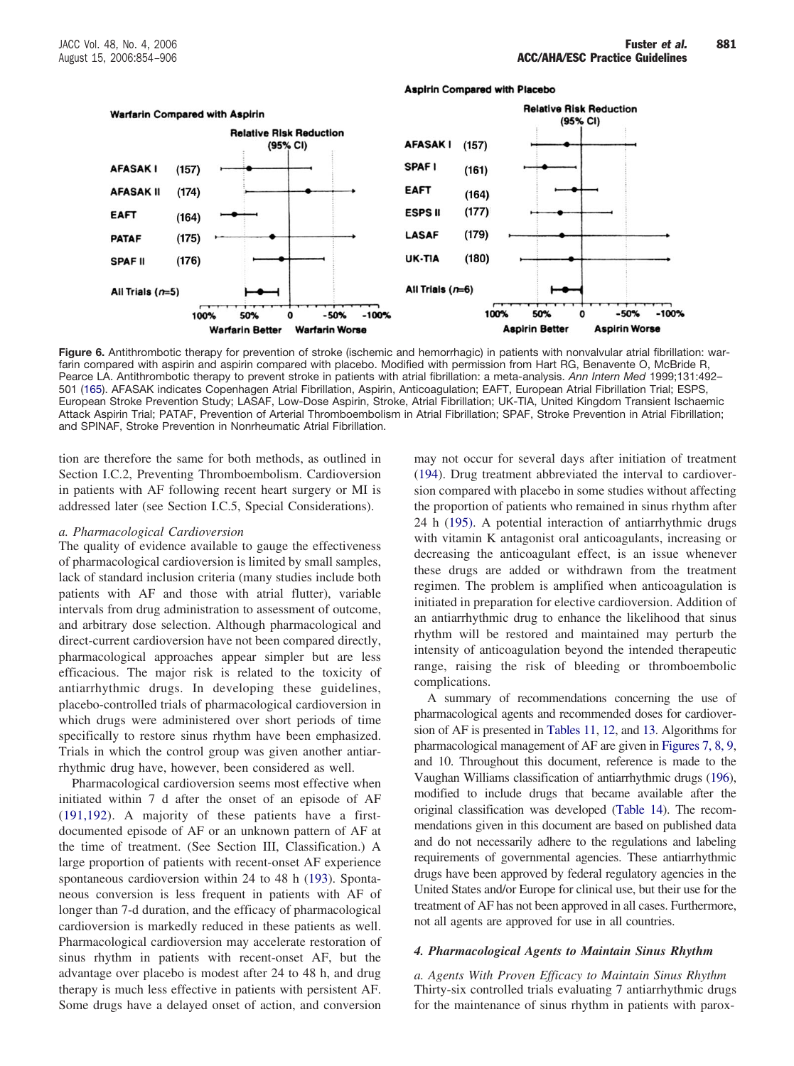Figure 6. Antithrombotic therapy for prevention of stroke (ischemic and hemorrhagic) in patients with nonvalvular atrial fibrillation: warfarin compared with aspirin and aspirin compared with placebo. Modified with permission from Hart RG, Benavente O, McBride R, Pearce LA. Antithrombotic therapy to prevent stroke in patients with atrial fibrillation: a meta-analysis. *Ann Intern Med* 1999;131:492–501 (165). AFASAK indicates Copenhagen Atrial Fibrillation, Aspirin, Anticoagulation; EAFT, European Atrial Fibrillation Trial; ESPS, European Stroke Prevention Study; LASAF, Low-Dose Aspirin, Stroke, Atrial Fibrillation; UK-TIA, United Kingdom Transient Ischaemic Attack Aspirin Trial; PATAF, Prevention of Arterial Thromboembolism in Atrial Fibrillation; SPAF, Stroke Prevention in Atrial Fibrillation; and SPINAF, Stroke Prevention in Nonrheumatic Atrial Fibrillation.

tion are therefore the same for both methods, as outlined in Section I.C.2, Preventing Thromboembolism. Cardioversion in patients with AF following recent heart surgery or MI is addressed later (see Section I.C.5, Special Considerations).

*a. Pharmacological Cardioversion*

The quality of evidence available to gauge the effectiveness of pharmacological cardioversion is limited by small samples, lack of standard inclusion criteria (many studies include both patients with AF and those with atrial flutter), variable intervals from drug administration to assessment of outcome, and arbitrary dose selection. Although pharmacological and direct-current cardioversion have not been compared directly, pharmacological approaches appear simpler but are less efficacious. The major risk is related to the toxicity of antiarrhythmic drugs. In developing these guidelines, placebo-controlled trials of pharmacological cardioversion in which drugs were administered over short periods of time specifically to restore sinus rhythm have been emphasized. Trials in which the control group was given another antiarrhythmic drug have, however, been considered as well.

Pharmacological cardioversion seems most effective when initiated within 7 d after the onset of an episode of AF (191,192). A majority of these patients have a first-documented episode of AF or an unknown pattern of AF at the time of treatment. (See Section III, Classification.) A large proportion of patients with recent-onset AF experience spontaneous cardioversion within 24 to 48 h (193). Spontaneous conversion is less frequent in patients with AF of longer than 7-d duration, and the efficacy of pharmacological cardioversion is markedly reduced in these patients as well. Pharmacological cardioversion may accelerate restoration of sinus rhythm in patients with recent-onset AF, but the advantage over placebo is modest after 24 to 48 h, and drug therapy is much less effective in patients with persistent AF. Some drugs have a delayed onset of action, and conversion may not occur for several days after initiation of treatment (194). Drug treatment abbreviated the interval to cardioversion compared with placebo in some studies without affecting the proportion of patients who remained in sinus rhythm after 24 h (195). A potential interaction of antiarrhythmic drugs with vitamin K antagonist oral anticoagulants, increasing or decreasing the anticoagulant effect, is an issue whenever these drugs are added or withdrawn from the treatment regimen. The problem is amplified when anticoagulation is initiated in preparation for elective cardioversion. Addition of an antiarrhythmic drug to enhance the likelihood that sinus rhythm will be restored and maintained may perturb the intensity of anticoagulation beyond the intended therapeutic range, raising the risk of bleeding or thromboembolic complications.

A summary of recommendations concerning the use of pharmacological agents and recommended doses for cardioversion of AF is presented in Tables 11, 12, and 13. Algorithms for pharmacological management of AF are given in Figures 7, 8, 9, and 10. Throughout this document, reference is made to the Vaughan Williams classification of antiarrhythmic drugs (196), modified to include drugs that became available after the original classification was developed (Table 14). The recommendations given in this document are based on published data and do not necessarily adhere to the regulations and labeling requirements of governmental agencies. These antiarrhythmic drugs have been approved by federal regulatory agencies in the United States and/or Europe for clinical use, but their use for the treatment of AF has not been approved in all cases. Furthermore, not all agents are approved for use in all countries.

### 4. Pharmacological Agents to Maintain Sinus Rhythm

*a. Agents With Proven Efficacy to Maintain Sinus Rhythm*

Thirty-six controlled trials evaluating 7 antiarrhythmic drugs for the maintenance of sinus rhythm in patients with parox-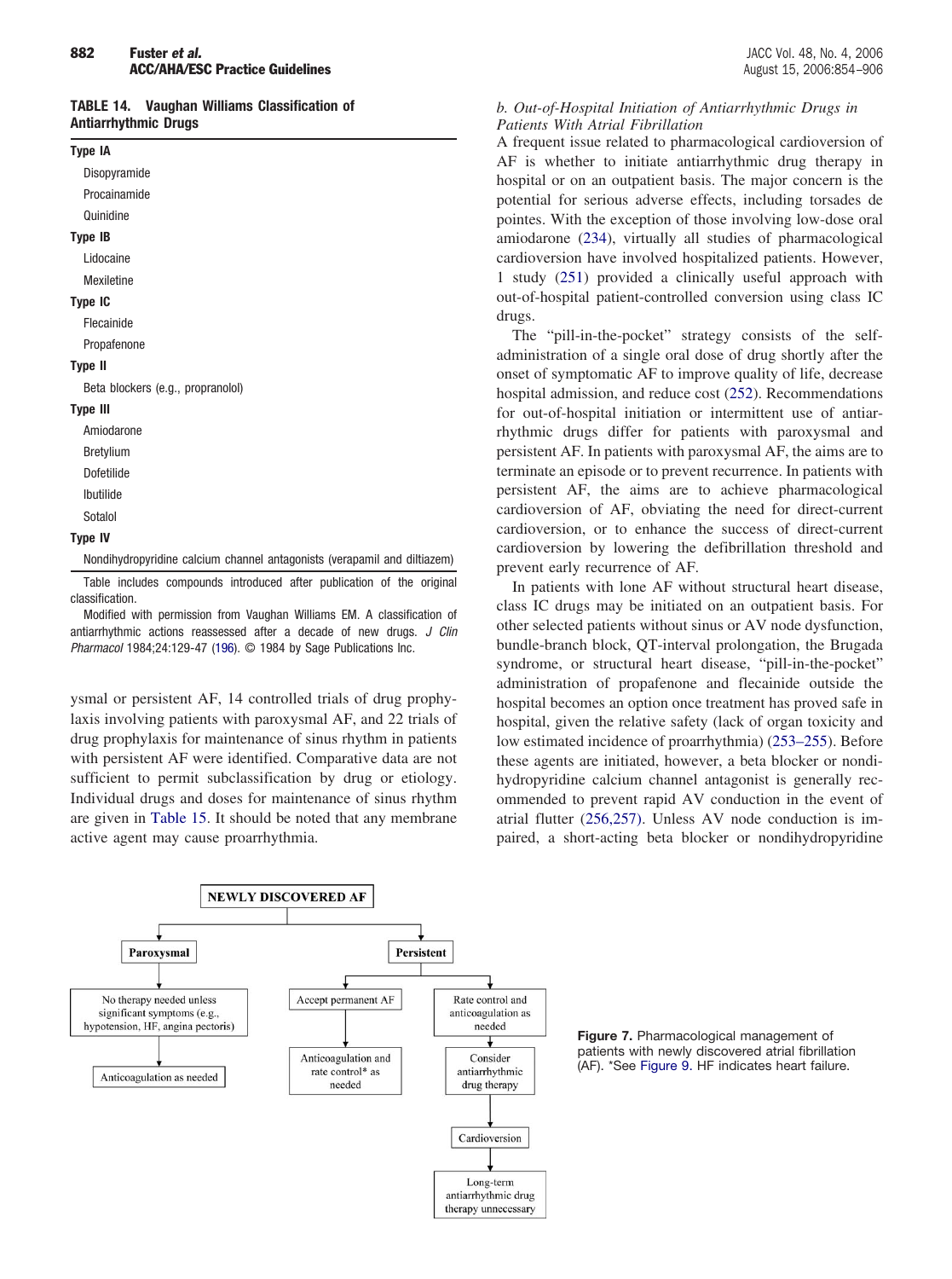**TABLE 14. Vaughan Williams Classification of Antiarrhythmic Drugs**

| |
|---|
| **Type IA** |
| Disopyramide |
| Procainamide |
| Quinidine |
| **Type IB** |
| Lidocaine |
| Mexiletine |
| **Type IC** |
| Flecainide |
| Propafenone |
| **Type II** |
| Beta blockers (e.g., propranolol) |
| **Type III** |
| Amiodarone |
| Bretylium |
| Dofetilide |
| Ibutilide |
| Sotalol |
| **Type IV** |
| Nondihydropyridine calcium channel antagonists (verapamil and diltiazem) |

Table includes compounds introduced after publication of the original classification.

Modified with permission from Vaughan Williams EM. A classification of antiarrhythmic actions reassessed after a decade of new drugs. *J Clin Pharmacol* 1984;24:129-47 (196). © 1984 by Sage Publications Inc.

ysmal or persistent AF, 14 controlled trials of drug prophylaxis involving patients with paroxysmal AF, and 22 trials of drug prophylaxis for maintenance of sinus rhythm in patients with persistent AF were identified. Comparative data are not sufficient to permit subclassification by drug or etiology. Individual drugs and doses for maintenance of sinus rhythm are given in Table 15. It should be noted that any membrane active agent may cause proarrhythmia.

*b. Out-of-Hospital Initiation of Antiarrhythmic Drugs in Patients With Atrial Fibrillation*

A frequent issue related to pharmacological cardioversion of AF is whether to initiate antiarrhythmic drug therapy in hospital or on an outpatient basis. The major concern is the potential for serious adverse effects, including torsades de pointes. With the exception of those involving low-dose oral amiodarone (234), virtually all studies of pharmacological cardioversion have involved hospitalized patients. However, 1 study (251) provided a clinically useful approach with out-of-hospital patient-controlled conversion using class IC drugs.

The "pill-in-the-pocket" strategy consists of the self-administration of a single oral dose of drug shortly after the onset of symptomatic AF to improve quality of life, decrease hospital admission, and reduce cost (252). Recommendations for out-of-hospital initiation or intermittent use of antiarrhythmic drugs differ for patients with paroxysmal and persistent AF. In patients with paroxysmal AF, the aims are to terminate an episode or to prevent recurrence. In patients with persistent AF, the aims are to achieve pharmacological cardioversion of AF, obviating the need for direct-current cardioversion, or to enhance the success of direct-current cardioversion by lowering the defibrillation threshold and prevent early recurrence of AF.

In patients with lone AF without structural heart disease, class IC drugs may be initiated on an outpatient basis. For other selected patients without sinus or AV node dysfunction, bundle-branch block, QT-interval prolongation, the Brugada syndrome, or structural heart disease, "pill-in-the-pocket" administration of propafenone and flecainide outside the hospital becomes an option once treatment has proved safe in hospital, given the relative safety (lack of organ toxicity and low estimated incidence of proarrhythmia) (253–255). Before these agents are initiated, however, a beta blocker or nondihydropyridine calcium channel antagonist is generally recommended to prevent rapid AV conduction in the event of atrial flutter (256,257). Unless AV node conduction is impaired, a short-acting beta blocker or nondihydropyridine

NEWLY DISCOVERED AF

- Paroxysmal
  - No therapy needed unless significant symptoms (e.g., hypotension, HF, angina pectoris)
  - Anticoagulation as needed
- Persistent
  - Accept permanent AF → Anticoagulation and rate control* as needed
  - Rate control and anticoagulation as needed → Consider antiarrhythmic drug therapy → Cardioversion → Long-term antiarrhythmic drug therapy unnecessary

**Figure 7.** Pharmacological management of patients with newly discovered atrial fibrillation (AF). *See Figure 9. HF indicates heart failure.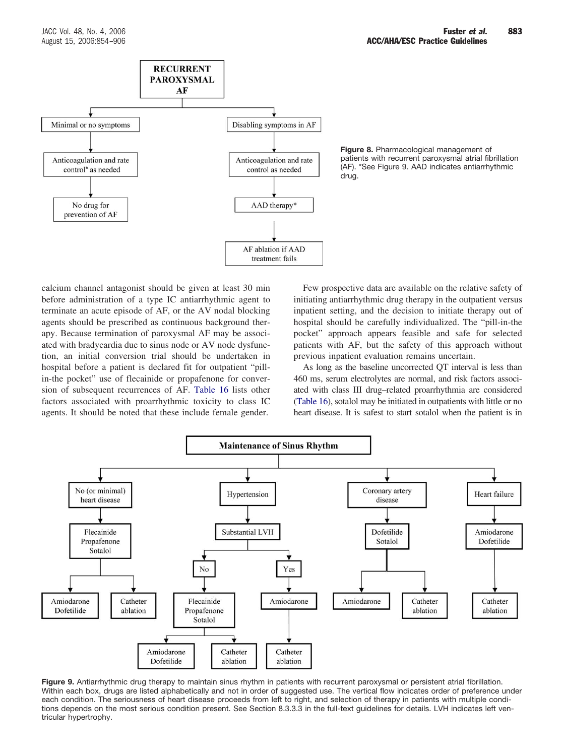RECURRENT PAROXYSMAL AF

- Minimal or no symptoms
  - Anticoagulation and rate control* as needed
  - No drug for prevention of AF
- Disabling symptoms in AF
  - Anticoagulation and rate control as needed
  - AAD therapy*
  - AF ablation if AAD treatment fails

**Figure 8.** Pharmacological management of patients with recurrent paroxysmal atrial fibrillation (AF). *See Figure 9. AAD indicates antiarrhythmic drug.

calcium channel antagonist should be given at least 30 min before administration of a type IC antiarrhythmic agent to terminate an acute episode of AF, or the AV nodal blocking agents should be prescribed as continuous background therapy. Because termination of paroxysmal AF may be associated with bradycardia due to sinus node or AV node dysfunction, an initial conversion trial should be undertaken in hospital before a patient is declared fit for outpatient "pill-in-the pocket" use of flecainide or propafenone for conversion of subsequent recurrences of AF. Table 16 lists other factors associated with proarrhythmic toxicity to class IC agents. It should be noted that these include female gender.

Few prospective data are available on the relative safety of initiating antiarrhythmic drug therapy in the outpatient versus inpatient setting, and the decision to initiate therapy out of hospital should be carefully individualized. The "pill-in-the pocket" approach appears feasible and safe for selected patients with AF, but the safety of this approach without previous inpatient evaluation remains uncertain.

As long as the baseline uncorrected QT interval is less than 460 ms, serum electrolytes are normal, and risk factors associated with class III drug–related proarrhythmia are considered (Table 16), sotalol may be initiated in outpatients with little or no heart disease. It is safest to start sotalol when the patient is in

Maintenance of Sinus Rhythm

- No (or minimal) heart disease
  - Flecainide, Propafenone, Sotalol
    - Amiodarone, Dofetilide
    - Catheter ablation
- Hypertension
  - Substantial LVH
    - No
      - Flecainide, Propafenone, Sotalol
        - Amiodarone, Dofetilide
        - Catheter ablation
    - Yes
      - Amiodarone
        - Catheter ablation
- Coronary artery disease
  - Dofetilide, Sotalol
    - Amiodarone
    - Catheter ablation
- Heart failure
  - Amiodarone, Dofetilide
    - Catheter ablation

**Figure 9.** Antiarrhythmic drug therapy to maintain sinus rhythm in patients with recurrent paroxysmal or persistent atrial fibrillation. Within each box, drugs are listed alphabetically and not in order of suggested use. The vertical flow indicates order of preference under each condition. The seriousness of heart disease proceeds from left to right, and selection of therapy in patients with multiple conditions depends on the most serious condition present. See Section 8.3.3.3 in the full-text guidelines for details. LVH indicates left ventricular hypertrophy.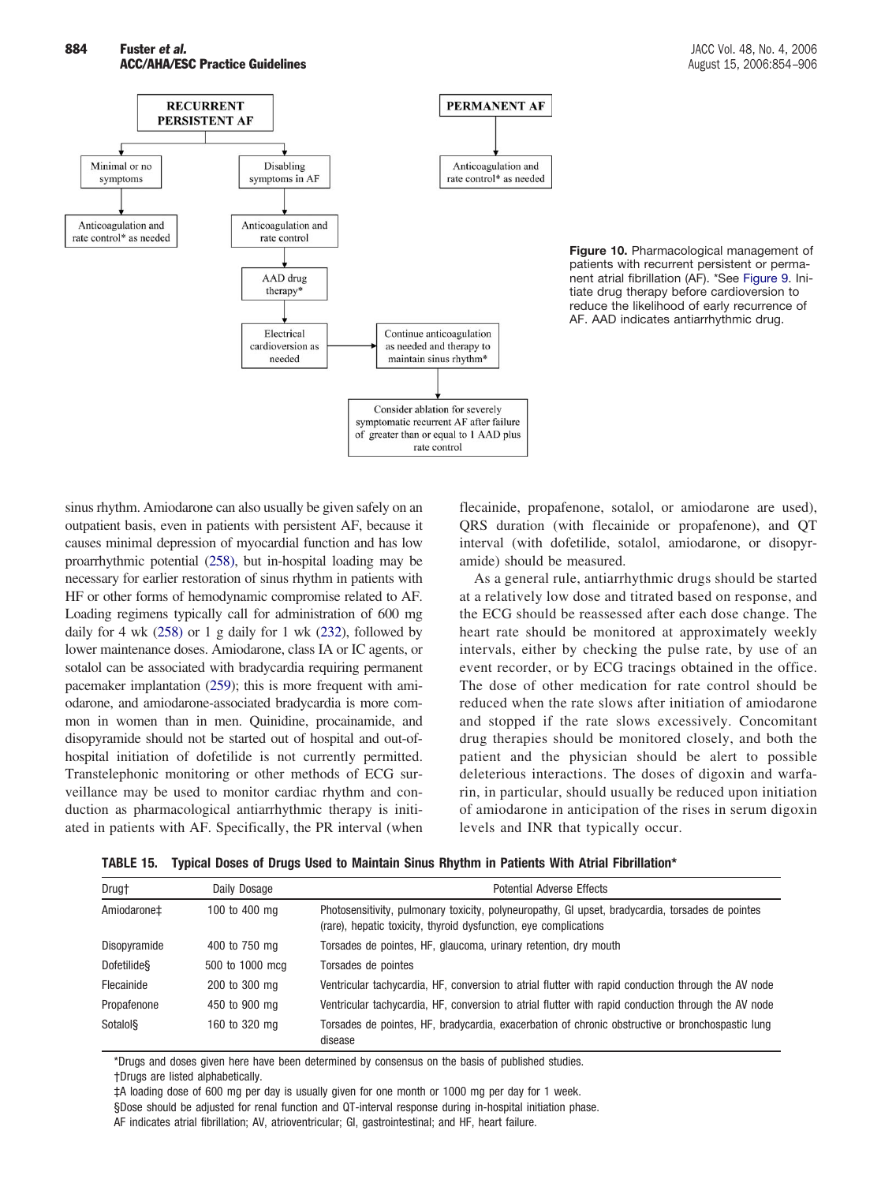RECURRENT PERSISTENT AF

- Minimal or no symptoms → Anticoagulation and rate control* as needed
- Disabling symptoms in AF → Anticoagulation and rate control → AAD drug therapy* → Electrical cardioversion as needed → Continue anticoagulation as needed and therapy to maintain sinus rhythm* → Consider ablation for severely symptomatic recurrent AF after failure of greater than or equal to 1 AAD plus rate control

PERMANENT AF

- Anticoagulation and rate control* as needed

**Figure 10.** Pharmacological management of patients with recurrent persistent or permanent atrial fibrillation (AF). *See Figure 9. Initiate drug therapy before cardioversion to reduce the likelihood of early recurrence of AF. AAD indicates antiarrhythmic drug.

sinus rhythm. Amiodarone can also usually be given safely on an outpatient basis, even in patients with persistent AF, because it causes minimal depression of myocardial function and has low proarrhythmic potential (258), but in-hospital loading may be necessary for earlier restoration of sinus rhythm in patients with HF or other forms of hemodynamic compromise related to AF. Loading regimens typically call for administration of 600 mg daily for 4 wk (258) or 1 g daily for 1 wk (232), followed by lower maintenance doses. Amiodarone, class IA or IC agents, or sotalol can be associated with bradycardia requiring permanent pacemaker implantation (259); this is more frequent with amiodarone, and amiodarone-associated bradycardia is more common in women than in men. Quinidine, procainamide, and disopyramide should not be started out of hospital and out-of-hospital initiation of dofetilide is not currently permitted. Transtelephonic monitoring or other methods of ECG surveillance may be used to monitor cardiac rhythm and conduction as pharmacological antiarrhythmic therapy is initiated in patients with AF. Specifically, the PR interval (when flecainide, propafenone, sotalol, or amiodarone are used), QRS duration (with flecainide or propafenone), and QT interval (with dofetilide, sotalol, amiodarone, or disopyramide) should be measured.

As a general rule, antiarrhythmic drugs should be started at a relatively low dose and titrated based on response, and the ECG should be reassessed after each dose change. The heart rate should be monitored at approximately weekly intervals, either by checking the pulse rate, by use of an event recorder, or by ECG tracings obtained in the office. The dose of other medication for rate control should be reduced when the rate slows after initiation of amiodarone and stopped if the rate slows excessively. Concomitant drug therapies should be monitored closely, and both the patient and the physician should be alert to possible deleterious interactions. The doses of digoxin and warfarin, in particular, should usually be reduced upon initiation of amiodarone in anticipation of the rises in serum digoxin levels and INR that typically occur.

**TABLE 15. Typical Doses of Drugs Used to Maintain Sinus Rhythm in Patients With Atrial Fibrillation***

| Drug† | Daily Dosage | Potential Adverse Effects |
|---|---|---|
| Amiodarone‡ | 100 to 400 mg | Photosensitivity, pulmonary toxicity, polyneuropathy, GI upset, bradycardia, torsades de pointes (rare), hepatic toxicity, thyroid dysfunction, eye complications |
| Disopyramide | 400 to 750 mg | Torsades de pointes, HF, glaucoma, urinary retention, dry mouth |
| Dofetilide§ | 500 to 1000 mcg | Torsades de pointes |
| Flecainide | 200 to 300 mg | Ventricular tachycardia, HF, conversion to atrial flutter with rapid conduction through the AV node |
| Propafenone | 450 to 900 mg | Ventricular tachycardia, HF, conversion to atrial flutter with rapid conduction through the AV node |
| Sotalol§ | 160 to 320 mg | Torsades de pointes, HF, bradycardia, exacerbation of chronic obstructive or bronchospastic lung disease |

*Drugs and doses given here have been determined by consensus on the basis of published studies.
†Drugs are listed alphabetically.
‡A loading dose of 600 mg per day is usually given for one month or 1000 mg per day for 1 week.
§Dose should be adjusted for renal function and QT-interval response during in-hospital initiation phase.
AF indicates atrial fibrillation; AV, atrioventricular; GI, gastrointestinal; and HF, heart failure.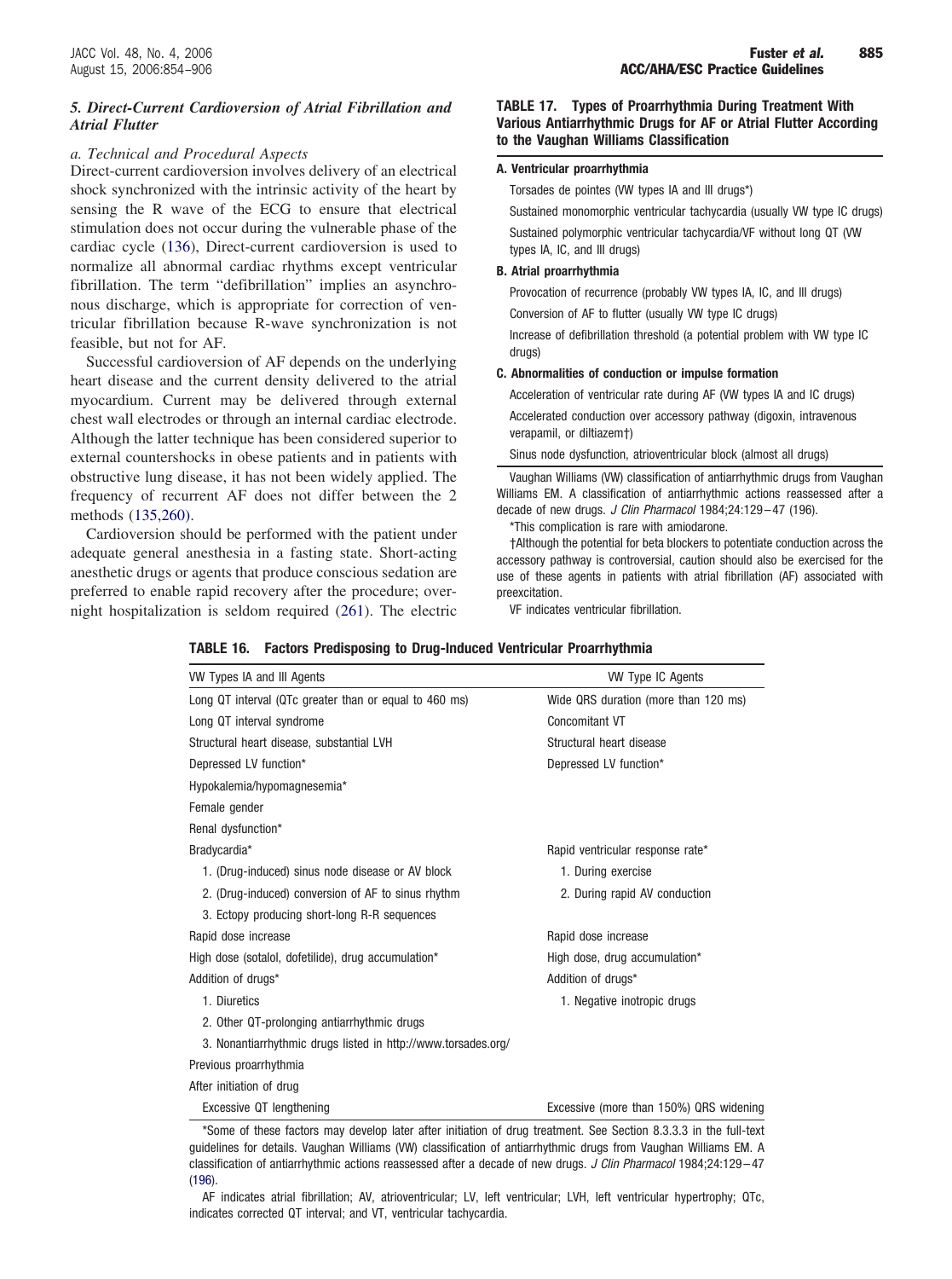### 5. Direct-Current Cardioversion of Atrial Fibrillation and Atrial Flutter

#### a. Technical and Procedural Aspects

Direct-current cardioversion involves delivery of an electrical shock synchronized with the intrinsic activity of the heart by sensing the R wave of the ECG to ensure that electrical stimulation does not occur during the vulnerable phase of the cardiac cycle (136), Direct-current cardioversion is used to normalize all abnormal cardiac rhythms except ventricular fibrillation. The term "defibrillation" implies an asynchronous discharge, which is appropriate for correction of ventricular fibrillation because R-wave synchronization is not feasible, but not for AF.

Successful cardioversion of AF depends on the underlying heart disease and the current density delivered to the atrial myocardium. Current may be delivered through external chest wall electrodes or through an internal cardiac electrode. Although the latter technique has been considered superior to external countershocks in obese patients and in patients with obstructive lung disease, it has not been widely applied. The frequency of recurrent AF does not differ between the 2 methods (135,260).

Cardioversion should be performed with the patient under adequate general anesthesia in a fasting state. Short-acting anesthetic drugs or agents that produce conscious sedation are preferred to enable rapid recovery after the procedure; overnight hospitalization is seldom required (261). The electric

**TABLE 17. Types of Proarrhythmia During Treatment With Various Antiarrhythmic Drugs for AF or Atrial Flutter According to the Vaughan Williams Classification**

**A. Ventricular proarrhythmia**

- Torsades de pointes (VW types IA and III drugs*)
- Sustained monomorphic ventricular tachycardia (usually VW type IC drugs)
- Sustained polymorphic ventricular tachycardia/VF without long QT (VW types IA, IC, and III drugs)

**B. Atrial proarrhythmia**

- Provocation of recurrence (probably VW types IA, IC, and III drugs)
- Conversion of AF to flutter (usually VW type IC drugs)
- Increase of defibrillation threshold (a potential problem with VW type IC drugs)

**C. Abnormalities of conduction or impulse formation**

- Acceleration of ventricular rate during AF (VW types IA and IC drugs)
- Accelerated conduction over accessory pathway (digoxin, intravenous verapamil, or diltiazem†)
- Sinus node dysfunction, atrioventricular block (almost all drugs)

Vaughan Williams (VW) classification of antiarrhythmic drugs from Vaughan Williams EM. A classification of antiarrhythmic actions reassessed after a decade of new drugs. *J Clin Pharmacol* 1984;24:129–47 (196).

*This complication is rare with amiodarone.

†Although the potential for beta blockers to potentiate conduction across the accessory pathway is controversial, caution should also be exercised for the use of these agents in patients with atrial fibrillation (AF) associated with preexcitation.

VF indicates ventricular fibrillation.

**TABLE 16. Factors Predisposing to Drug-Induced Ventricular Proarrhythmia**

| VW Types IA and III Agents | VW Type IC Agents |
|---|---|
| Long QT interval (QTc greater than or equal to 460 ms) | Wide QRS duration (more than 120 ms) |
| Long QT interval syndrome | Concomitant VT |
| Structural heart disease, substantial LVH | Structural heart disease |
| Depressed LV function* | Depressed LV function* |
| Hypokalemia/hypomagnesemia* | |
| Female gender | |
| Renal dysfunction* | |
| Bradycardia* | Rapid ventricular response rate* |
| 1. (Drug-induced) sinus node disease or AV block | 1. During exercise |
| 2. (Drug-induced) conversion of AF to sinus rhythm | 2. During rapid AV conduction |
| 3. Ectopy producing short-long R-R sequences | |
| Rapid dose increase | Rapid dose increase |
| High dose (sotalol, dofetilide), drug accumulation* | High dose, drug accumulation* |
| Addition of drugs* | Addition of drugs* |
| 1. Diuretics | 1. Negative inotropic drugs |
| 2. Other QT-prolonging antiarrhythmic drugs | |
| 3. Nonantiarrhythmic drugs listed in http://www.torsades.org/ | |
| Previous proarrhythmia | |
| After initiation of drug | |
| Excessive QT lengthening | Excessive (more than 150%) QRS widening |

*Some of these factors may develop later after initiation of drug treatment. See Section 8.3.3.3 in the full-text guidelines for details. Vaughan Williams (VW) classification of antiarrhythmic drugs from Vaughan Williams EM. A classification of antiarrhythmic actions reassessed after a decade of new drugs. *J Clin Pharmacol* 1984;24:129–47 (196).

AF indicates atrial fibrillation; AV, atrioventricular; LV, left ventricular; LVH, left ventricular hypertrophy; QTc, indicates corrected QT interval; and VT, ventricular tachycardia.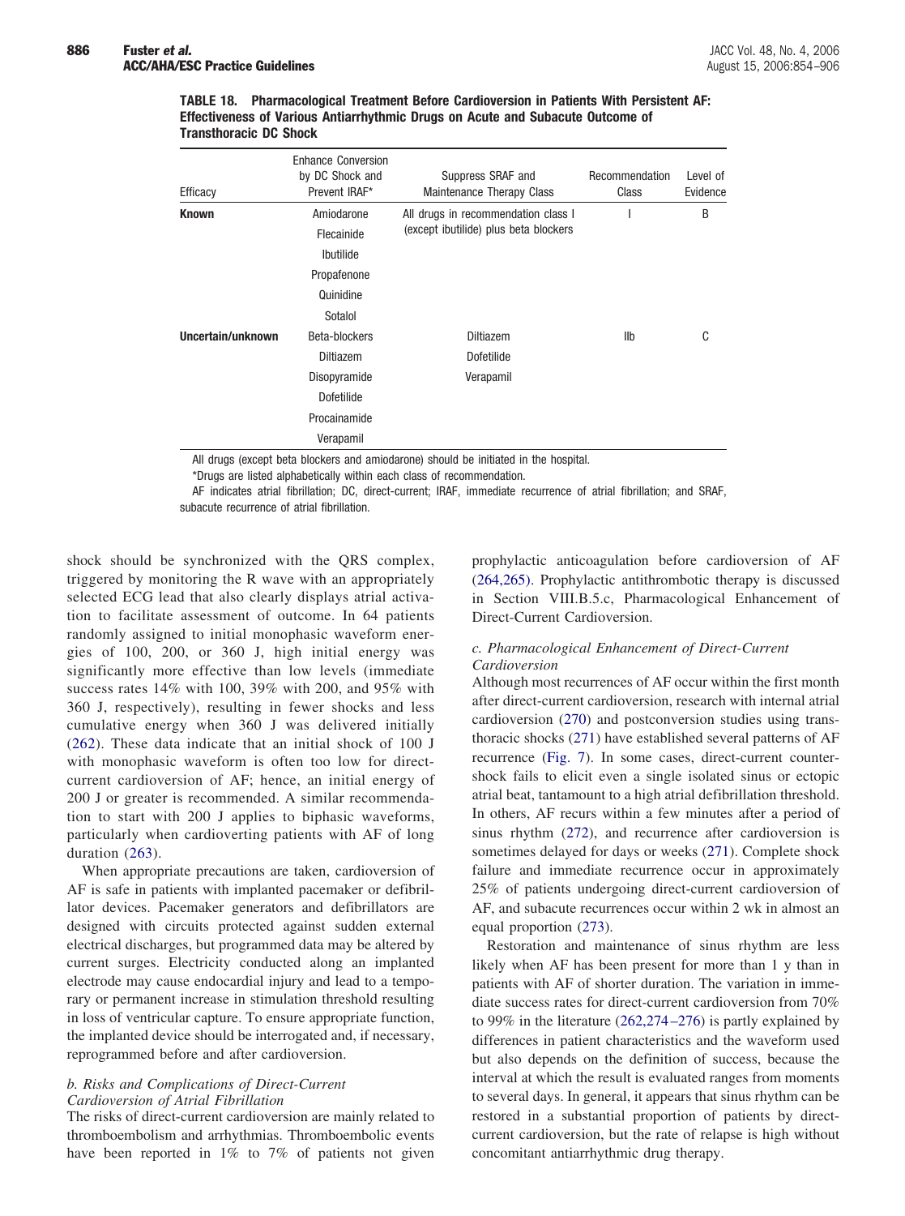**TABLE 18. Pharmacological Treatment Before Cardioversion in Patients With Persistent AF: Effectiveness of Various Antiarrhythmic Drugs on Acute and Subacute Outcome of Transthoracic DC Shock**

| Efficacy | Enhance Conversion by DC Shock and Prevent IRAF* | Suppress SRAF and Maintenance Therapy Class | Recommendation Class | Level of Evidence |
|---|---|---|---|---|
| **Known** | Amiodarone<br>Flecainide<br>Ibutilide<br>Propafenone<br>Quinidine<br>Sotalol | All drugs in recommendation class I (except ibutilide) plus beta blockers | I | B |
| **Uncertain/unknown** | Beta-blockers<br>Diltiazem<br>Disopyramide<br>Dofetilide<br>Procainamide<br>Verapamil | Diltiazem<br>Dofetilide<br>Verapamil | IIb | C |

All drugs (except beta blockers and amiodarone) should be initiated in the hospital.

*Drugs are listed alphabetically within each class of recommendation.

AF indicates atrial fibrillation; DC, direct-current; IRAF, immediate recurrence of atrial fibrillation; and SRAF, subacute recurrence of atrial fibrillation.

shock should be synchronized with the QRS complex, triggered by monitoring the R wave with an appropriately selected ECG lead that also clearly displays atrial activation to facilitate assessment of outcome. In 64 patients randomly assigned to initial monophasic waveform energies of 100, 200, or 360 J, high initial energy was significantly more effective than low levels (immediate success rates 14% with 100, 39% with 200, and 95% with 360 J, respectively), resulting in fewer shocks and less cumulative energy when 360 J was delivered initially (262). These data indicate that an initial shock of 100 J with monophasic waveform is often too low for direct-current cardioversion of AF; hence, an initial energy of 200 J or greater is recommended. A similar recommendation to start with 200 J applies to biphasic waveforms, particularly when cardioverting patients with AF of long duration (263).

When appropriate precautions are taken, cardioversion of AF is safe in patients with implanted pacemaker or defibrillator devices. Pacemaker generators and defibrillators are designed with circuits protected against sudden external electrical discharges, but programmed data may be altered by current surges. Electricity conducted along an implanted electrode may cause endocardial injury and lead to a temporary or permanent increase in stimulation threshold resulting in loss of ventricular capture. To ensure appropriate function, the implanted device should be interrogated and, if necessary, reprogrammed before and after cardioversion.

#### *b. Risks and Complications of Direct-Current Cardioversion of Atrial Fibrillation*

The risks of direct-current cardioversion are mainly related to thromboembolism and arrhythmias. Thromboembolic events have been reported in 1% to 7% of patients not given prophylactic anticoagulation before cardioversion of AF (264,265). Prophylactic antithrombotic therapy is discussed in Section VIII.B.5.c, Pharmacological Enhancement of Direct-Current Cardioversion.

#### *c. Pharmacological Enhancement of Direct-Current Cardioversion*

Although most recurrences of AF occur within the first month after direct-current cardioversion, research with internal atrial cardioversion (270) and postconversion studies using transthoracic shocks (271) have established several patterns of AF recurrence (Fig. 7). In some cases, direct-current countershock fails to elicit even a single isolated sinus or ectopic atrial beat, tantamount to a high atrial defibrillation threshold. In others, AF recurs within a few minutes after a period of sinus rhythm (272), and recurrence after cardioversion is sometimes delayed for days or weeks (271). Complete shock failure and immediate recurrence occur in approximately 25% of patients undergoing direct-current cardioversion of AF, and subacute recurrences occur within 2 wk in almost an equal proportion (273).

Restoration and maintenance of sinus rhythm are less likely when AF has been present for more than 1 y than in patients with AF of shorter duration. The variation in immediate success rates for direct-current cardioversion from 70% to 99% in the literature (262,274–276) is partly explained by differences in patient characteristics and the waveform used but also depends on the definition of success, because the interval at which the result is evaluated ranges from moments to several days. In general, it appears that sinus rhythm can be restored in a substantial proportion of patients by direct-current cardioversion, but the rate of relapse is high without concomitant antiarrhythmic drug therapy.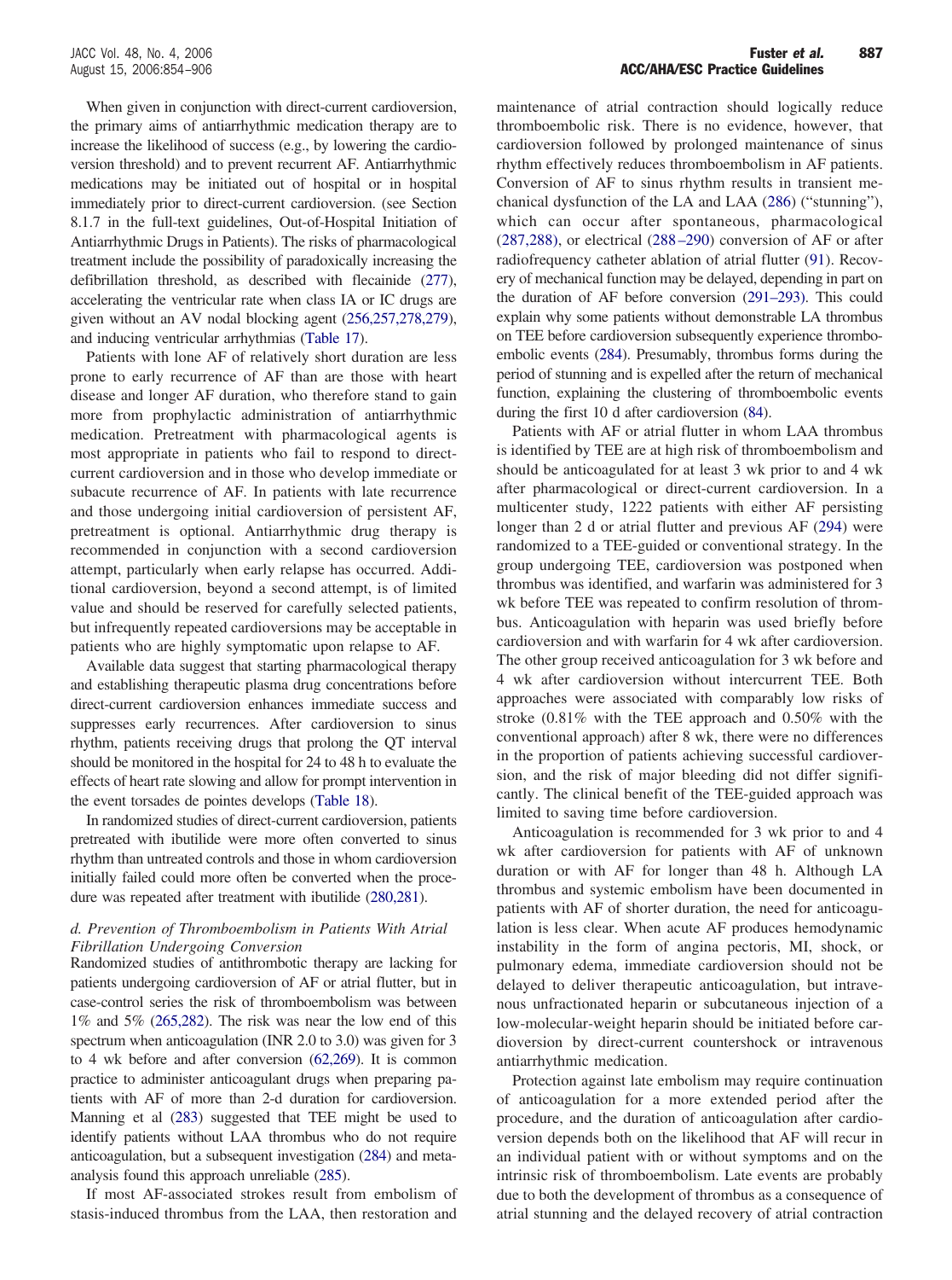When given in conjunction with direct-current cardioversion, the primary aims of antiarrhythmic medication therapy are to increase the likelihood of success (e.g., by lowering the cardioversion threshold) and to prevent recurrent AF. Antiarrhythmic medications may be initiated out of hospital or in hospital immediately prior to direct-current cardioversion. (see Section 8.1.7 in the full-text guidelines, Out-of-Hospital Initiation of Antiarrhythmic Drugs in Patients). The risks of pharmacological treatment include the possibility of paradoxically increasing the defibrillation threshold, as described with flecainide (277), accelerating the ventricular rate when class IA or IC drugs are given without an AV nodal blocking agent (256,257,278,279), and inducing ventricular arrhythmias (Table 17).

Patients with lone AF of relatively short duration are less prone to early recurrence of AF than are those with heart disease and longer AF duration, who therefore stand to gain more from prophylactic administration of antiarrhythmic medication. Pretreatment with pharmacological agents is most appropriate in patients who fail to respond to direct-current cardioversion and in those who develop immediate or subacute recurrence of AF. In patients with late recurrence and those undergoing initial cardioversion of persistent AF, pretreatment is optional. Antiarrhythmic drug therapy is recommended in conjunction with a second cardioversion attempt, particularly when early relapse has occurred. Additional cardioversion, beyond a second attempt, is of limited value and should be reserved for carefully selected patients, but infrequently repeated cardioversions may be acceptable in patients who are highly symptomatic upon relapse to AF.

Available data suggest that starting pharmacological therapy and establishing therapeutic plasma drug concentrations before direct-current cardioversion enhances immediate success and suppresses early recurrences. After cardioversion to sinus rhythm, patients receiving drugs that prolong the QT interval should be monitored in the hospital for 24 to 48 h to evaluate the effects of heart rate slowing and allow for prompt intervention in the event torsades de pointes develops (Table 18).

In randomized studies of direct-current cardioversion, patients pretreated with ibutilide were more often converted to sinus rhythm than untreated controls and those in whom cardioversion initially failed could more often be converted when the procedure was repeated after treatment with ibutilide (280,281).

#### *d. Prevention of Thromboembolism in Patients With Atrial Fibrillation Undergoing Conversion*

Randomized studies of antithrombotic therapy are lacking for patients undergoing cardioversion of AF or atrial flutter, but in case-control series the risk of thromboembolism was between 1% and 5% (265,282). The risk was near the low end of this spectrum when anticoagulation (INR 2.0 to 3.0) was given for 3 to 4 wk before and after conversion (62,269). It is common practice to administer anticoagulant drugs when preparing patients with AF of more than 2-d duration for cardioversion. Manning et al (283) suggested that TEE might be used to identify patients without LAA thrombus who do not require anticoagulation, but a subsequent investigation (284) and meta-analysis found this approach unreliable (285).

If most AF-associated strokes result from embolism of stasis-induced thrombus from the LAA, then restoration and maintenance of atrial contraction should logically reduce thromboembolic risk. There is no evidence, however, that cardioversion followed by prolonged maintenance of sinus rhythm effectively reduces thromboembolism in AF patients. Conversion of AF to sinus rhythm results in transient mechanical dysfunction of the LA and LAA (286) ("stunning"), which can occur after spontaneous, pharmacological (287,288), or electrical (288–290) conversion of AF or after radiofrequency catheter ablation of atrial flutter (91). Recovery of mechanical function may be delayed, depending in part on the duration of AF before conversion (291–293). This could explain why some patients without demonstrable LA thrombus on TEE before cardioversion subsequently experience thromboembolic events (284). Presumably, thrombus forms during the period of stunning and is expelled after the return of mechanical function, explaining the clustering of thromboembolic events during the first 10 d after cardioversion (84).

Patients with AF or atrial flutter in whom LAA thrombus is identified by TEE are at high risk of thromboembolism and should be anticoagulated for at least 3 wk prior to and 4 wk after pharmacological or direct-current cardioversion. In a multicenter study, 1222 patients with either AF persisting longer than 2 d or atrial flutter and previous AF (294) were randomized to a TEE-guided or conventional strategy. In the group undergoing TEE, cardioversion was postponed when thrombus was identified, and warfarin was administered for 3 wk before TEE was repeated to confirm resolution of thrombus. Anticoagulation with heparin was used briefly before cardioversion and with warfarin for 4 wk after cardioversion. The other group received anticoagulation for 3 wk before and 4 wk after cardioversion without intercurrent TEE. Both approaches were associated with comparably low risks of stroke (0.81% with the TEE approach and 0.50% with the conventional approach) after 8 wk, there were no differences in the proportion of patients achieving successful cardioversion, and the risk of major bleeding did not differ significantly. The clinical benefit of the TEE-guided approach was limited to saving time before cardioversion.

Anticoagulation is recommended for 3 wk prior to and 4 wk after cardioversion for patients with AF of unknown duration or with AF for longer than 48 h. Although LA thrombus and systemic embolism have been documented in patients with AF of shorter duration, the need for anticoagulation is less clear. When acute AF produces hemodynamic instability in the form of angina pectoris, MI, shock, or pulmonary edema, immediate cardioversion should not be delayed to deliver therapeutic anticoagulation, but intravenous unfractionated heparin or subcutaneous injection of a low-molecular-weight heparin should be initiated before cardioversion by direct-current countershock or intravenous antiarrhythmic medication.

Protection against late embolism may require continuation of anticoagulation for a more extended period after the procedure, and the duration of anticoagulation after cardioversion depends both on the likelihood that AF will recur in an individual patient with or without symptoms and on the intrinsic risk of thromboembolism. Late events are probably due to both the development of thrombus as a consequence of atrial stunning and the delayed recovery of atrial contraction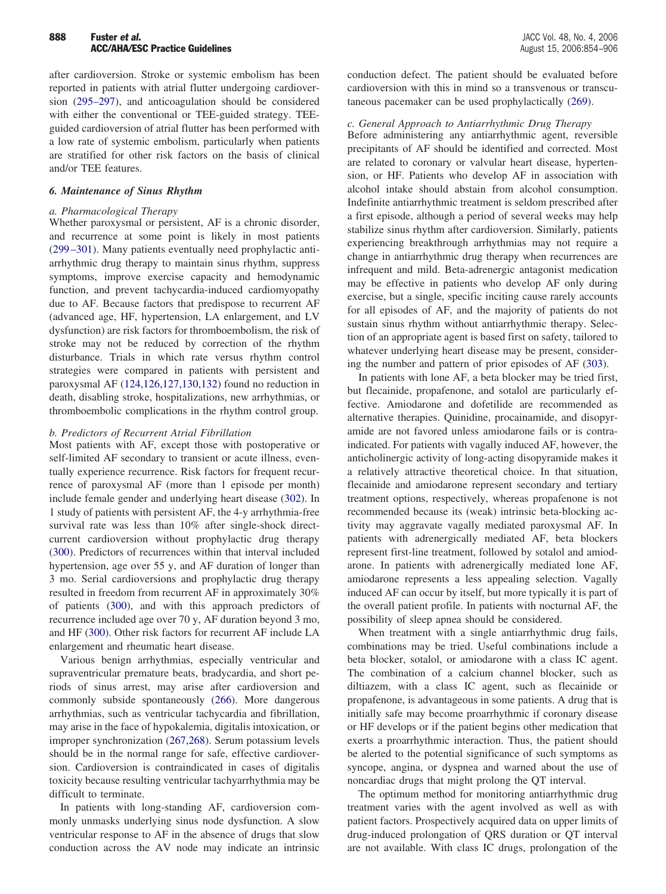after cardioversion. Stroke or systemic embolism has been reported in patients with atrial flutter undergoing cardioversion (295–297), and anticoagulation should be considered with either the conventional or TEE-guided strategy. TEE-guided cardioversion of atrial flutter has been performed with a low rate of systemic embolism, particularly when patients are stratified for other risk factors on the basis of clinical and/or TEE features.

### 6. Maintenance of Sinus Rhythm

#### a. Pharmacological Therapy

Whether paroxysmal or persistent, AF is a chronic disorder, and recurrence at some point is likely in most patients (299–301). Many patients eventually need prophylactic antiarrhythmic drug therapy to maintain sinus rhythm, suppress symptoms, improve exercise capacity and hemodynamic function, and prevent tachycardia-induced cardiomyopathy due to AF. Because factors that predispose to recurrent AF (advanced age, HF, hypertension, LA enlargement, and LV dysfunction) are risk factors for thromboembolism, the risk of stroke may not be reduced by correction of the rhythm disturbance. Trials in which rate versus rhythm control strategies were compared in patients with persistent and paroxysmal AF (124,126,127,130,132) found no reduction in death, disabling stroke, hospitalizations, new arrhythmias, or thromboembolic complications in the rhythm control group.

#### b. Predictors of Recurrent Atrial Fibrillation

Most patients with AF, except those with postoperative or self-limited AF secondary to transient or acute illness, eventually experience recurrence. Risk factors for frequent recurrence of paroxysmal AF (more than 1 episode per month) include female gender and underlying heart disease (302). In 1 study of patients with persistent AF, the 4-y arrhythmia-free survival rate was less than 10% after single-shock direct-current cardioversion without prophylactic drug therapy (300). Predictors of recurrences within that interval included hypertension, age over 55 y, and AF duration of longer than 3 mo. Serial cardioversions and prophylactic drug therapy resulted in freedom from recurrent AF in approximately 30% of patients (300), and with this approach predictors of recurrence included age over 70 y, AF duration beyond 3 mo, and HF (300). Other risk factors for recurrent AF include LA enlargement and rheumatic heart disease.

Various benign arrhythmias, especially ventricular and supraventricular premature beats, bradycardia, and short periods of sinus arrest, may arise after cardioversion and commonly subside spontaneously (266). More dangerous arrhythmias, such as ventricular tachycardia and fibrillation, may arise in the face of hypokalemia, digitalis intoxication, or improper synchronization (267,268). Serum potassium levels should be in the normal range for safe, effective cardioversion. Cardioversion is contraindicated in cases of digitalis toxicity because resulting ventricular tachyarrhythmia may be difficult to terminate.

In patients with long-standing AF, cardioversion commonly unmasks underlying sinus node dysfunction. A slow ventricular response to AF in the absence of drugs that slow conduction across the AV node may indicate an intrinsic conduction defect. The patient should be evaluated before cardioversion with this in mind so a transvenous or transcutaneous pacemaker can be used prophylactically (269).

#### c. General Approach to Antiarrhythmic Drug Therapy

Before administering any antiarrhythmic agent, reversible precipitants of AF should be identified and corrected. Most are related to coronary or valvular heart disease, hypertension, or HF. Patients who develop AF in association with alcohol intake should abstain from alcohol consumption. Indefinite antiarrhythmic treatment is seldom prescribed after a first episode, although a period of several weeks may help stabilize sinus rhythm after cardioversion. Similarly, patients experiencing breakthrough arrhythmias may not require a change in antiarrhythmic drug therapy when recurrences are infrequent and mild. Beta-adrenergic antagonist medication may be effective in patients who develop AF only during exercise, but a single, specific inciting cause rarely accounts for all episodes of AF, and the majority of patients do not sustain sinus rhythm without antiarrhythmic therapy. Selection of an appropriate agent is based first on safety, tailored to whatever underlying heart disease may be present, considering the number and pattern of prior episodes of AF (303).

In patients with lone AF, a beta blocker may be tried first, but flecainide, propafenone, and sotalol are particularly effective. Amiodarone and dofetilide are recommended as alternative therapies. Quinidine, procainamide, and disopyramide are not favored unless amiodarone fails or is contraindicated. For patients with vagally induced AF, however, the anticholinergic activity of long-acting disopyramide makes it a relatively attractive theoretical choice. In that situation, flecainide and amiodarone represent secondary and tertiary treatment options, respectively, whereas propafenone is not recommended because its (weak) intrinsic beta-blocking activity may aggravate vagally mediated paroxysmal AF. In patients with adrenergically mediated AF, beta blockers represent first-line treatment, followed by sotalol and amiodarone. In patients with adrenergically mediated lone AF, amiodarone represents a less appealing selection. Vagally induced AF can occur by itself, but more typically it is part of the overall patient profile. In patients with nocturnal AF, the possibility of sleep apnea should be considered.

When treatment with a single antiarrhythmic drug fails, combinations may be tried. Useful combinations include a beta blocker, sotalol, or amiodarone with a class IC agent. The combination of a calcium channel blocker, such as diltiazem, with a class IC agent, such as flecainide or propafenone, is advantageous in some patients. A drug that is initially safe may become proarrhythmic if coronary disease or HF develops or if the patient begins other medication that exerts a proarrhythmic interaction. Thus, the patient should be alerted to the potential significance of such symptoms as syncope, angina, or dyspnea and warned about the use of noncardiac drugs that might prolong the QT interval.

The optimum method for monitoring antiarrhythmic drug treatment varies with the agent involved as well as with patient factors. Prospectively acquired data on upper limits of drug-induced prolongation of QRS duration or QT interval are not available. With class IC drugs, prolongation of the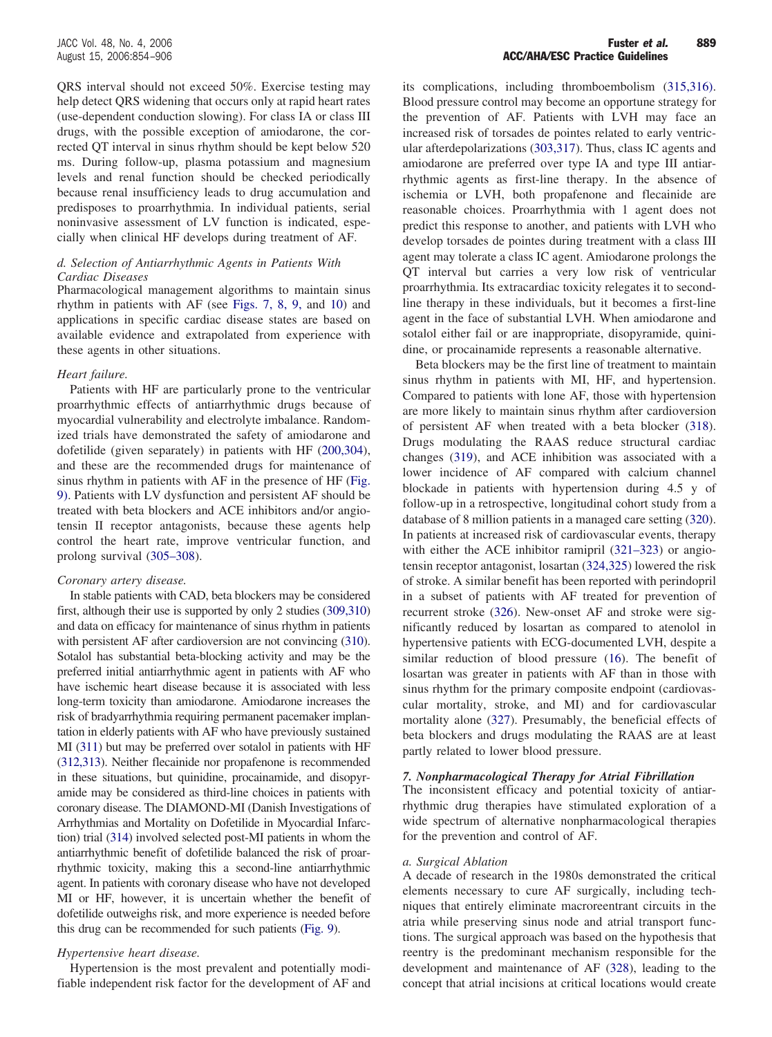QRS interval should not exceed 50%. Exercise testing may help detect QRS widening that occurs only at rapid heart rates (use-dependent conduction slowing). For class IA or class III drugs, with the possible exception of amiodarone, the corrected QT interval in sinus rhythm should be kept below 520 ms. During follow-up, plasma potassium and magnesium levels and renal function should be checked periodically because renal insufficiency leads to drug accumulation and predisposes to proarrhythmia. In individual patients, serial noninvasive assessment of LV function is indicated, especially when clinical HF develops during treatment of AF.

#### *d. Selection of Antiarrhythmic Agents in Patients With Cardiac Diseases*

Pharmacological management algorithms to maintain sinus rhythm in patients with AF (see Figs. 7, 8, 9, and 10) and applications in specific cardiac disease states are based on available evidence and extrapolated from experience with these agents in other situations.

*Heart failure.*

Patients with HF are particularly prone to the ventricular proarrhythmic effects of antiarrhythmic drugs because of myocardial vulnerability and electrolyte imbalance. Randomized trials have demonstrated the safety of amiodarone and dofetilide (given separately) in patients with HF (200,304), and these are the recommended drugs for maintenance of sinus rhythm in patients with AF in the presence of HF (Fig. 9). Patients with LV dysfunction and persistent AF should be treated with beta blockers and ACE inhibitors and/or angiotensin II receptor antagonists, because these agents help control the heart rate, improve ventricular function, and prolong survival (305–308).

*Coronary artery disease.*

In stable patients with CAD, beta blockers may be considered first, although their use is supported by only 2 studies (309,310) and data on efficacy for maintenance of sinus rhythm in patients with persistent AF after cardioversion are not convincing (310). Sotalol has substantial beta-blocking activity and may be the preferred initial antiarrhythmic agent in patients with AF who have ischemic heart disease because it is associated with less long-term toxicity than amiodarone. Amiodarone increases the risk of bradyarrhythmia requiring permanent pacemaker implantation in elderly patients with AF who have previously sustained MI (311) but may be preferred over sotalol in patients with HF (312,313). Neither flecainide nor propafenone is recommended in these situations, but quinidine, procainamide, and disopyramide may be considered as third-line choices in patients with coronary disease. The DIAMOND-MI (Danish Investigations of Arrhythmias and Mortality on Dofetilide in Myocardial Infarction) trial (314) involved selected post-MI patients in whom the antiarrhythmic benefit of dofetilide balanced the risk of proarrhythmic toxicity, making this a second-line antiarrhythmic agent. In patients with coronary disease who have not developed MI or HF, however, it is uncertain whether the benefit of dofetilide outweighs risk, and more experience is needed before this drug can be recommended for such patients (Fig. 9).

*Hypertensive heart disease.*

Hypertension is the most prevalent and potentially modifiable independent risk factor for the development of AF and its complications, including thromboembolism (315,316). Blood pressure control may become an opportune strategy for the prevention of AF. Patients with LVH may face an increased risk of torsades de pointes related to early ventricular afterdepolarizations (303,317). Thus, class IC agents and amiodarone are preferred over type IA and type III antiarrhythmic agents as first-line therapy. In the absence of ischemia or LVH, both propafenone and flecainide are reasonable choices. Proarrhythmia with 1 agent does not predict this response to another, and patients with LVH who develop torsades de pointes during treatment with a class III agent may tolerate a class IC agent. Amiodarone prolongs the QT interval but carries a very low risk of ventricular proarrhythmia. Its extracardiac toxicity relegates it to second-line therapy in these individuals, but it becomes a first-line agent in the face of substantial LVH. When amiodarone and sotalol either fail or are inappropriate, disopyramide, quinidine, or procainamide represents a reasonable alternative.

Beta blockers may be the first line of treatment to maintain sinus rhythm in patients with MI, HF, and hypertension. Compared to patients with lone AF, those with hypertension are more likely to maintain sinus rhythm after cardioversion of persistent AF when treated with a beta blocker (318). Drugs modulating the RAAS reduce structural cardiac changes (319), and ACE inhibition was associated with a lower incidence of AF compared with calcium channel blockade in patients with hypertension during 4.5 y of follow-up in a retrospective, longitudinal cohort study from a database of 8 million patients in a managed care setting (320). In patients at increased risk of cardiovascular events, therapy with either the ACE inhibitor ramipril (321–323) or angiotensin receptor antagonist, losartan (324,325) lowered the risk of stroke. A similar benefit has been reported with perindopril in a subset of patients with AF treated for prevention of recurrent stroke (326). New-onset AF and stroke were significantly reduced by losartan as compared to atenolol in hypertensive patients with ECG-documented LVH, despite a similar reduction of blood pressure (16). The benefit of losartan was greater in patients with AF than in those with sinus rhythm for the primary composite endpoint (cardiovascular mortality, stroke, and MI) and for cardiovascular mortality alone (327). Presumably, the beneficial effects of beta blockers and drugs modulating the RAAS are at least partly related to lower blood pressure.

### 7. Nonpharmacological Therapy for Atrial Fibrillation

The inconsistent efficacy and potential toxicity of antiarrhythmic drug therapies have stimulated exploration of a wide spectrum of alternative nonpharmacological therapies for the prevention and control of AF.

#### *a. Surgical Ablation*

A decade of research in the 1980s demonstrated the critical elements necessary to cure AF surgically, including techniques that entirely eliminate macroreentrant circuits in the atria while preserving sinus node and atrial transport functions. The surgical approach was based on the hypothesis that reentry is the predominant mechanism responsible for the development and maintenance of AF (328), leading to the concept that atrial incisions at critical locations would create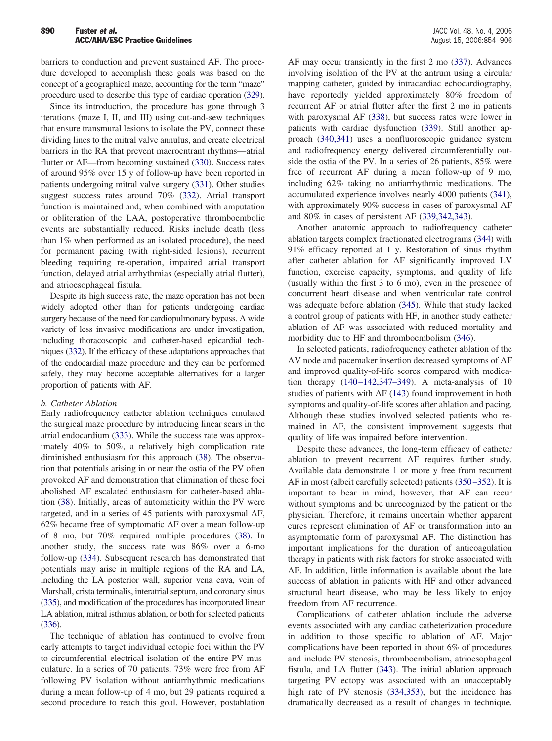barriers to conduction and prevent sustained AF. The procedure developed to accomplish these goals was based on the concept of a geographical maze, accounting for the term "maze" procedure used to describe this type of cardiac operation (329).

Since its introduction, the procedure has gone through 3 iterations (maze I, II, and III) using cut-and-sew techniques that ensure transmural lesions to isolate the PV, connect these dividing lines to the mitral valve annulus, and create electrical barriers in the RA that prevent macroentrant rhythms—atrial flutter or AF—from becoming sustained (330). Success rates of around 95% over 15 y of follow-up have been reported in patients undergoing mitral valve surgery (331). Other studies suggest success rates around 70% (332). Atrial transport function is maintained and, when combined with amputation or obliteration of the LAA, postoperative thromboembolic events are substantially reduced. Risks include death (less than 1% when performed as an isolated procedure), the need for permanent pacing (with right-sided lesions), recurrent bleeding requiring re-operation, impaired atrial transport function, delayed atrial arrhythmias (especially atrial flutter), and atrioesophageal fistula.

Despite its high success rate, the maze operation has not been widely adopted other than for patients undergoing cardiac surgery because of the need for cardiopulmonary bypass. A wide variety of less invasive modifications are under investigation, including thoracoscopic and catheter-based epicardial techniques (332). If the efficacy of these adaptations approaches that of the endocardial maze procedure and they can be performed safely, they may become acceptable alternatives for a larger proportion of patients with AF.

*b. Catheter Ablation*

Early radiofrequency catheter ablation techniques emulated the surgical maze procedure by introducing linear scars in the atrial endocardium (333). While the success rate was approximately 40% to 50%, a relatively high complication rate diminished enthusiasm for this approach (38). The observation that potentials arising in or near the ostia of the PV often provoked AF and demonstration that elimination of these foci abolished AF escalated enthusiasm for catheter-based ablation (38). Initially, areas of automaticity within the PV were targeted, and in a series of 45 patients with paroxysmal AF, 62% became free of symptomatic AF over a mean follow-up of 8 mo, but 70% required multiple procedures (38). In another study, the success rate was 86% over a 6-mo follow-up (334). Subsequent research has demonstrated that potentials may arise in multiple regions of the RA and LA, including the LA posterior wall, superior vena cava, vein of Marshall, crista terminalis, interatrial septum, and coronary sinus (335), and modification of the procedures has incorporated linear LA ablation, mitral isthmus ablation, or both for selected patients (336).

The technique of ablation has continued to evolve from early attempts to target individual ectopic foci within the PV to circumferential electrical isolation of the entire PV musculature. In a series of 70 patients, 73% were free from AF following PV isolation without antiarrhythmic medications during a mean follow-up of 4 mo, but 29 patients required a second procedure to reach this goal. However, postablation AF may occur transiently in the first 2 mo (337). Advances involving isolation of the PV at the antrum using a circular mapping catheter, guided by intracardiac echocardiography, have reportedly yielded approximately 80% freedom of recurrent AF or atrial flutter after the first 2 mo in patients with paroxysmal AF (338), but success rates were lower in patients with cardiac dysfunction (339). Still another approach (340,341) uses a nonfluoroscopic guidance system and radiofrequency energy delivered circumferentially outside the ostia of the PV. In a series of 26 patients, 85% were free of recurrent AF during a mean follow-up of 9 mo, including 62% taking no antiarrhythmic medications. The accumulated experience involves nearly 4000 patients (341), with approximately 90% success in cases of paroxysmal AF and 80% in cases of persistent AF (339,342,343).

Another anatomic approach to radiofrequency catheter ablation targets complex fractionated electrograms (344) with 91% efficacy reported at 1 y. Restoration of sinus rhythm after catheter ablation for AF significantly improved LV function, exercise capacity, symptoms, and quality of life (usually within the first 3 to 6 mo), even in the presence of concurrent heart disease and when ventricular rate control was adequate before ablation (345). While that study lacked a control group of patients with HF, in another study catheter ablation of AF was associated with reduced mortality and morbidity due to HF and thromboembolism (346).

In selected patients, radiofrequency catheter ablation of the AV node and pacemaker insertion decreased symptoms of AF and improved quality-of-life scores compared with medication therapy (140–142,347–349). A meta-analysis of 10 studies of patients with AF (143) found improvement in both symptoms and quality-of-life scores after ablation and pacing. Although these studies involved selected patients who remained in AF, the consistent improvement suggests that quality of life was impaired before intervention.

Despite these advances, the long-term efficacy of catheter ablation to prevent recurrent AF requires further study. Available data demonstrate 1 or more y free from recurrent AF in most (albeit carefully selected) patients (350–352). It is important to bear in mind, however, that AF can recur without symptoms and be unrecognized by the patient or the physician. Therefore, it remains uncertain whether apparent cures represent elimination of AF or transformation into an asymptomatic form of paroxysmal AF. The distinction has important implications for the duration of anticoagulation therapy in patients with risk factors for stroke associated with AF. In addition, little information is available about the late success of ablation in patients with HF and other advanced structural heart disease, who may be less likely to enjoy freedom from AF recurrence.

Complications of catheter ablation include the adverse events associated with any cardiac catheterization procedure in addition to those specific to ablation of AF. Major complications have been reported in about 6% of procedures and include PV stenosis, thromboembolism, atrioesophageal fistula, and LA flutter (343). The initial ablation approach targeting PV ectopy was associated with an unacceptably high rate of PV stenosis (334,353), but the incidence has dramatically decreased as a result of changes in technique.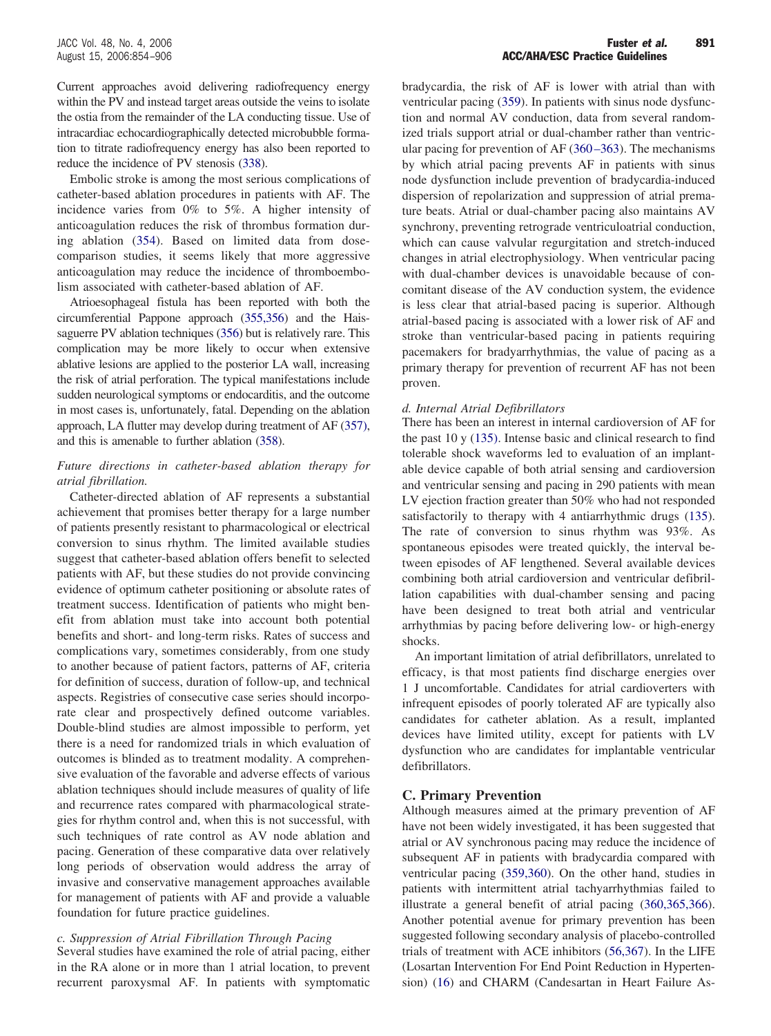Current approaches avoid delivering radiofrequency energy within the PV and instead target areas outside the veins to isolate the ostia from the remainder of the LA conducting tissue. Use of intracardiac echocardiographically detected microbubble formation to titrate radiofrequency energy has also been reported to reduce the incidence of PV stenosis (338).

Embolic stroke is among the most serious complications of catheter-based ablation procedures in patients with AF. The incidence varies from 0% to 5%. A higher intensity of anticoagulation reduces the risk of thrombus formation during ablation (354). Based on limited data from dose-comparison studies, it seems likely that more aggressive anticoagulation may reduce the incidence of thromboembolism associated with catheter-based ablation of AF.

Atrioesophageal fistula has been reported with both the circumferential Pappone approach (355,356) and the Haissaguerre PV ablation techniques (356) but is relatively rare. This complication may be more likely to occur when extensive ablative lesions are applied to the posterior LA wall, increasing the risk of atrial perforation. The typical manifestations include sudden neurological symptoms or endocarditis, and the outcome in most cases is, unfortunately, fatal. Depending on the ablation approach, LA flutter may develop during treatment of AF (357), and this is amenable to further ablation (358).

*Future directions in catheter-based ablation therapy for atrial fibrillation.*

Catheter-directed ablation of AF represents a substantial achievement that promises better therapy for a large number of patients presently resistant to pharmacological or electrical conversion to sinus rhythm. The limited available studies suggest that catheter-based ablation offers benefit to selected patients with AF, but these studies do not provide convincing evidence of optimum catheter positioning or absolute rates of treatment success. Identification of patients who might benefit from ablation must take into account both potential benefits and short- and long-term risks. Rates of success and complications vary, sometimes considerably, from one study to another because of patient factors, patterns of AF, criteria for definition of success, duration of follow-up, and technical aspects. Registries of consecutive case series should incorporate clear and prospectively defined outcome variables. Double-blind studies are almost impossible to perform, yet there is a need for randomized trials in which evaluation of outcomes is blinded as to treatment modality. A comprehensive evaluation of the favorable and adverse effects of various ablation techniques should include measures of quality of life and recurrence rates compared with pharmacological strategies for rhythm control and, when this is not successful, with such techniques of rate control as AV node ablation and pacing. Generation of these comparative data over relatively long periods of observation would address the array of invasive and conservative management approaches available for management of patients with AF and provide a valuable foundation for future practice guidelines.

#### *c. Suppression of Atrial Fibrillation Through Pacing*

Several studies have examined the role of atrial pacing, either in the RA alone or in more than 1 atrial location, to prevent recurrent paroxysmal AF. In patients with symptomatic bradycardia, the risk of AF is lower with atrial than with ventricular pacing (359). In patients with sinus node dysfunction and normal AV conduction, data from several randomized trials support atrial or dual-chamber rather than ventricular pacing for prevention of AF (360–363). The mechanisms by which atrial pacing prevents AF in patients with sinus node dysfunction include prevention of bradycardia-induced dispersion of repolarization and suppression of atrial premature beats. Atrial or dual-chamber pacing also maintains AV synchrony, preventing retrograde ventriculoatrial conduction, which can cause valvular regurgitation and stretch-induced changes in atrial electrophysiology. When ventricular pacing with dual-chamber devices is unavoidable because of concomitant disease of the AV conduction system, the evidence is less clear that atrial-based pacing is superior. Although atrial-based pacing is associated with a lower risk of AF and stroke than ventricular-based pacing in patients requiring pacemakers for bradyarrhythmias, the value of pacing as a primary therapy for prevention of recurrent AF has not been proven.

#### *d. Internal Atrial Defibrillators*

There has been an interest in internal cardioversion of AF for the past 10 y (135). Intense basic and clinical research to find tolerable shock waveforms led to evaluation of an implantable device capable of both atrial sensing and cardioversion and ventricular sensing and pacing in 290 patients with mean LV ejection fraction greater than 50% who had not responded satisfactorily to therapy with 4 antiarrhythmic drugs (135). The rate of conversion to sinus rhythm was 93%. As spontaneous episodes were treated quickly, the interval between episodes of AF lengthened. Several available devices combining both atrial cardioversion and ventricular defibrillation capabilities with dual-chamber sensing and pacing have been designed to treat both atrial and ventricular arrhythmias by pacing before delivering low- or high-energy shocks.

An important limitation of atrial defibrillators, unrelated to efficacy, is that most patients find discharge energies over 1 J uncomfortable. Candidates for atrial cardioverters with infrequent episodes of poorly tolerated AF are typically also candidates for catheter ablation. As a result, implanted devices have limited utility, except for patients with LV dysfunction who are candidates for implantable ventricular defibrillators.

## C. Primary Prevention

Although measures aimed at the primary prevention of AF have not been widely investigated, it has been suggested that atrial or AV synchronous pacing may reduce the incidence of subsequent AF in patients with bradycardia compared with ventricular pacing (359,360). On the other hand, studies in patients with intermittent atrial tachyarrhythmias failed to illustrate a general benefit of atrial pacing (360,365,366). Another potential avenue for primary prevention has been suggested following secondary analysis of placebo-controlled trials of treatment with ACE inhibitors (56,367). In the LIFE (Losartan Intervention For End Point Reduction in Hypertension) (16) and CHARM (Candesartan in Heart Failure As-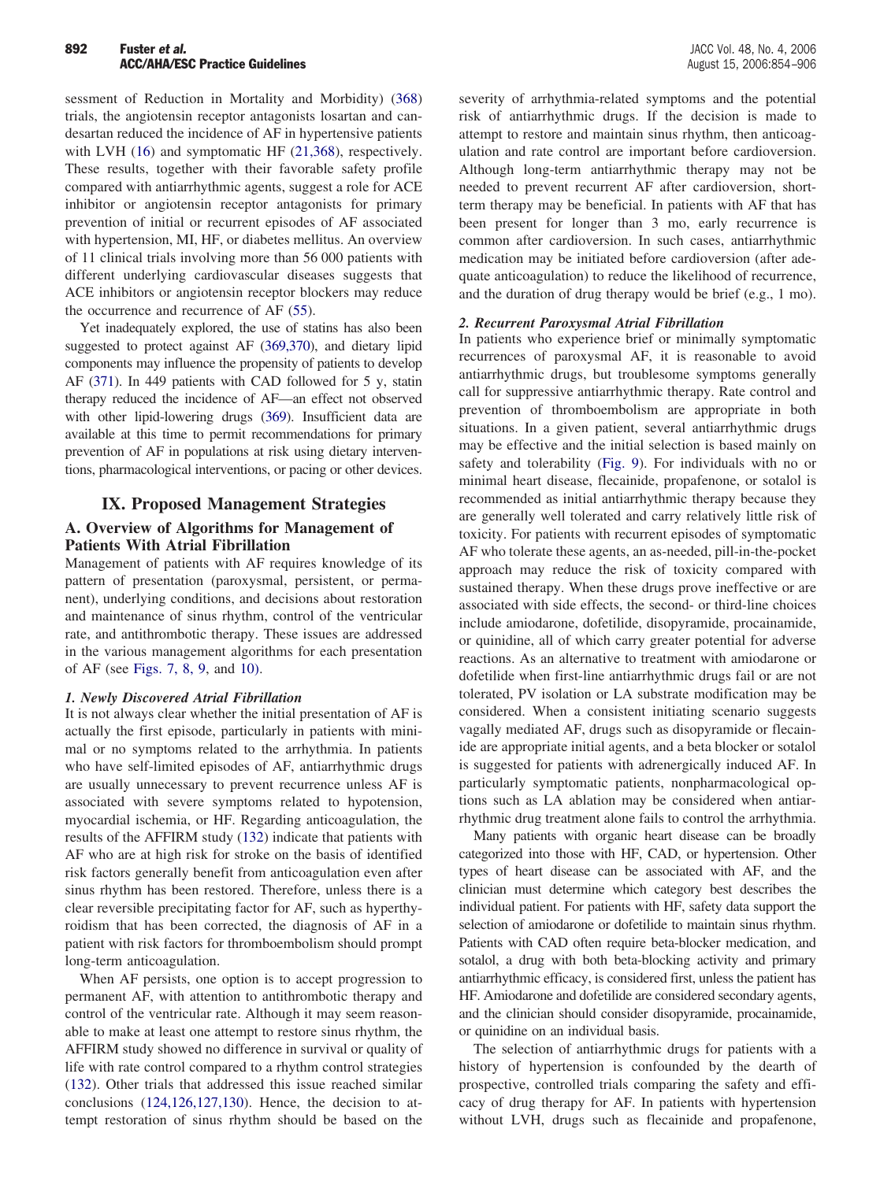sessment of Reduction in Mortality and Morbidity) (368) trials, the angiotensin receptor antagonists losartan and candesartan reduced the incidence of AF in hypertensive patients with LVH (16) and symptomatic HF (21,368), respectively. These results, together with their favorable safety profile compared with antiarrhythmic agents, suggest a role for ACE inhibitor or angiotensin receptor antagonists for primary prevention of initial or recurrent episodes of AF associated with hypertension, MI, HF, or diabetes mellitus. An overview of 11 clinical trials involving more than 56 000 patients with different underlying cardiovascular diseases suggests that ACE inhibitors or angiotensin receptor blockers may reduce the occurrence and recurrence of AF (55).

Yet inadequately explored, the use of statins has also been suggested to protect against AF (369,370), and dietary lipid components may influence the propensity of patients to develop AF (371). In 449 patients with CAD followed for 5 y, statin therapy reduced the incidence of AF—an effect not observed with other lipid-lowering drugs (369). Insufficient data are available at this time to permit recommendations for primary prevention of AF in populations at risk using dietary interventions, pharmacological interventions, or pacing or other devices.

# IX. Proposed Management Strategies

## A. Overview of Algorithms for Management of Patients With Atrial Fibrillation

Management of patients with AF requires knowledge of its pattern of presentation (paroxysmal, persistent, or permanent), underlying conditions, and decisions about restoration and maintenance of sinus rhythm, control of the ventricular rate, and antithrombotic therapy. These issues are addressed in the various management algorithms for each presentation of AF (see Figs. 7, 8, 9, and 10).

### *1. Newly Discovered Atrial Fibrillation*

It is not always clear whether the initial presentation of AF is actually the first episode, particularly in patients with minimal or no symptoms related to the arrhythmia. In patients who have self-limited episodes of AF, antiarrhythmic drugs are usually unnecessary to prevent recurrence unless AF is associated with severe symptoms related to hypotension, myocardial ischemia, or HF. Regarding anticoagulation, the results of the AFFIRM study (132) indicate that patients with AF who are at high risk for stroke on the basis of identified risk factors generally benefit from anticoagulation even after sinus rhythm has been restored. Therefore, unless there is a clear reversible precipitating factor for AF, such as hyperthyroidism that has been corrected, the diagnosis of AF in a patient with risk factors for thromboembolism should prompt long-term anticoagulation.

When AF persists, one option is to accept progression to permanent AF, with attention to antithrombotic therapy and control of the ventricular rate. Although it may seem reasonable to make at least one attempt to restore sinus rhythm, the AFFIRM study showed no difference in survival or quality of life with rate control compared to a rhythm control strategies (132). Other trials that addressed this issue reached similar conclusions (124,126,127,130). Hence, the decision to attempt restoration of sinus rhythm should be based on the severity of arrhythmia-related symptoms and the potential risk of antiarrhythmic drugs. If the decision is made to attempt to restore and maintain sinus rhythm, then anticoagulation and rate control are important before cardioversion. Although long-term antiarrhythmic therapy may not be needed to prevent recurrent AF after cardioversion, short-term therapy may be beneficial. In patients with AF that has been present for longer than 3 mo, early recurrence is common after cardioversion. In such cases, antiarrhythmic medication may be initiated before cardioversion (after adequate anticoagulation) to reduce the likelihood of recurrence, and the duration of drug therapy would be brief (e.g., 1 mo).

### *2. Recurrent Paroxysmal Atrial Fibrillation*

In patients who experience brief or minimally symptomatic recurrences of paroxysmal AF, it is reasonable to avoid antiarrhythmic drugs, but troublesome symptoms generally call for suppressive antiarrhythmic therapy. Rate control and prevention of thromboembolism are appropriate in both situations. In a given patient, several antiarrhythmic drugs may be effective and the initial selection is based mainly on safety and tolerability (Fig. 9). For individuals with no or minimal heart disease, flecainide, propafenone, or sotalol is recommended as initial antiarrhythmic therapy because they are generally well tolerated and carry relatively little risk of toxicity. For patients with recurrent episodes of symptomatic AF who tolerate these agents, an as-needed, pill-in-the-pocket approach may reduce the risk of toxicity compared with sustained therapy. When these drugs prove ineffective or are associated with side effects, the second- or third-line choices include amiodarone, dofetilide, disopyramide, procainamide, or quinidine, all of which carry greater potential for adverse reactions. As an alternative to treatment with amiodarone or dofetilide when first-line antiarrhythmic drugs fail or are not tolerated, PV isolation or LA substrate modification may be considered. When a consistent initiating scenario suggests vagally mediated AF, drugs such as disopyramide or flecainide are appropriate initial agents, and a beta blocker or sotalol is suggested for patients with adrenergically induced AF. In particularly symptomatic patients, nonpharmacological options such as LA ablation may be considered when antiarrhythmic drug treatment alone fails to control the arrhythmia.

Many patients with organic heart disease can be broadly categorized into those with HF, CAD, or hypertension. Other types of heart disease can be associated with AF, and the clinician must determine which category best describes the individual patient. For patients with HF, safety data support the selection of amiodarone or dofetilide to maintain sinus rhythm. Patients with CAD often require beta-blocker medication, and sotalol, a drug with both beta-blocking activity and primary antiarrhythmic efficacy, is considered first, unless the patient has HF. Amiodarone and dofetilide are considered secondary agents, and the clinician should consider disopyramide, procainamide, or quinidine on an individual basis.

The selection of antiarrhythmic drugs for patients with a history of hypertension is confounded by the dearth of prospective, controlled trials comparing the safety and efficacy of drug therapy for AF. In patients with hypertension without LVH, drugs such as flecainide and propafenone,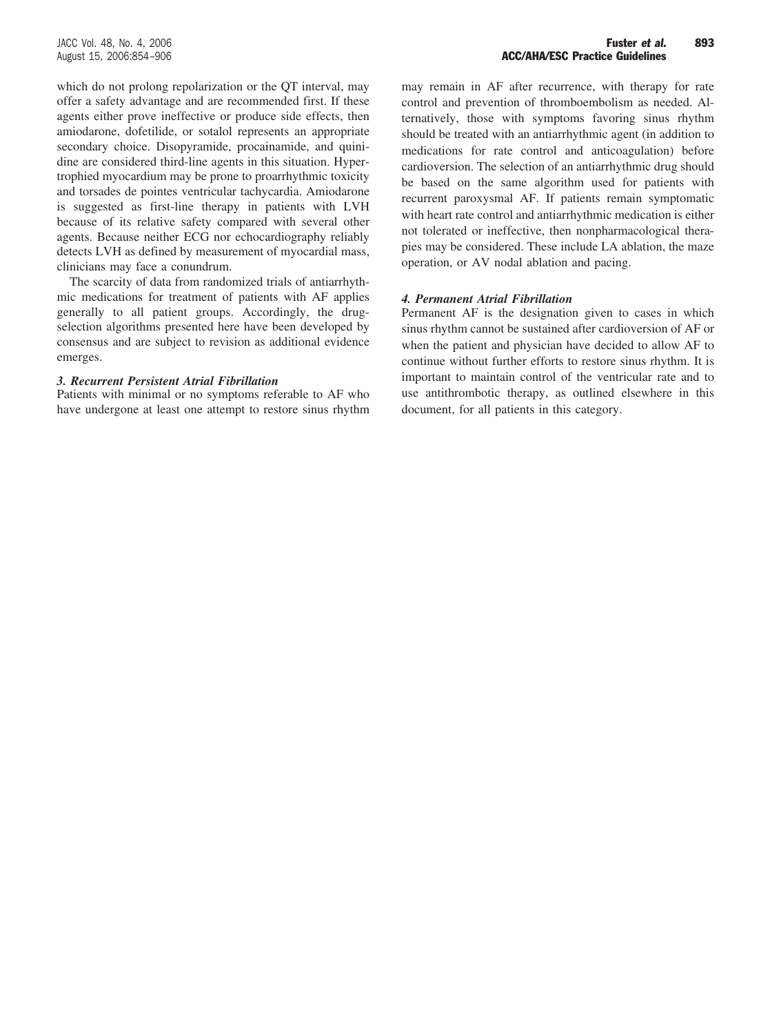which do not prolong repolarization or the QT interval, may offer a safety advantage and are recommended first. If these agents either prove ineffective or produce side effects, then amiodarone, dofetilide, or sotalol represents an appropriate secondary choice. Disopyramide, procainamide, and quinidine are considered third-line agents in this situation. Hypertrophied myocardium may be prone to proarrhythmic toxicity and torsades de pointes ventricular tachycardia. Amiodarone is suggested as first-line therapy in patients with LVH because of its relative safety compared with several other agents. Because neither ECG nor echocardiography reliably detects LVH as defined by measurement of myocardial mass, clinicians may face a conundrum.

The scarcity of data from randomized trials of antiarrhythmic medications for treatment of patients with AF applies generally to all patient groups. Accordingly, the drug-selection algorithms presented here have been developed by consensus and are subject to revision as additional evidence emerges.

### *3. Recurrent Persistent Atrial Fibrillation*

Patients with minimal or no symptoms referable to AF who have undergone at least one attempt to restore sinus rhythm may remain in AF after recurrence, with therapy for rate control and prevention of thromboembolism as needed. Alternatively, those with symptoms favoring sinus rhythm should be treated with an antiarrhythmic agent (in addition to medications for rate control and anticoagulation) before cardioversion. The selection of an antiarrhythmic drug should be based on the same algorithm used for patients with recurrent paroxysmal AF. If patients remain symptomatic with heart rate control and antiarrhythmic medication is either not tolerated or ineffective, then nonpharmacological therapies may be considered. These include LA ablation, the maze operation, or AV nodal ablation and pacing.

### *4. Permanent Atrial Fibrillation*

Permanent AF is the designation given to cases in which sinus rhythm cannot be sustained after cardioversion of AF or when the patient and physician have decided to allow AF to continue without further efforts to restore sinus rhythm. It is important to maintain control of the ventricular rate and to use antithrombotic therapy, as outlined elsewhere in this document, for all patients in this category.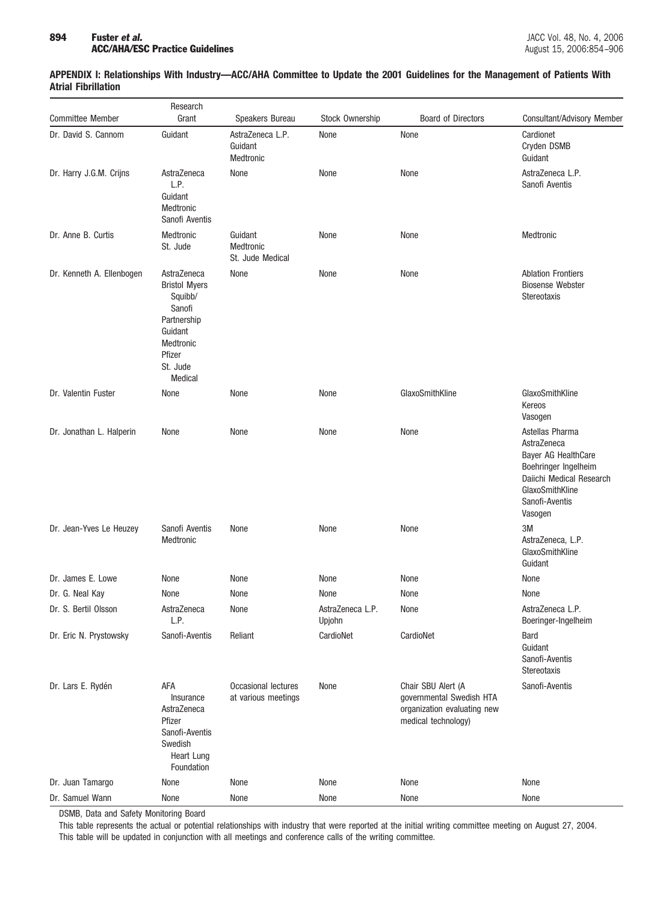## APPENDIX I: Relationships With Industry—ACC/AHA Committee to Update the 2001 Guidelines for the Management of Patients With Atrial Fibrillation

| Committee Member | Research Grant | Speakers Bureau | Stock Ownership | Board of Directors | Consultant/Advisory Member |
|---|---|---|---|---|---|
| Dr. David S. Cannom | Guidant | AstraZeneca L.P.<br>Guidant<br>Medtronic | None | None | Cardionet<br>Cryden DSMB<br>Guidant |
| Dr. Harry J.G.M. Crijns | AstraZeneca L.P.<br>Guidant<br>Medtronic<br>Sanofi Aventis | None | None | None | AstraZeneca L.P.<br>Sanofi Aventis |
| Dr. Anne B. Curtis | Medtronic<br>St. Jude | Guidant<br>Medtronic<br>St. Jude Medical | None | None | Medtronic |
| Dr. Kenneth A. Ellenbogen | AstraZeneca<br>Bristol Myers Squibb/ Sanofi Partnership<br>Guidant<br>Medtronic<br>Pfizer<br>St. Jude Medical | None | None | None | Ablation Frontiers<br>Biosense Webster<br>Stereotaxis |
| Dr. Valentin Fuster | None | None | None | GlaxoSmithKline | GlaxoSmithKline<br>Kereos<br>Vasogen |
| Dr. Jonathan L. Halperin | None | None | None | None | Astellas Pharma<br>AstraZeneca<br>Bayer AG HealthCare<br>Boehringer Ingelheim<br>Daiichi Medical Research<br>GlaxoSmithKline<br>Sanofi-Aventis<br>Vasogen |
| Dr. Jean-Yves Le Heuzey | Sanofi Aventis<br>Medtronic | None | None | None | 3M<br>AstraZeneca, L.P.<br>GlaxoSmithKline<br>Guidant |
| Dr. James E. Lowe | None | None | None | None | None |
| Dr. G. Neal Kay | None | None | None | None | None |
| Dr. S. Bertil Olsson | AstraZeneca L.P. | None | AstraZeneca L.P.<br>Upjohn | None | AstraZeneca L.P.<br>Boeringer-Ingelheim |
| Dr. Eric N. Prystowsky | Sanofi-Aventis | Reliant | CardioNet | CardioNet | Bard<br>Guidant<br>Sanofi-Aventis<br>Stereotaxis |
| Dr. Lars E. Rydén | AFA Insurance<br>AstraZeneca<br>Pfizer<br>Sanofi-Aventis<br>Swedish Heart Lung Foundation | Occasional lectures at various meetings | None | Chair SBU Alert (A governmental Swedish HTA organization evaluating new medical technology) | Sanofi-Aventis |
| Dr. Juan Tamargo | None | None | None | None | None |
| Dr. Samuel Wann | None | None | None | None | None |

DSMB, Data and Safety Monitoring Board

This table represents the actual or potential relationships with industry that were reported at the initial writing committee meeting on August 27, 2004. This table will be updated in conjunction with all meetings and conference calls of the writing committee.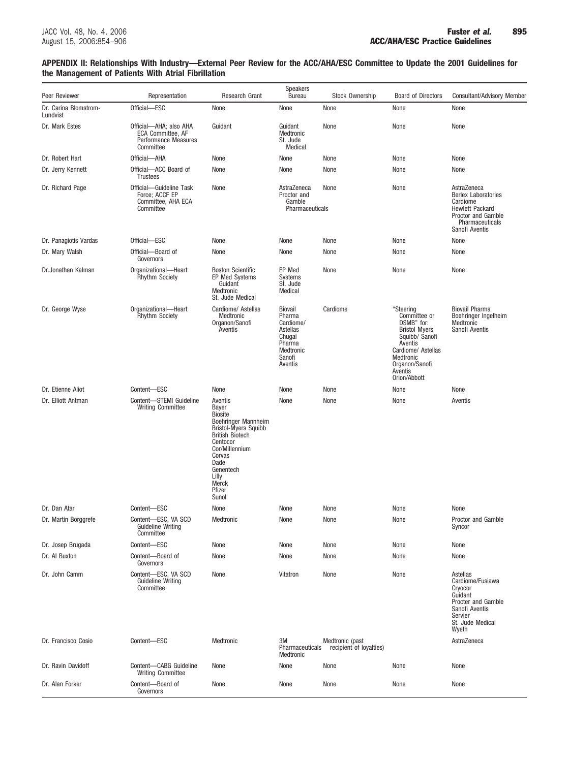## APPENDIX II: Relationships With Industry—External Peer Review for the ACC/AHA/ESC Committee to Update the 2001 Guidelines for the Management of Patients With Atrial Fibrillation

| Peer Reviewer | Representation | Research Grant | Speakers Bureau | Stock Ownership | Board of Directors | Consultant/Advisory Member |
|---|---|---|---|---|---|---|
| Dr. Carina Blomstrom-Lundvist | Official—ESC | None | None | None | None | None |
| Dr. Mark Estes | Official—AHA; also AHA ECA Committee, AF Performance Measures Committee | Guidant | Guidant<br>Medtronic<br>St. Jude Medical | None | None | None |
| Dr. Robert Hart | Official—AHA | None | None | None | None | None |
| Dr. Jerry Kennett | Official—ACC Board of Trustees | None | None | None | None | None |
| Dr. Richard Page | Official—Guideline Task Force; ACCF EP Committee, AHA ECA Committee | None | AstraZeneca<br>Proctor and Gamble Pharmaceuticals | None | None | AstraZeneca<br>Berlex Laboratories<br>Cardiome<br>Hewlett Packard<br>Proctor and Gamble Pharmaceuticals<br>Sanofi Aventis |
| Dr. Panagiotis Vardas | Official—ESC | None | None | None | None | None |
| Dr. Mary Walsh | Official—Board of Governors | None | None | None | None | None |
| Dr.Jonathan Kalman | Organizational—Heart Rhythm Society | Boston Scientific<br>EP Med Systems<br>Guidant<br>Medtronic<br>St. Jude Medical | EP Med Systems<br>St. Jude Medical | None | None | None |
| Dr. George Wyse | Organizational—Heart Rhythm Society | Cardiome/ Astellas<br>Medtronic<br>Organon/Sanofi Aventis | Biovail Pharma<br>Cardiome/ Astellas<br>Chugai Pharma<br>Medtronic<br>Sanofi Aventis | Cardiome | "Steering Committee or DSMB" for:<br>Bristol Myers Squibb/ Sanofi Aventis<br>Cardiome/ Astellas<br>Medtronic<br>Organon/Sanofi Aventis<br>Orion/Abbott | Biovail Pharma<br>Boehringer Ingelheim<br>Medtronic<br>Sanofi Aventis |
| Dr. Etienne Aliot | Content—ESC | None | None | None | None | None |
| Dr. Elliott Antman | Content—STEMI Guideline Writing Committee | Aventis<br>Bayer<br>Biosite<br>Boehringer Mannheim<br>Bristol-Myers Squibb<br>British Biotech<br>Centocor<br>Cor/Millennium<br>Corvas<br>Dade<br>Genentech<br>Lilly<br>Merck<br>Pfizer<br>Sunol | None | None | None | Aventis |
| Dr. Dan Atar | Content—ESC | None | None | None | None | None |
| Dr. Martin Borggrefe | Content—ESC, VA SCD Guideline Writing Committee | Medtronic | None | None | None | Proctor and Gamble<br>Syncor |
| Dr. Josep Brugada | Content—ESC | None | None | None | None | None |
| Dr. Al Buxton | Content—Board of Governors | None | None | None | None | None |
| Dr. John Camm | Content—ESC, VA SCD Guideline Writing Committee | None | Vitatron | None | None | Astellas<br>Cardiome/Fusiawa<br>Cryocor<br>Guidant<br>Procter and Gamble<br>Sanofi Aventis<br>Servier<br>St. Jude Medical<br>Wyeth |
| Dr. Francisco Cosio | Content—ESC | Medtronic | 3M Pharmaceuticals<br>Medtronic | Medtronic (past recipient of loyalties) | | AstraZeneca |
| Dr. Ravin Davidoff | Content—CABG Guideline Writing Committee | None | None | None | None | None |
| Dr. Alan Forker | Content—Board of Governors | None | None | None | None | None |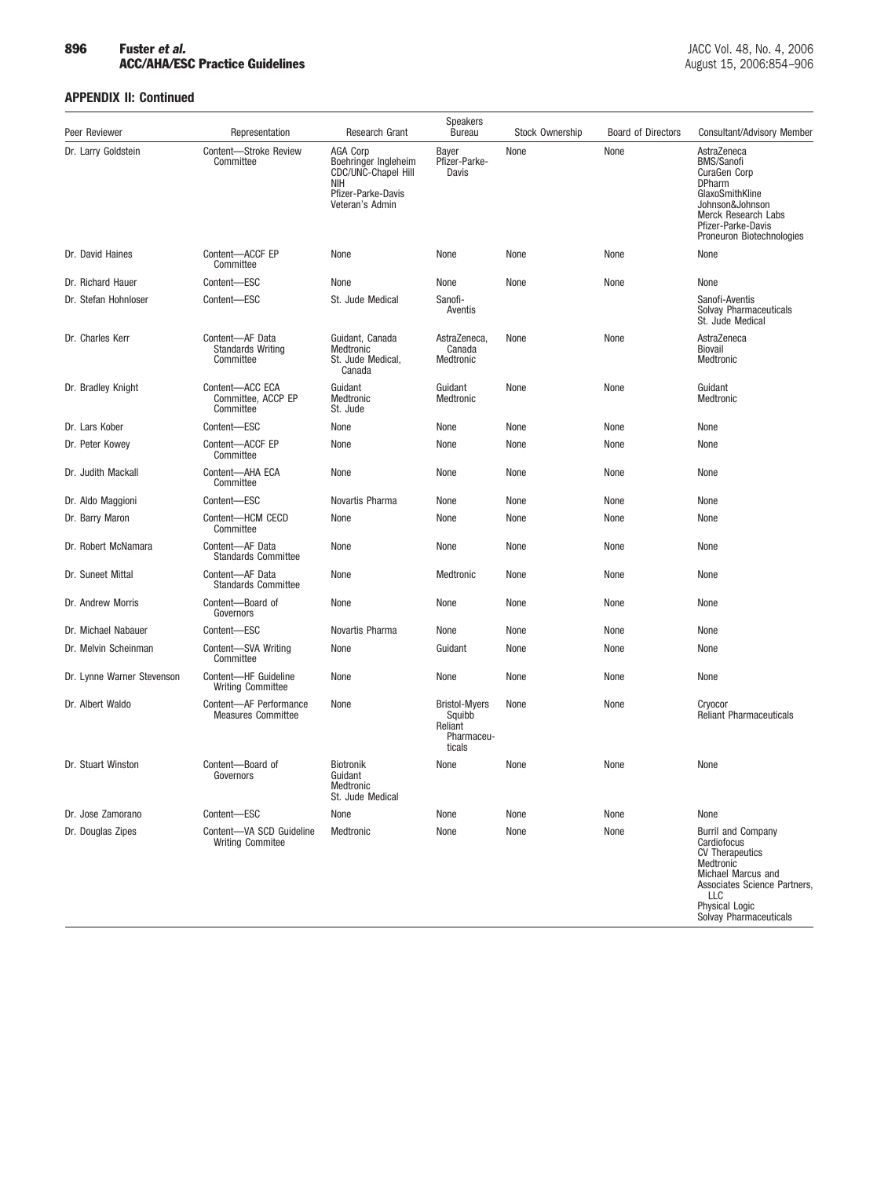## APPENDIX II: Continued

| Peer Reviewer | Representation | Research Grant | Speakers Bureau | Stock Ownership | Board of Directors | Consultant/Advisory Member |
|---|---|---|---|---|---|---|
| Dr. Larry Goldstein | Content—Stroke Review Committee | AGA Corp<br>Boehringer Ingleheim<br>CDC/UNC-Chapel Hill<br>NIH<br>Pfizer-Parke-Davis<br>Veteran's Admin | Bayer<br>Pfizer-Parke-Davis | None | None | AstraZeneca<br>BMS/Sanofi<br>CuraGen Corp<br>DPharm<br>GlaxoSmithKline<br>Johnson&Johnson<br>Merck Research Labs<br>Pfizer-Parke-Davis<br>Proneuron Biotechnologies |
| Dr. David Haines | Content—ACCF EP Committee | None | None | None | None | None |
| Dr. Richard Hauer | Content—ESC | None | None | None | None | None |
| Dr. Stefan Hohnloser | Content—ESC | St. Jude Medical | Sanofi-Aventis | | | Sanofi-Aventis<br>Solvay Pharmaceuticals<br>St. Jude Medical |
| Dr. Charles Kerr | Content—AF Data Standards Writing Committee | Guidant, Canada<br>Medtronic<br>St. Jude Medical, Canada | AstraZeneca, Canada<br>Medtronic | None | None | AstraZeneca<br>Biovail<br>Medtronic |
| Dr. Bradley Knight | Content—ACC ECA Committee, ACCP EP Committee | Guidant<br>Medtronic<br>St. Jude | Guidant<br>Medtronic | None | None | Guidant<br>Medtronic |
| Dr. Lars Kober | Content—ESC | None | None | None | None | None |
| Dr. Peter Kowey | Content—ACCF EP Committee | None | None | None | None | None |
| Dr. Judith Mackall | Content—AHA ECA Committee | None | None | None | None | None |
| Dr. Aldo Maggioni | Content—ESC | Novartis Pharma | None | None | None | None |
| Dr. Barry Maron | Content—HCM CECD Committee | None | None | None | None | None |
| Dr. Robert McNamara | Content—AF Data Standards Committee | None | None | None | None | None |
| Dr. Suneet Mittal | Content—AF Data Standards Committee | None | Medtronic | None | None | None |
| Dr. Andrew Morris | Content—Board of Governors | None | None | None | None | None |
| Dr. Michael Nabauer | Content—ESC | Novartis Pharma | None | None | None | None |
| Dr. Melvin Scheinman | Content—SVA Writing Committee | None | Guidant | None | None | None |
| Dr. Lynne Warner Stevenson | Content—HF Guideline Writing Committee | None | None | None | None | None |
| Dr. Albert Waldo | Content—AF Performance Measures Committee | None | Bristol-Myers Squibb<br>Reliant Pharmaceuticals | None | None | Cryocor<br>Reliant Pharmaceuticals |
| Dr. Stuart Winston | Content—Board of Governors | Biotronik<br>Guidant<br>Medtronic<br>St. Jude Medical | None | None | None | None |
| Dr. Jose Zamorano | Content—ESC | None | None | None | None | None |
| Dr. Douglas Zipes | Content—VA SCD Guideline Writing Commitee | Medtronic | None | None | None | Burril and Company<br>Cardiofocus<br>CV Therapeutics<br>Medtronic<br>Michael Marcus and Associates Science Partners, LLC<br>Physical Logic<br>Solvay Pharmaceuticals |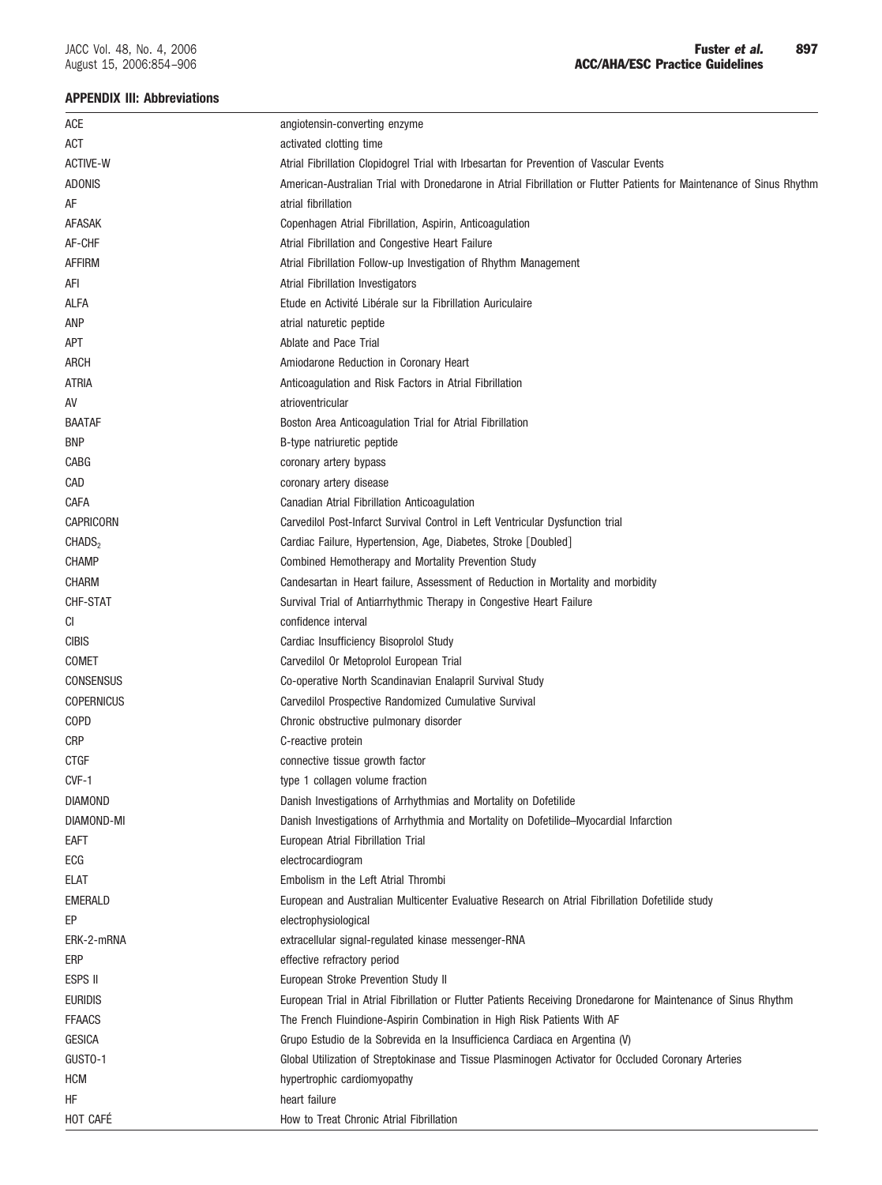#### APPENDIX III: Abbreviations

| | |
|---|---|
| ACE | angiotensin-converting enzyme |
| ACT | activated clotting time |
| ACTIVE-W | Atrial Fibrillation Clopidogrel Trial with Irbesartan for Prevention of Vascular Events |
| ADONIS | American-Australian Trial with Dronedarone in Atrial Fibrillation or Flutter Patients for Maintenance of Sinus Rhythm |
| AF | atrial fibrillation |
| AFASAK | Copenhagen Atrial Fibrillation, Aspirin, Anticoagulation |
| AF-CHF | Atrial Fibrillation and Congestive Heart Failure |
| AFFIRM | Atrial Fibrillation Follow-up Investigation of Rhythm Management |
| AFI | Atrial Fibrillation Investigators |
| ALFA | Etude en Activité Libérale sur la Fibrillation Auriculaire |
| ANP | atrial naturetic peptide |
| APT | Ablate and Pace Trial |
| ARCH | Amiodarone Reduction in Coronary Heart |
| ATRIA | Anticoagulation and Risk Factors in Atrial Fibrillation |
| AV | atrioventricular |
| BAATAF | Boston Area Anticoagulation Trial for Atrial Fibrillation |
| BNP | B-type natriuretic peptide |
| CABG | coronary artery bypass |
| CAD | coronary artery disease |
| CAFA | Canadian Atrial Fibrillation Anticoagulation |
| CAPRICORN | Carvedilol Post-Infarct Survival Control in Left Ventricular Dysfunction trial |
| $CHADS_2$ | Cardiac Failure, Hypertension, Age, Diabetes, Stroke [Doubled] |
| CHAMP | Combined Hemotherapy and Mortality Prevention Study |
| CHARM | Candesartan in Heart failure, Assessment of Reduction in Mortality and morbidity |
| CHF-STAT | Survival Trial of Antiarrhythmic Therapy in Congestive Heart Failure |
| CI | confidence interval |
| CIBIS | Cardiac Insufficiency Bisoprolol Study |
| COMET | Carvedilol Or Metoprolol European Trial |
| CONSENSUS | Co-operative North Scandinavian Enalapril Survival Study |
| COPERNICUS | Carvedilol Prospective Randomized Cumulative Survival |
| COPD | Chronic obstructive pulmonary disorder |
| CRP | C-reactive protein |
| CTGF | connective tissue growth factor |
| CVF-1 | type 1 collagen volume fraction |
| DIAMOND | Danish Investigations of Arrhythmias and Mortality on Dofetilide |
| DIAMOND-MI | Danish Investigations of Arrhythmia and Mortality on Dofetilide–Myocardial Infarction |
| EAFT | European Atrial Fibrillation Trial |
| ECG | electrocardiogram |
| ELAT | Embolism in the Left Atrial Thrombi |
| EMERALD | European and Australian Multicenter Evaluative Research on Atrial Fibrillation Dofetilide study |
| EP | electrophysiological |
| ERK-2-mRNA | extracellular signal-regulated kinase messenger-RNA |
| ERP | effective refractory period |
| ESPS II | European Stroke Prevention Study II |
| EURIDIS | European Trial in Atrial Fibrillation or Flutter Patients Receiving Dronedarone for Maintenance of Sinus Rhythm |
| FFAACS | The French Fluindione-Aspirin Combination in High Risk Patients With AF |
| GESICA | Grupo Estudio de la Sobrevida en la Insufficienca Cardiaca en Argentina (V) |
| GUSTO-1 | Global Utilization of Streptokinase and Tissue Plasminogen Activator for Occluded Coronary Arteries |
| HCM | hypertrophic cardiomyopathy |
| HF | heart failure |
| HOT CAFÉ | How to Treat Chronic Atrial Fibrillation |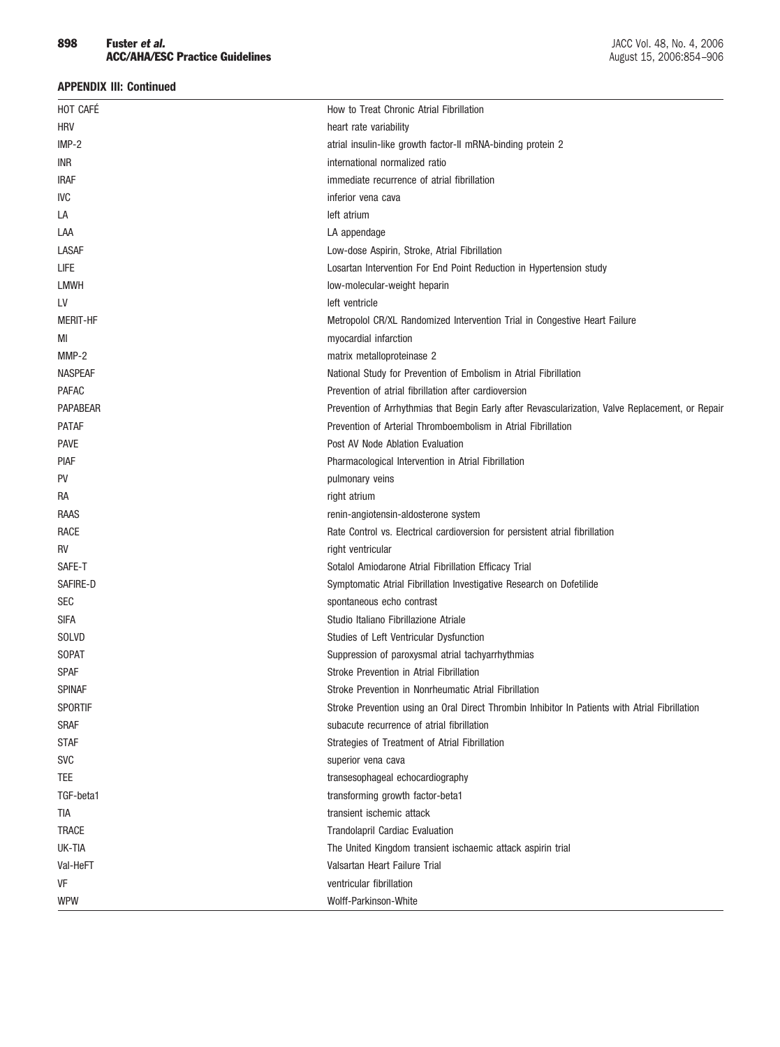**APPENDIX III: Continued**

| | |
|---|---|
| HOT CAFÉ | How to Treat Chronic Atrial Fibrillation |
| HRV | heart rate variability |
| IMP-2 | atrial insulin-like growth factor-II mRNA-binding protein 2 |
| INR | international normalized ratio |
| IRAF | immediate recurrence of atrial fibrillation |
| IVC | inferior vena cava |
| LA | left atrium |
| LAA | LA appendage |
| LASAF | Low-dose Aspirin, Stroke, Atrial Fibrillation |
| LIFE | Losartan Intervention For End Point Reduction in Hypertension study |
| LMWH | low-molecular-weight heparin |
| LV | left ventricle |
| MERIT-HF | Metropolol CR/XL Randomized Intervention Trial in Congestive Heart Failure |
| MI | myocardial infarction |
| MMP-2 | matrix metalloproteinase 2 |
| NASPEAF | National Study for Prevention of Embolism in Atrial Fibrillation |
| PAFAC | Prevention of atrial fibrillation after cardioversion |
| PAPABEAR | Prevention of Arrhythmias that Begin Early after Revascularization, Valve Replacement, or Repair |
| PATAF | Prevention of Arterial Thromboembolism in Atrial Fibrillation |
| PAVE | Post AV Node Ablation Evaluation |
| PIAF | Pharmacological Intervention in Atrial Fibrillation |
| PV | pulmonary veins |
| RA | right atrium |
| RAAS | renin-angiotensin-aldosterone system |
| RACE | Rate Control vs. Electrical cardioversion for persistent atrial fibrillation |
| RV | right ventricular |
| SAFE-T | Sotalol Amiodarone Atrial Fibrillation Efficacy Trial |
| SAFIRE-D | Symptomatic Atrial Fibrillation Investigative Research on Dofetilide |
| SEC | spontaneous echo contrast |
| SIFA | Studio Italiano Fibrillazione Atriale |
| SOLVD | Studies of Left Ventricular Dysfunction |
| SOPAT | Suppression of paroxysmal atrial tachyarrhythmias |
| SPAF | Stroke Prevention in Atrial Fibrillation |
| SPINAF | Stroke Prevention in Nonrheumatic Atrial Fibrillation |
| SPORTIF | Stroke Prevention using an Oral Direct Thrombin Inhibitor In Patients with Atrial Fibrillation |
| SRAF | subacute recurrence of atrial fibrillation |
| STAF | Strategies of Treatment of Atrial Fibrillation |
| SVC | superior vena cava |
| TEE | transesophageal echocardiography |
| TGF-beta1 | transforming growth factor-beta1 |
| TIA | transient ischemic attack |
| TRACE | Trandolapril Cardiac Evaluation |
| UK-TIA | The United Kingdom transient ischaemic attack aspirin trial |
| Val-HeFT | Valsartan Heart Failure Trial |
| VF | ventricular fibrillation |
| WPW | Wolff-Parkinson-White |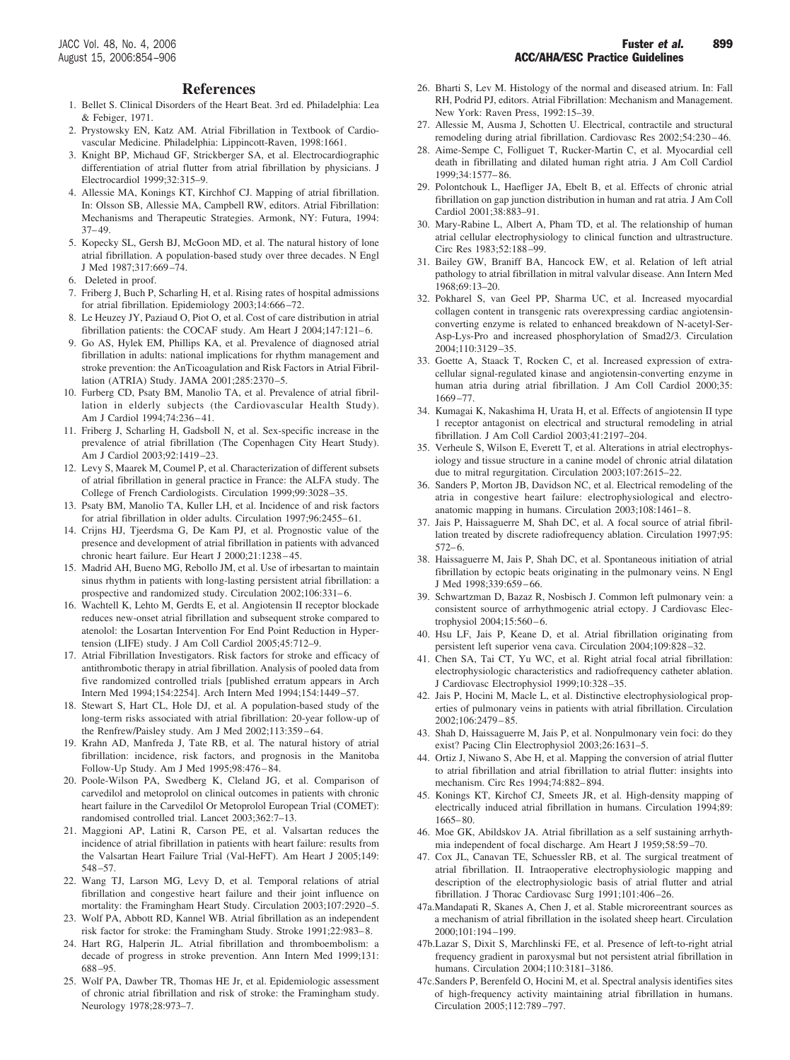## References

1. Bellet S. Clinical Disorders of the Heart Beat. 3rd ed. Philadelphia: Lea & Febiger, 1971.
2. Prystowsky EN, Katz AM. Atrial Fibrillation in Textbook of Cardiovascular Medicine. Philadelphia: Lippincott-Raven, 1998:1661.
3. Knight BP, Michaud GF, Strickberger SA, et al. Electrocardiographic differentiation of atrial flutter from atrial fibrillation by physicians. J Electrocardiol 1999;32:315–9.
4. Allessie MA, Konings KT, Kirchhof CJ. Mapping of atrial fibrillation. In: Olsson SB, Allessie MA, Campbell RW, editors. Atrial Fibrillation: Mechanisms and Therapeutic Strategies. Armonk, NY: Futura, 1994: 37–49.
5. Kopecky SL, Gersh BJ, McGoon MD, et al. The natural history of lone atrial fibrillation. A population-based study over three decades. N Engl J Med 1987;317:669–74.
6. Deleted in proof.
7. Friberg J, Buch P, Scharling H, et al. Rising rates of hospital admissions for atrial fibrillation. Epidemiology 2003;14:666–72.
8. Le Heuzey JY, Paziaud O, Piot O, et al. Cost of care distribution in atrial fibrillation patients: the COCAF study. Am Heart J 2004;147:121–6.
9. Go AS, Hylek EM, Phillips KA, et al. Prevalence of diagnosed atrial fibrillation in adults: national implications for rhythm management and stroke prevention: the AnTicoagulation and Risk Factors in Atrial Fibrillation (ATRIA) Study. JAMA 2001;285:2370–5.
10. Furberg CD, Psaty BM, Manolio TA, et al. Prevalence of atrial fibrillation in elderly subjects (the Cardiovascular Health Study). Am J Cardiol 1994;74:236–41.
11. Friberg J, Scharling H, Gadsboll N, et al. Sex-specific increase in the prevalence of atrial fibrillation (The Copenhagen City Heart Study). Am J Cardiol 2003;92:1419–23.
12. Levy S, Maarek M, Coumel P, et al. Characterization of different subsets of atrial fibrillation in general practice in France: the ALFA study. The College of French Cardiologists. Circulation 1999;99:3028–35.
13. Psaty BM, Manolio TA, Kuller LH, et al. Incidence of and risk factors for atrial fibrillation in older adults. Circulation 1997;96:2455–61.
14. Crijns HJ, Tjeerdsma G, De Kam PJ, et al. Prognostic value of the presence and development of atrial fibrillation in patients with advanced chronic heart failure. Eur Heart J 2000;21:1238–45.
15. Madrid AH, Bueno MG, Rebollo JM, et al. Use of irbesartan to maintain sinus rhythm in patients with long-lasting persistent atrial fibrillation: a prospective and randomized study. Circulation 2002;106:331–6.
16. Wachtell K, Lehto M, Gerdts E, et al. Angiotensin II receptor blockade reduces new-onset atrial fibrillation and subsequent stroke compared to atenolol: the Losartan Intervention For End Point Reduction in Hypertension (LIFE) study. J Am Coll Cardiol 2005;45:712–9.
17. Atrial Fibrillation Investigators. Risk factors for stroke and efficacy of antithrombotic therapy in atrial fibrillation. Analysis of pooled data from five randomized controlled trials [published erratum appears in Arch Intern Med 1994;154:2254]. Arch Intern Med 1994;154:1449–57.
18. Stewart S, Hart CL, Hole DJ, et al. A population-based study of the long-term risks associated with atrial fibrillation: 20-year follow-up of the Renfrew/Paisley study. Am J Med 2002;113:359–64.
19. Krahn AD, Manfreda J, Tate RB, et al. The natural history of atrial fibrillation: incidence, risk factors, and prognosis in the Manitoba Follow-Up Study. Am J Med 1995;98:476–84.
20. Poole-Wilson PA, Swedberg K, Cleland JG, et al. Comparison of carvedilol and metoprolol on clinical outcomes in patients with chronic heart failure in the Carvedilol Or Metoprolol European Trial (COMET): randomised controlled trial. Lancet 2003;362:7–13.
21. Maggioni AP, Latini R, Carson PE, et al. Valsartan reduces the incidence of atrial fibrillation in patients with heart failure: results from the Valsartan Heart Failure Trial (Val-HeFT). Am Heart J 2005;149: 548–57.
22. Wang TJ, Larson MG, Levy D, et al. Temporal relations of atrial fibrillation and congestive heart failure and their joint influence on mortality: the Framingham Heart Study. Circulation 2003;107:2920–5.
23. Wolf PA, Abbott RD, Kannel WB. Atrial fibrillation as an independent risk factor for stroke: the Framingham Study. Stroke 1991;22:983–8.
24. Hart RG, Halperin JL. Atrial fibrillation and thromboembolism: a decade of progress in stroke prevention. Ann Intern Med 1999;131: 688–95.
25. Wolf PA, Dawber TR, Thomas HE Jr, et al. Epidemiologic assessment of chronic atrial fibrillation and risk of stroke: the Framingham study. Neurology 1978;28:973–7.
26. Bharti S, Lev M. Histology of the normal and diseased atrium. In: Fall RH, Podrid PJ, editors. Atrial Fibrillation: Mechanism and Management. New York: Raven Press, 1992:15–39.
27. Allessie M, Ausma J, Schotten U. Electrical, contractile and structural remodeling during atrial fibrillation. Cardiovasc Res 2002;54:230–46.
28. Aime-Sempe C, Folliguet T, Rucker-Martin C, et al. Myocardial cell death in fibrillating and dilated human right atria. J Am Coll Cardiol 1999;34:1577–86.
29. Polontchouk L, Haefliger JA, Ebelt B, et al. Effects of chronic atrial fibrillation on gap junction distribution in human and rat atria. J Am Coll Cardiol 2001;38:883–91.
30. Mary-Rabine L, Albert A, Pham TD, et al. The relationship of human atrial cellular electrophysiology to clinical function and ultrastructure. Circ Res 1983;52:188–99.
31. Bailey GW, Braniff BA, Hancock EW, et al. Relation of left atrial pathology to atrial fibrillation in mitral valvular disease. Ann Intern Med 1968;69:13–20.
32. Pokharel S, van Geel PP, Sharma UC, et al. Increased myocardial collagen content in transgenic rats overexpressing cardiac angiotensin-converting enzyme is related to enhanced breakdown of N-acetyl-Ser-Asp-Lys-Pro and increased phosphorylation of Smad2/3. Circulation 2004;110:3129–35.
33. Goette A, Staack T, Rocken C, et al. Increased expression of extracellular signal-regulated kinase and angiotensin-converting enzyme in human atria during atrial fibrillation. J Am Coll Cardiol 2000;35: 1669–77.
34. Kumagai K, Nakashima H, Urata H, et al. Effects of angiotensin II type 1 receptor antagonist on electrical and structural remodeling in atrial fibrillation. J Am Coll Cardiol 2003;41:2197–204.
35. Verheule S, Wilson E, Everett T, et al. Alterations in atrial electrophysiology and tissue structure in a canine model of chronic atrial dilatation due to mitral regurgitation. Circulation 2003;107:2615–22.
36. Sanders P, Morton JB, Davidson NC, et al. Electrical remodeling of the atria in congestive heart failure: electrophysiological and electroanatomic mapping in humans. Circulation 2003;108:1461–8.
37. Jais P, Haissaguerre M, Shah DC, et al. A focal source of atrial fibrillation treated by discrete radiofrequency ablation. Circulation 1997;95: 572–6.
38. Haissaguerre M, Jais P, Shah DC, et al. Spontaneous initiation of atrial fibrillation by ectopic beats originating in the pulmonary veins. N Engl J Med 1998;339:659–66.
39. Schwartzman D, Bazaz R, Nosbisch J. Common left pulmonary vein: a consistent source of arrhythmogenic atrial ectopy. J Cardiovasc Electrophysiol 2004;15:560–6.
40. Hsu LF, Jais P, Keane D, et al. Atrial fibrillation originating from persistent left superior vena cava. Circulation 2004;109:828–32.
41. Chen SA, Tai CT, Yu WC, et al. Right atrial focal atrial fibrillation: electrophysiologic characteristics and radiofrequency catheter ablation. J Cardiovasc Electrophysiol 1999;10:328–35.
42. Jais P, Hocini M, Macle L, et al. Distinctive electrophysiological properties of pulmonary veins in patients with atrial fibrillation. Circulation 2002;106:2479–85.
43. Shah D, Haissaguerre M, Jais P, et al. Nonpulmonary vein foci: do they exist? Pacing Clin Electrophysiol 2003;26:1631–5.
44. Ortiz J, Niwano S, Abe H, et al. Mapping the conversion of atrial flutter to atrial fibrillation and atrial fibrillation to atrial flutter: insights into mechanism. Circ Res 1994;74:882–894.
45. Konings KT, Kirchof CJ, Smeets JR, et al. High-density mapping of electrically induced atrial fibrillation in humans. Circulation 1994;89: 1665–80.
46. Moe GK, Abildskov JA. Atrial fibrillation as a self sustaining arrhythmia independent of focal discharge. Am Heart J 1959;58:59–70.
47. Cox JL, Canavan TE, Schuessler RB, et al. The surgical treatment of atrial fibrillation. II. Intraoperative electrophysiologic mapping and description of the electrophysiologic basis of atrial flutter and atrial fibrillation. J Thorac Cardiovasc Surg 1991;101:406–26.

47a. Mandapati R, Skanes A, Chen J, et al. Stable microreentrant sources as a mechanism of atrial fibrillation in the isolated sheep heart. Circulation 2000;101:194–199.

47b. Lazar S, Dixit S, Marchlinski FE, et al. Presence of left-to-right atrial frequency gradient in paroxysmal but not persistent atrial fibrillation in humans. Circulation 2004;110:3181–3186.

47c. Sanders P, Berenfeld O, Hocini M, et al. Spectral analysis identifies sites of high-frequency activity maintaining atrial fibrillation in humans. Circulation 2005;112:789–797.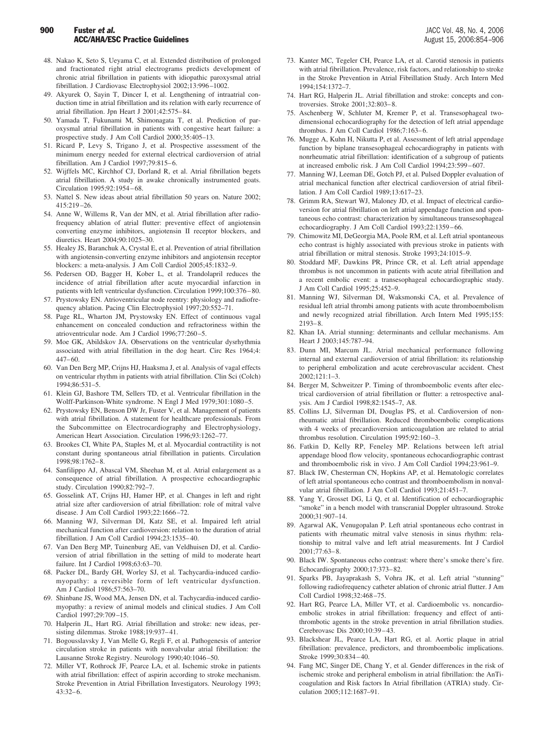48. Nakao K, Seto S, Ueyama C, et al. Extended distribution of prolonged and fractionated right atrial electrograms predicts development of chronic atrial fibrillation in patients with idiopathic paroxysmal atrial fibrillation. J Cardiovasc Electrophysiol 2002;13:996–1002.
49. Akyurek O, Sayin T, Dincer I, et al. Lengthening of intraatrial conduction time in atrial fibrillation and its relation with early recurrence of atrial fibrillation. Jpn Heart J 2001;42:575–84.
50. Yamada T, Fukunami M, Shimonagata T, et al. Prediction of paroxysmal atrial fibrillation in patients with congestive heart failure: a prospective study. J Am Coll Cardiol 2000;35:405–13.
51. Ricard P, Levy S, Trigano J, et al. Prospective assessment of the minimum energy needed for external electrical cardioversion of atrial fibrillation. Am J Cardiol 1997;79:815–6.
52. Wijffels MC, Kirchhof CJ, Dorland R, et al. Atrial fibrillation begets atrial fibrillation. A study in awake chronically instrumented goats. Circulation 1995;92:1954–68.
53. Nattel S. New ideas about atrial fibrillation 50 years on. Nature 2002; 415:219–26.
54. Anne W, Willems R, Van der MN, et al. Atrial fibrillation after radiofrequency ablation of atrial flutter: preventive effect of angiotensin converting enzyme inhibitors, angiotensin II receptor blockers, and diuretics. Heart 2004;90:1025–30.
55. Healey JS, Baranchuk A, Crystal E, et al. Prevention of atrial fibrillation with angiotensin-converting enzyme inhibitors and angiotensin receptor blockers: a meta-analysis. J Am Coll Cardiol 2005;45:1832–9.
56. Pedersen OD, Bagger H, Kober L, et al. Trandolapril reduces the incidence of atrial fibrillation after acute myocardial infarction in patients with left ventricular dysfunction. Circulation 1999;100:376–80.
57. Prystowsky EN. Atrioventricular node reentry: physiology and radiofrequency ablation. Pacing Clin Electrophysiol 1997;20:552–71.
58. Page RL, Wharton JM, Prystowsky EN. Effect of continuous vagal enhancement on concealed conduction and refractoriness within the atrioventricular node. Am J Cardiol 1996;77:260–5.
59. Moe GK, Abildskov JA. Observations on the ventricular dysrhythmia associated with atrial fibrillation in the dog heart. Circ Res 1964;4: 447–60.
60. Van Den Berg MP, Crijns HJ, Haaksma J, et al. Analysis of vagal effects on ventricular rhythm in patients with atrial fibrillation. Clin Sci (Colch) 1994;86:531–5.
61. Klein GJ, Bashore TM, Sellers TD, et al. Ventricular fibrillation in the Wolff-Parkinson-White syndrome. N Engl J Med 1979;301:1080–5.
62. Prystowsky EN, Benson DW Jr, Fuster V, et al. Management of patients with atrial fibrillation. A statement for healthcare professionals. From the Subcommittee on Electrocardiography and Electrophysiology, American Heart Association. Circulation 1996;93:1262–77.
63. Brookes CI, White PA, Staples M, et al. Myocardial contractility is not constant during spontaneous atrial fibrillation in patients. Circulation 1998;98:1762–8.
64. Sanfilippo AJ, Abascal VM, Sheehan M, et al. Atrial enlargement as a consequence of atrial fibrillation. A prospective echocardiographic study. Circulation 1990;82:792–7.
65. Gosselink AT, Crijns HJ, Hamer HP, et al. Changes in left and right atrial size after cardioversion of atrial fibrillation: role of mitral valve disease. J Am Coll Cardiol 1993;22:1666–72.
66. Manning WJ, Silverman DI, Katz SE, et al. Impaired left atrial mechanical function after cardioversion: relation to the duration of atrial fibrillation. J Am Coll Cardiol 1994;23:1535–40.
67. Van Den Berg MP, Tuinenburg AE, van Veldhuisen DJ, et al. Cardioversion of atrial fibrillation in the setting of mild to moderate heart failure. Int J Cardiol 1998;63:63–70.
68. Packer DL, Bardy GH, Worley SJ, et al. Tachycardia-induced cardiomyopathy: a reversible form of left ventricular dysfunction. Am J Cardiol 1986;57:563–70.
69. Shinbane JS, Wood MA, Jensen DN, et al. Tachycardia-induced cardiomyopathy: a review of animal models and clinical studies. J Am Coll Cardiol 1997;29:709–15.
70. Halperin JL, Hart RG. Atrial fibrillation and stroke: new ideas, persisting dilemmas. Stroke 1988;19:937–41.
71. Bogousslavsky J, Van Melle G, Regli F, et al. Pathogenesis of anterior circulation stroke in patients with nonvalvular atrial fibrillation: the Lausanne Stroke Registry. Neurology 1990;40:1046–50.
72. Miller VT, Rothrock JF, Pearce LA, et al. Ischemic stroke in patients with atrial fibrillation: effect of aspirin according to stroke mechanism. Stroke Prevention in Atrial Fibrillation Investigators. Neurology 1993; 43:32–6.
73. Kanter MC, Tegeler CH, Pearce LA, et al. Carotid stenosis in patients with atrial fibrillation. Prevalence, risk factors, and relationship to stroke in the Stroke Prevention in Atrial Fibrillation Study. Arch Intern Med 1994;154:1372–7.
74. Hart RG, Halperin JL. Atrial fibrillation and stroke: concepts and controversies. Stroke 2001;32:803–8.
75. Aschenberg W, Schluter M, Kremer P, et al. Transesophageal two-dimensional echocardiography for the detection of left atrial appendage thrombus. J Am Coll Cardiol 1986;7:163–6.
76. Mugge A, Kuhn H, Nikutta P, et al. Assessment of left atrial appendage function by biplane transesophageal echocardiography in patients with nonrheumatic atrial fibrillation: identification of a subgroup of patients at increased embolic risk. J Am Coll Cardiol 1994;23:599–607.
77. Manning WJ, Leeman DE, Gotch PJ, et al. Pulsed Doppler evaluation of atrial mechanical function after electrical cardioversion of atrial fibrillation. J Am Coll Cardiol 1989;13:617–23.
78. Grimm RA, Stewart WJ, Maloney JD, et al. Impact of electrical cardioversion for atrial fibrillation on left atrial appendage function and spontaneous echo contrast: characterization by simultaneous transesophageal echocardiography. J Am Coll Cardiol 1993;22:1359–66.
79. Chimowitz MI, DeGeorgia MA, Poole RM, et al. Left atrial spontaneous echo contrast is highly associated with previous stroke in patients with atrial fibrillation or mitral stenosis. Stroke 1993;24:1015–9.
80. Stoddard MF, Dawkins PR, Prince CR, et al. Left atrial appendage thrombus is not uncommon in patients with acute atrial fibrillation and a recent embolic event: a transesophageal echocardiographic study. J Am Coll Cardiol 1995;25:452–9.
81. Manning WJ, Silverman DI, Waksmonski CA, et al. Prevalence of residual left atrial thrombi among patients with acute thromboembolism and newly recognized atrial fibrillation. Arch Intern Med 1995;155: 2193–8.
82. Khan IA. Atrial stunning: determinants and cellular mechanisms. Am Heart J 2003;145:787–94.
83. Dunn MI, Marcum JL. Atrial mechanical performance following internal and external cardioversion of atrial fibrillation: its relationship to peripheral embolization and acute cerebrovascular accident. Chest 2002;121:1–3.
84. Berger M, Schweitzer P. Timing of thromboembolic events after electrical cardioversion of atrial fibrillation or flutter: a retrospective analysis. Am J Cardiol 1998;82:1545–7, A8.
85. Collins LJ, Silverman DI, Douglas PS, et al. Cardioversion of nonrheumatic atrial fibrillation. Reduced thromboembolic complications with 4 weeks of precardioversion anticoagulation are related to atrial thrombus resolution. Circulation 1995;92:160–3.
86. Fatkin D, Kelly RP, Feneley MP. Relations between left atrial appendage blood flow velocity, spontaneous echocardiographic contrast and thromboembolic risk in vivo. J Am Coll Cardiol 1994;23:961–9.
87. Black IW, Chesterman CN, Hopkins AP, et al. Hematologic correlates of left atrial spontaneous echo contrast and thromboembolism in nonvalvular atrial fibrillation. J Am Coll Cardiol 1993;21:451–7.
88. Yang Y, Grosset DG, Li Q, et al. Identification of echocardiographic "smoke" in a bench model with transcranial Doppler ultrasound. Stroke 2000;31:907–14.
89. Agarwal AK, Venugopalan P. Left atrial spontaneous echo contrast in patients with rheumatic mitral valve stenosis in sinus rhythm: relationship to mitral valve and left atrial measurements. Int J Cardiol 2001;77:63–8.
90. Black IW. Spontaneous echo contrast: where there's smoke there's fire. Echocardiography 2000;17:373–82.
91. Sparks PB, Jayaprakash S, Vohra JK, et al. Left atrial "stunning" following radiofrequency catheter ablation of chronic atrial flutter. J Am Coll Cardiol 1998;32:468–75.
92. Hart RG, Pearce LA, Miller VT, et al. Cardioembolic vs. noncardioembolic strokes in atrial fibrillation: frequency and effect of antithrombotic agents in the stroke prevention in atrial fibrillation studies. Cerebrovasc Dis 2000;10:39–43.
93. Blackshear JL, Pearce LA, Hart RG, et al. Aortic plaque in atrial fibrillation: prevalence, predictors, and thromboembolic implications. Stroke 1999;30:834–40.
94. Fang MC, Singer DE, Chang Y, et al. Gender differences in the risk of ischemic stroke and peripheral embolism in atrial fibrillation: the AnTicoagulation and Risk factors In Atrial fibrillation (ATRIA) study. Circulation 2005;112:1687–91.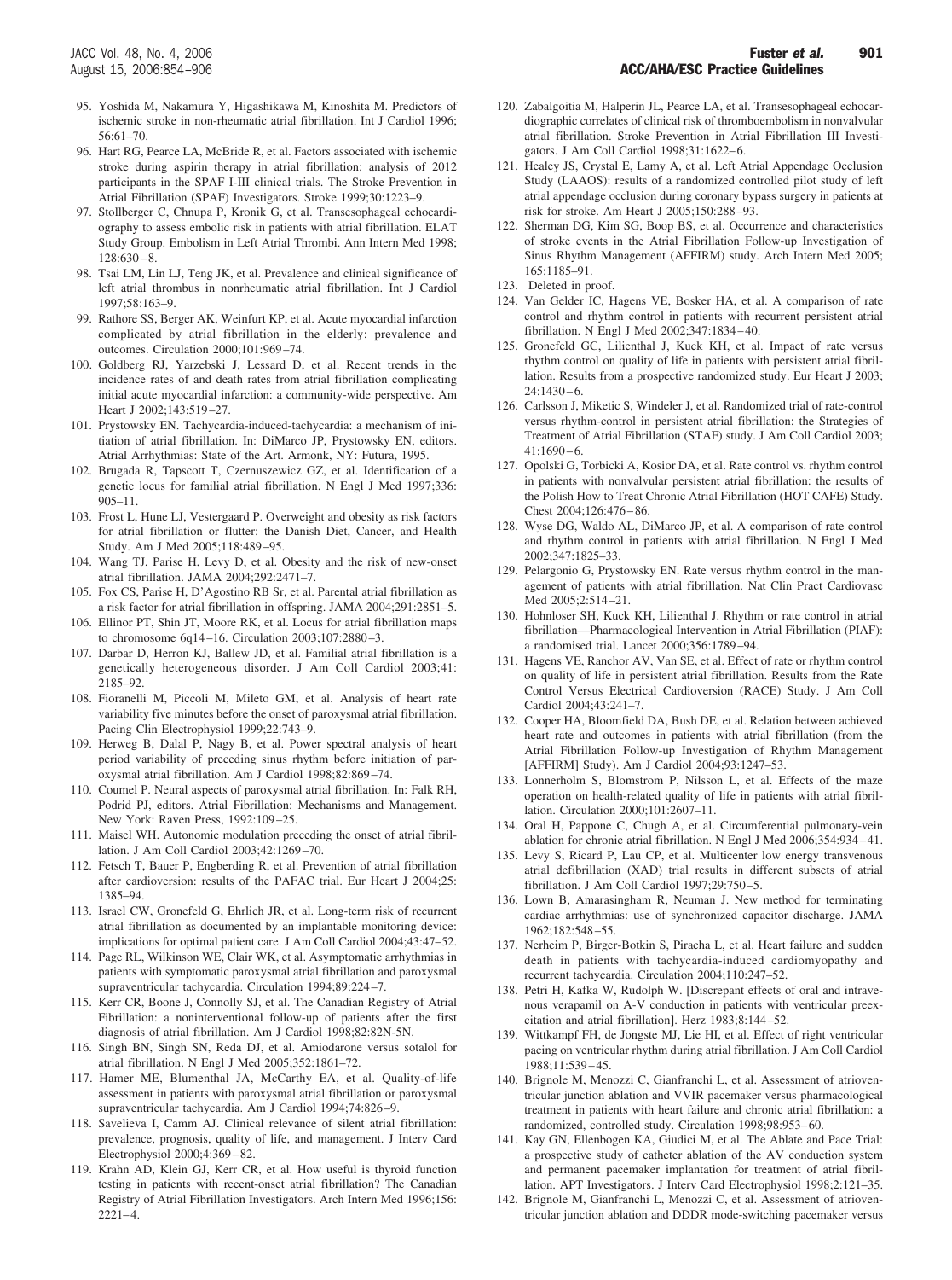95. Yoshida M, Nakamura Y, Higashikawa M, Kinoshita M. Predictors of ischemic stroke in non-rheumatic atrial fibrillation. Int J Cardiol 1996; 56:61–70.
96. Hart RG, Pearce LA, McBride R, et al. Factors associated with ischemic stroke during aspirin therapy in atrial fibrillation: analysis of 2012 participants in the SPAF I-III clinical trials. The Stroke Prevention in Atrial Fibrillation (SPAF) Investigators. Stroke 1999;30:1223–9.
97. Stollberger C, Chnupa P, Kronik G, et al. Transesophageal echocardiography to assess embolic risk in patients with atrial fibrillation. ELAT Study Group. Embolism in Left Atrial Thrombi. Ann Intern Med 1998; 128:630–8.
98. Tsai LM, Lin LJ, Teng JK, et al. Prevalence and clinical significance of left atrial thrombus in nonrheumatic atrial fibrillation. Int J Cardiol 1997;58:163–9.
99. Rathore SS, Berger AK, Weinfurt KP, et al. Acute myocardial infarction complicated by atrial fibrillation in the elderly: prevalence and outcomes. Circulation 2000;101:969–74.
100. Goldberg RJ, Yarzebski J, Lessard D, et al. Recent trends in the incidence rates of and death rates from atrial fibrillation complicating initial acute myocardial infarction: a community-wide perspective. Am Heart J 2002;143:519–27.
101. Prystowsky EN. Tachycardia-induced-tachycardia: a mechanism of initiation of atrial fibrillation. In: DiMarco JP, Prystowsky EN, editors. Atrial Arrhythmias: State of the Art. Armonk, NY: Futura, 1995.
102. Brugada R, Tapscott T, Czernuszewicz GZ, et al. Identification of a genetic locus for familial atrial fibrillation. N Engl J Med 1997;336: 905–11.
103. Frost L, Hune LJ, Vestergaard P. Overweight and obesity as risk factors for atrial fibrillation or flutter: the Danish Diet, Cancer, and Health Study. Am J Med 2005;118:489–95.
104. Wang TJ, Parise H, Levy D, et al. Obesity and the risk of new-onset atrial fibrillation. JAMA 2004;292:2471–7.
105. Fox CS, Parise H, D'Agostino RB Sr, et al. Parental atrial fibrillation as a risk factor for atrial fibrillation in offspring. JAMA 2004;291:2851–5.
106. Ellinor PT, Shin JT, Moore RK, et al. Locus for atrial fibrillation maps to chromosome 6q14–16. Circulation 2003;107:2880–3.
107. Darbar D, Herron KJ, Ballew JD, et al. Familial atrial fibrillation is a genetically heterogeneous disorder. J Am Coll Cardiol 2003;41: 2185–92.
108. Fioranelli M, Piccoli M, Mileto GM, et al. Analysis of heart rate variability five minutes before the onset of paroxysmal atrial fibrillation. Pacing Clin Electrophysiol 1999;22:743–9.
109. Herweg B, Dalal P, Nagy B, et al. Power spectral analysis of heart period variability of preceding sinus rhythm before initiation of paroxysmal atrial fibrillation. Am J Cardiol 1998;82:869–74.
110. Coumel P. Neural aspects of paroxysmal atrial fibrillation. In: Falk RH, Podrid PJ, editors. Atrial Fibrillation: Mechanisms and Management. New York: Raven Press, 1992:109–25.
111. Maisel WH. Autonomic modulation preceding the onset of atrial fibrillation. J Am Coll Cardiol 2003;42:1269–70.
112. Fetsch T, Bauer P, Engberding R, et al. Prevention of atrial fibrillation after cardioversion: results of the PAFAC trial. Eur Heart J 2004;25: 1385–94.
113. Israel CW, Gronefeld G, Ehrlich JR, et al. Long-term risk of recurrent atrial fibrillation as documented by an implantable monitoring device: implications for optimal patient care. J Am Coll Cardiol 2004;43:47–52.
114. Page RL, Wilkinson WE, Clair WK, et al. Asymptomatic arrhythmias in patients with symptomatic paroxysmal atrial fibrillation and paroxysmal supraventricular tachycardia. Circulation 1994;89:224–7.
115. Kerr CR, Boone J, Connolly SJ, et al. The Canadian Registry of Atrial Fibrillation: a noninterventional follow-up of patients after the first diagnosis of atrial fibrillation. Am J Cardiol 1998;82:82N-5N.
116. Singh BN, Singh SN, Reda DJ, et al. Amiodarone versus sotalol for atrial fibrillation. N Engl J Med 2005;352:1861–72.
117. Hamer ME, Blumenthal JA, McCarthy EA, et al. Quality-of-life assessment in patients with paroxysmal atrial fibrillation or paroxysmal supraventricular tachycardia. Am J Cardiol 1994;74:826–9.
118. Savelieva I, Camm AJ. Clinical relevance of silent atrial fibrillation: prevalence, prognosis, quality of life, and management. J Interv Card Electrophysiol 2000;4:369–82.
119. Krahn AD, Klein GJ, Kerr CR, et al. How useful is thyroid function testing in patients with recent-onset atrial fibrillation? The Canadian Registry of Atrial Fibrillation Investigators. Arch Intern Med 1996;156: 2221–4.
120. Zabalgoitia M, Halperin JL, Pearce LA, et al. Transesophageal echocardiographic correlates of clinical risk of thromboembolism in nonvalvular atrial fibrillation. Stroke Prevention in Atrial Fibrillation III Investigators. J Am Coll Cardiol 1998;31:1622–6.
121. Healey JS, Crystal E, Lamy A, et al. Left Atrial Appendage Occlusion Study (LAAOS): results of a randomized controlled pilot study of left atrial appendage occlusion during coronary bypass surgery in patients at risk for stroke. Am Heart J 2005;150:288–93.
122. Sherman DG, Kim SG, Boop BS, et al. Occurrence and characteristics of stroke events in the Atrial Fibrillation Follow-up Investigation of Sinus Rhythm Management (AFFIRM) study. Arch Intern Med 2005; 165:1185–91.
123. Deleted in proof.
124. Van Gelder IC, Hagens VE, Bosker HA, et al. A comparison of rate control and rhythm control in patients with recurrent persistent atrial fibrillation. N Engl J Med 2002;347:1834–40.
125. Gronefeld GC, Lilienthal J, Kuck KH, et al. Impact of rate versus rhythm control on quality of life in patients with persistent atrial fibrillation. Results from a prospective randomized study. Eur Heart J 2003; 24:1430–6.
126. Carlsson J, Miketic S, Windeler J, et al. Randomized trial of rate-control versus rhythm-control in persistent atrial fibrillation: the Strategies of Treatment of Atrial Fibrillation (STAF) study. J Am Coll Cardiol 2003; 41:1690–6.
127. Opolski G, Torbicki A, Kosior DA, et al. Rate control vs. rhythm control in patients with nonvalvular persistent atrial fibrillation: the results of the Polish How to Treat Chronic Atrial Fibrillation (HOT CAFE) Study. Chest 2004;126:476–86.
128. Wyse DG, Waldo AL, DiMarco JP, et al. A comparison of rate control and rhythm control in patients with atrial fibrillation. N Engl J Med 2002;347:1825–33.
129. Pelargonio G, Prystowsky EN. Rate versus rhythm control in the management of patients with atrial fibrillation. Nat Clin Pract Cardiovasc Med 2005;2:514–21.
130. Hohnloser SH, Kuck KH, Lilienthal J. Rhythm or rate control in atrial fibrillation—Pharmacological Intervention in Atrial Fibrillation (PIAF): a randomised trial. Lancet 2000;356:1789–94.
131. Hagens VE, Ranchor AV, Van SE, et al. Effect of rate or rhythm control on quality of life in persistent atrial fibrillation. Results from the Rate Control Versus Electrical Cardioversion (RACE) Study. J Am Coll Cardiol 2004;43:241–7.
132. Cooper HA, Bloomfield DA, Bush DE, et al. Relation between achieved heart rate and outcomes in patients with atrial fibrillation (from the Atrial Fibrillation Follow-up Investigation of Rhythm Management [AFFIRM] Study). Am J Cardiol 2004;93:1247–53.
133. Lonnerholm S, Blomstrom P, Nilsson L, et al. Effects of the maze operation on health-related quality of life in patients with atrial fibrillation. Circulation 2000;101:2607–11.
134. Oral H, Pappone C, Chugh A, et al. Circumferential pulmonary-vein ablation for chronic atrial fibrillation. N Engl J Med 2006;354:934–41.
135. Levy S, Ricard P, Lau CP, et al. Multicenter low energy transvenous atrial defibrillation (XAD) trial results in different subsets of atrial fibrillation. J Am Coll Cardiol 1997;29:750–5.
136. Lown B, Amarasingham R, Neuman J. New method for terminating cardiac arrhythmias: use of synchronized capacitor discharge. JAMA 1962;182:548–55.
137. Nerheim P, Birger-Botkin S, Piracha L, et al. Heart failure and sudden death in patients with tachycardia-induced cardiomyopathy and recurrent tachycardia. Circulation 2004;110:247–52.
138. Petri H, Kafka W, Rudolph W. [Discrepant effects of oral and intravenous verapamil on A-V conduction in patients with ventricular preexcitation and atrial fibrillation]. Herz 1983;8:144–52.
139. Wittkampf FH, de Jongste MJ, Lie HI, et al. Effect of right ventricular pacing on ventricular rhythm during atrial fibrillation. J Am Coll Cardiol 1988;11:539–45.
140. Brignole M, Menozzi C, Gianfranchi L, et al. Assessment of atrioventricular junction ablation and VVIR pacemaker versus pharmacological treatment in patients with heart failure and chronic atrial fibrillation: a randomized, controlled study. Circulation 1998;98:953–60.
141. Kay GN, Ellenbogen KA, Giudici M, et al. The Ablate and Pace Trial: a prospective study of catheter ablation of the AV conduction system and permanent pacemaker implantation for treatment of atrial fibrillation. APT Investigators. J Interv Card Electrophysiol 1998;2:121–35.
142. Brignole M, Gianfranchi L, Menozzi C, et al. Assessment of atrioventricular junction ablation and DDDR mode-switching pacemaker versus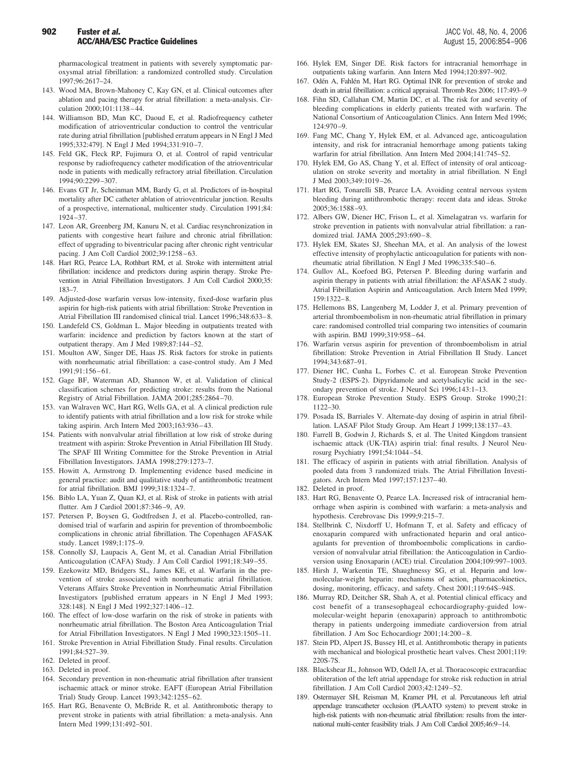pharmacological treatment in patients with severely symptomatic paroxysmal atrial fibrillation: a randomized controlled study. Circulation 1997;96:2617–24.

143. Wood MA, Brown-Mahoney C, Kay GN, et al. Clinical outcomes after ablation and pacing therapy for atrial fibrillation: a meta-analysis. Circulation 2000;101:1138–44.

144. Williamson BD, Man KC, Daoud E, et al. Radiofrequency catheter modification of atrioventricular conduction to control the ventricular rate during atrial fibrillation [published erratum appears in N Engl J Med 1995;332:479]. N Engl J Med 1994;331:910–7.

145. Feld GK, Fleck RP, Fujimura O, et al. Control of rapid ventricular response by radiofrequency catheter modification of the atrioventricular node in patients with medically refractory atrial fibrillation. Circulation 1994;90:2299–307.

146. Evans GT Jr, Scheinman MM, Bardy G, et al. Predictors of in-hospital mortality after DC catheter ablation of atrioventricular junction. Results of a prospective, international, multicenter study. Circulation 1991;84:1924–37.

147. Leon AR, Greenberg JM, Kanuru N, et al. Cardiac resynchronization in patients with congestive heart failure and chronic atrial fibrillation: effect of upgrading to biventricular pacing after chronic right ventricular pacing. J Am Coll Cardiol 2002;39:1258–63.

148. Hart RG, Pearce LA, Rothbart RM, et al. Stroke with intermittent atrial fibrillation: incidence and predictors during aspirin therapy. Stroke Prevention in Atrial Fibrillation Investigators. J Am Coll Cardiol 2000;35:183–7.

149. Adjusted-dose warfarin versus low-intensity, fixed-dose warfarin plus aspirin for high-risk patients with atrial fibrillation: Stroke Prevention in Atrial Fibrillation III randomised clinical trial. Lancet 1996;348:633–8.

150. Landefeld CS, Goldman L. Major bleeding in outpatients treated with warfarin: incidence and prediction by factors known at the start of outpatient therapy. Am J Med 1989;87:144–52.

151. Moulton AW, Singer DE, Haas JS. Risk factors for stroke in patients with nonrheumatic atrial fibrillation: a case-control study. Am J Med 1991;91:156–61.

152. Gage BF, Waterman AD, Shannon W, et al. Validation of clinical classification schemes for predicting stroke: results from the National Registry of Atrial Fibrillation. JAMA 2001;285:2864–70.

153. van Walraven WC, Hart RG, Wells GA, et al. A clinical prediction rule to identify patients with atrial fibrillation and a low risk for stroke while taking aspirin. Arch Intern Med 2003;163:936–43.

154. Patients with nonvalvular atrial fibrillation at low risk of stroke during treatment with aspirin: Stroke Prevention in Atrial Fibrillation III Study. The SPAF III Writing Committee for the Stroke Prevention in Atrial Fibrillation Investigators. JAMA 1998;279:1273–7.

155. Howitt A, Armstrong D. Implementing evidence based medicine in general practice: audit and qualitative study of antithrombotic treatment for atrial fibrillation. BMJ 1999;318:1324–7.

156. Biblo LA, Yuan Z, Quan KJ, et al. Risk of stroke in patients with atrial flutter. Am J Cardiol 2001;87:346–9, A9.

157. Petersen P, Boysen G, Godtfredsen J, et al. Placebo-controlled, randomised trial of warfarin and aspirin for prevention of thromboembolic complications in chronic atrial fibrillation. The Copenhagen AFASAK study. Lancet 1989;1:175–9.

158. Connolly SJ, Laupacis A, Gent M, et al. Canadian Atrial Fibrillation Anticoagulation (CAFA) Study. J Am Coll Cardiol 1991;18:349–55.

159. Ezekowitz MD, Bridgers SL, James KE, et al. Warfarin in the prevention of stroke associated with nonrheumatic atrial fibrillation. Veterans Affairs Stroke Prevention in Nonrheumatic Atrial Fibrillation Investigators [published erratum appears in N Engl J Med 1993; 328:148]. N Engl J Med 1992;327:1406–12.

160. The effect of low-dose warfarin on the risk of stroke in patients with nonrheumatic atrial fibrillation. The Boston Area Anticoagulation Trial for Atrial Fibrillation Investigators. N Engl J Med 1990;323:1505–11.

161. Stroke Prevention in Atrial Fibrillation Study. Final results. Circulation 1991;84:527–39.

162. Deleted in proof.

163. Deleted in proof.

164. Secondary prevention in non-rheumatic atrial fibrillation after transient ischaemic attack or minor stroke. EAFT (European Atrial Fibrillation Trial) Study Group. Lancet 1993;342:1255–62.

165. Hart RG, Benavente O, McBride R, et al. Antithrombotic therapy to prevent stroke in patients with atrial fibrillation: a meta-analysis. Ann Intern Med 1999;131:492–501.

166. Hylek EM, Singer DE. Risk factors for intracranial hemorrhage in outpatients taking warfarin. Ann Intern Med 1994;120:897–902.

167. Odén A, Fahlén M, Hart RG. Optimal INR for prevention of stroke and death in atrial fibrillation: a critical appraisal. Thromb Res 2006; 117:493–9

168. Fihn SD, Callahan CM, Martin DC, et al. The risk for and severity of bleeding complications in elderly patients treated with warfarin. The National Consortium of Anticoagulation Clinics. Ann Intern Med 1996; 124:970–9.

169. Fang MC, Chang Y, Hylek EM, et al. Advanced age, anticoagulation intensity, and risk for intracranial hemorrhage among patients taking warfarin for atrial fibrillation. Ann Intern Med 2004;141:745–52.

170. Hylek EM, Go AS, Chang Y, et al. Effect of intensity of oral anticoagulation on stroke severity and mortality in atrial fibrillation. N Engl J Med 2003;349:1019–26.

171. Hart RG, Tonarelli SB, Pearce LA. Avoiding central nervous system bleeding during antithrombotic therapy: recent data and ideas. Stroke 2005;36:1588–93.

172. Albers GW, Diener HC, Frison L, et al. Ximelagatran vs. warfarin for stroke prevention in patients with nonvalvular atrial fibrillation: a randomized trial. JAMA 2005;293:690–8.

173. Hylek EM, Skates SJ, Sheehan MA, et al. An analysis of the lowest effective intensity of prophylactic anticoagulation for patients with nonrheumatic atrial fibrillation. N Engl J Med 1996;335:540–6.

174. Gullov AL, Koefoed BG, Petersen P. Bleeding during warfarin and aspirin therapy in patients with atrial fibrillation: the AFASAK 2 study. Atrial Fibrillation Aspirin and Anticoagulation. Arch Intern Med 1999; 159:1322–8.

175. Hellemons BS, Langenberg M, Lodder J, et al. Primary prevention of arterial thromboembolism in non-rheumatic atrial fibrillation in primary care: randomised controlled trial comparing two intensities of coumarin with aspirin. BMJ 1999;319:958–64.

176. Warfarin versus aspirin for prevention of thromboembolism in atrial fibrillation: Stroke Prevention in Atrial Fibrillation II Study. Lancet 1994;343:687–91.

177. Diener HC, Cunha L, Forbes C. et al. European Stroke Prevention Study-2 (ESPS-2). Dipyridamole and acetylsalicylic acid in the secondary prevention of stroke. J Neurol Sci 1996;143:1–13.

178. European Stroke Prevention Study. ESPS Group. Stroke 1990;21: 1122–30.

179. Posada IS, Barriales V. Alternate-day dosing of aspirin in atrial fibrillation. LASAF Pilot Study Group. Am Heart J 1999;138:137–43.

180. Farrell B, Godwin J, Richards S, et al. The United Kingdom transient ischaemic attack (UK-TIA) aspirin trial: final results. J Neurol Neurosurg Psychiatry 1991;54:1044–54.

181. The efficacy of aspirin in patients with atrial fibrillation. Analysis of pooled data from 3 randomized trials. The Atrial Fibrillation Investigators. Arch Intern Med 1997;157:1237–40.

182. Deleted in proof.

183. Hart RG, Benavente O, Pearce LA. Increased risk of intracranial hemorrhage when aspirin is combined with warfarin: a meta-analysis and hypothesis. Cerebrovasc Dis 1999;9:215–7.

184. Stellbrink C, Nixdorff U, Hofmann T, et al. Safety and efficacy of enoxaparin compared with unfractionated heparin and oral anticoagulants for prevention of thromboembolic complications in cardioversion of nonvalvular atrial fibrillation: the Anticoagulation in Cardioversion using Enoxaparin (ACE) trial. Circulation 2004;109:997–1003.

185. Hirsh J, Warkentin TE, Shaughnessy SG, et al. Heparin and low-molecular-weight heparin: mechanisms of action, pharmacokinetics, dosing, monitoring, efficacy, and safety. Chest 2001;119:64S–94S.

186. Murray RD, Deitcher SR, Shah A, et al. Potential clinical efficacy and cost benefit of a transesophageal echocardiography-guided low-molecular-weight heparin (enoxaparin) approach to antithrombotic therapy in patients undergoing immediate cardioversion from atrial fibrillation. J Am Soc Echocardiogr 2001;14:200–8.

187. Stein PD, Alpert JS, Bussey HI, et al. Antithrombotic therapy in patients with mechanical and biological prosthetic heart valves. Chest 2001;119: 220S-7S.

188. Blackshear JL, Johnson WD, Odell JA, et al. Thoracoscopic extracardiac obliteration of the left atrial appendage for stroke risk reduction in atrial fibrillation. J Am Coll Cardiol 2003;42:1249–52.

189. Ostermayer SH, Reisman M, Kramer PH, et al. Percutaneous left atrial appendage transcatheter occlusion (PLAATO system) to prevent stroke in high-risk patients with non-rheumatic atrial fibrillation: results from the international multi-center feasibility trials. J Am Coll Cardiol 2005;46:9–14.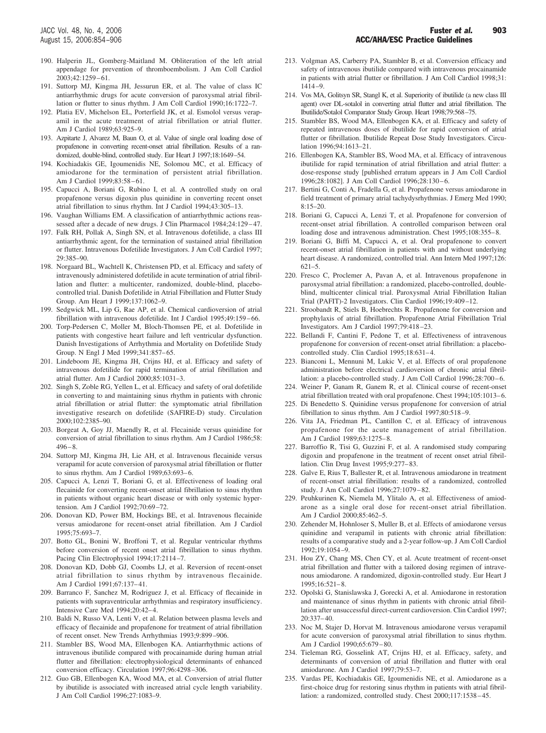190. Halperin JL, Gomberg-Maitland M. Obliteration of the left atrial appendage for prevention of thromboembolism. J Am Coll Cardiol 2003;42:1259–61.
191. Suttorp MJ, Kingma JH, Jessurun ER, et al. The value of class IC antiarrhythmic drugs for acute conversion of paroxysmal atrial fibrillation or flutter to sinus rhythm. J Am Coll Cardiol 1990;16:1722–7.
192. Platia EV, Michelson EL, Porterfield JK, et al. Esmolol versus verapamil in the acute treatment of atrial fibrillation or atrial flutter. Am J Cardiol 1989;63:925–9.
193. Azpitarte J, Alvarez M, Baun O, et al. Value of single oral loading dose of propafenone in converting recent-onset atrial fibrillation. Results of a randomized, double-blind, controlled study. Eur Heart J 1997;18:1649–54.
194. Kochiadakis GE, Igoumenidis NE, Solomou MC, et al. Efficacy of amiodarone for the termination of persistent atrial fibrillation. Am J Cardiol 1999;83:58–61.
195. Capucci A, Boriani G, Rubino I, et al. A controlled study on oral propafenone versus digoxin plus quinidine in converting recent onset atrial fibrillation to sinus rhythm. Int J Cardiol 1994;43:305–13.
196. Vaughan Williams EM. A classification of antiarrhythmic actions reassessed after a decade of new drugs. J Clin Pharmacol 1984;24:129–47.
197. Falk RH, Pollak A, Singh SN, et al. Intravenous dofetilide, a class III antiarrhythmic agent, for the termination of sustained atrial fibrillation or flutter. Intravenous Dofetilide Investigators. J Am Coll Cardiol 1997; 29:385–90.
198. Norgaard BL, Wachtell K, Christensen PD, et al. Efficacy and safety of intravenously administered dofetilide in acute termination of atrial fibrillation and flutter: a multicenter, randomized, double-blind, placebo-controlled trial. Danish Dofetilide in Atrial Fibrillation and Flutter Study Group. Am Heart J 1999;137:1062–9.
199. Sedgwick ML, Lip G, Rae AP, et al. Chemical cardioversion of atrial fibrillation with intravenous dofetilide. Int J Cardiol 1995;49:159–66.
200. Torp-Pedersen C, Moller M, Bloch-Thomsen PE, et al. Dofetilide in patients with congestive heart failure and left ventricular dysfunction. Danish Investigations of Arrhythmia and Mortality on Dofetilide Study Group. N Engl J Med 1999;341:857–65.
201. Lindeboom JE, Kingma JH, Crijns HJ, et al. Efficacy and safety of intravenous dofetilide for rapid termination of atrial fibrillation and atrial flutter. Am J Cardiol 2000;85:1031–3.
202. Singh S, Zoble RG, Yellen L, et al. Efficacy and safety of oral dofetilide in converting to and maintaining sinus rhythm in patients with chronic atrial fibrillation or atrial flutter: the symptomatic atrial fibrillation investigative research on dofetilide (SAFIRE-D) study. Circulation 2000;102:2385–90.
203. Borgeat A, Goy JJ, Maendly R, et al. Flecainide versus quinidine for conversion of atrial fibrillation to sinus rhythm. Am J Cardiol 1986;58: 496–8.
204. Suttorp MJ, Kingma JH, Lie AH, et al. Intravenous flecainide versus verapamil for acute conversion of paroxysmal atrial fibrillation or flutter to sinus rhythm. Am J Cardiol 1989;63:693–6.
205. Capucci A, Lenzi T, Boriani G, et al. Effectiveness of loading oral flecainide for converting recent-onset atrial fibrillation to sinus rhythm in patients without organic heart disease or with only systemic hypertension. Am J Cardiol 1992;70:69–72.
206. Donovan KD, Power BM, Hockings BE, et al. Intravenous flecainide versus amiodarone for recent-onset atrial fibrillation. Am J Cardiol 1995;75:693–7.
207. Botto GL, Bonini W, Broffoni T, et al. Regular ventricular rhythms before conversion of recent onset atrial fibrillation to sinus rhythm. Pacing Clin Electrophysiol 1994;17:2114–7.
208. Donovan KD, Dobb GJ, Coombs LJ, et al. Reversion of recent-onset atrial fibrillation to sinus rhythm by intravenous flecainide. Am J Cardiol 1991;67:137–41.
209. Barranco F, Sanchez M, Rodriguez J, et al. Efficacy of flecainide in patients with supraventricular arrhythmias and respiratory insufficiency. Intensive Care Med 1994;20:42–4.
210. Baldi N, Russo VA, Lenti V, et al. Relation between plasma levels and efficacy of flecainide and propafenone for treatment of atrial fibrillation of recent onset. New Trends Arrhythmias 1993;9:899–906.
211. Stambler BS, Wood MA, Ellenbogen KA. Antiarrhythmic actions of intravenous ibutilide compared with procainamide during human atrial flutter and fibrillation: electrophysiological determinants of enhanced conversion efficacy. Circulation 1997;96:4298–306.
212. Guo GB, Ellenbogen KA, Wood MA, et al. Conversion of atrial flutter by ibutilide is associated with increased atrial cycle length variability. J Am Coll Cardiol 1996;27:1083–9.
213. Volgman AS, Carberry PA, Stambler B, et al. Conversion efficacy and safety of intravenous ibutilide compared with intravenous procainamide in patients with atrial flutter or fibrillation. J Am Coll Cardiol 1998;31: 1414–9.
214. Vos MA, Golitsyn SR, Stangl K, et al. Superiority of ibutilide (a new class III agent) over DL-sotalol in converting atrial flutter and atrial fibrillation. The Ibutilide/Sotalol Comparator Study Group. Heart 1998;79:568–75.
215. Stambler BS, Wood MA, Ellenbogen KA, et al. Efficacy and safety of repeated intravenous doses of ibutilide for rapid conversion of atrial flutter or fibrillation. Ibutilide Repeat Dose Study Investigators. Circulation 1996;94:1613–21.
216. Ellenbogen KA, Stambler BS, Wood MA, et al. Efficacy of intravenous ibutilide for rapid termination of atrial fibrillation and atrial flutter: a dose-response study [published erratum appears in J Am Coll Cardiol 1996;28:1082]. J Am Coll Cardiol 1996;28:130–6.
217. Bertini G, Conti A, Fradella G, et al. Propafenone versus amiodarone in field treatment of primary atrial tachydysrhythmias. J Emerg Med 1990; 8:15–20.
218. Boriani G, Capucci A, Lenzi T, et al. Propafenone for conversion of recent-onset atrial fibrillation. A controlled comparison between oral loading dose and intravenous administration. Chest 1995;108:355–8.
219. Boriani G, Biffi M, Capucci A, et al. Oral propafenone to convert recent-onset atrial fibrillation in patients with and without underlying heart disease. A randomized, controlled trial. Ann Intern Med 1997;126: 621–5.
220. Fresco C, Proclemer A, Pavan A, et al. Intravenous propafenone in paroxysmal atrial fibrillation: a randomized, placebo-controlled, double-blind, multicenter clinical trial. Paroxysmal Atrial Fibrillation Italian Trial (PAFIT)-2 Investigators. Clin Cardiol 1996;19:409–12.
221. Stroobandt R, Stiels B, Hoebrechts R. Propafenone for conversion and prophylaxis of atrial fibrillation. Propafenone Atrial Fibrillation Trial Investigators. Am J Cardiol 1997;79:418–23.
222. Bellandi F, Cantini F, Pedone T, et al. Effectiveness of intravenous propafenone for conversion of recent-onset atrial fibrillation: a placebo-controlled study. Clin Cardiol 1995;18:631–4.
223. Bianconi L, Mennuni M, Lukic V, et al. Effects of oral propafenone administration before electrical cardioversion of chronic atrial fibrillation: a placebo-controlled study. J Am Coll Cardiol 1996;28:700–6.
224. Weiner P, Ganam R, Ganem R, et al. Clinical course of recent-onset atrial fibrillation treated with oral propafenone. Chest 1994;105:1013–6.
225. Di Benedetto S. Quinidine versus propafenone for conversion of atrial fibrillation to sinus rhythm. Am J Cardiol 1997;80:518–9.
226. Vita JA, Friedman PL, Cantillon C, et al. Efficacy of intravenous propafenone for the acute management of atrial fibrillation. Am J Cardiol 1989;63:1275–8.
227. Barroffio R, Tisi G, Guzzini F, et al. A randomised study comparing digoxin and propafenone in the treatment of recent onset atrial fibrillation. Clin Drug Invest 1995;9:277–83.
228. Galve E, Rius T, Ballester R, et al. Intravenous amiodarone in treatment of recent-onset atrial fibrillation: results of a randomized, controlled study. J Am Coll Cardiol 1996;27:1079–82.
229. Peuhkurinen K, Niemela M, Ylitalo A, et al. Effectiveness of amiodarone as a single oral dose for recent-onset atrial fibrillation. Am J Cardiol 2000;85:462–5.
230. Zehender M, Hohnloser S, Muller B, et al. Effects of amiodarone versus quinidine and verapamil in patients with chronic atrial fibrillation: results of a comparative study and a 2-year follow-up. J Am Coll Cardiol 1992;19:1054–9.
231. Hou ZY, Chang MS, Chen CY, et al. Acute treatment of recent-onset atrial fibrillation and flutter with a tailored dosing regimen of intravenous amiodarone. A randomized, digoxin-controlled study. Eur Heart J 1995;16:521–8.
232. Opolski G, Stanislawska J, Gorecki A, et al. Amiodarone in restoration and maintenance of sinus rhythm in patients with chronic atrial fibrillation after unsuccessful direct-current cardioversion. Clin Cardiol 1997; 20:337–40.
233. Noc M, Stajer D, Horvat M. Intravenous amiodarone versus verapamil for acute conversion of paroxysmal atrial fibrillation to sinus rhythm. Am J Cardiol 1990;65:679–80.
234. Tieleman RG, Gosselink AT, Crijns HJ, et al. Efficacy, safety, and determinants of conversion of atrial fibrillation and flutter with oral amiodarone. Am J Cardiol 1997;79:53–7.
235. Vardas PE, Kochiadakis GE, Igoumenidis NE, et al. Amiodarone as a first-choice drug for restoring sinus rhythm in patients with atrial fibrillation: a randomized, controlled study. Chest 2000;117:1538–45.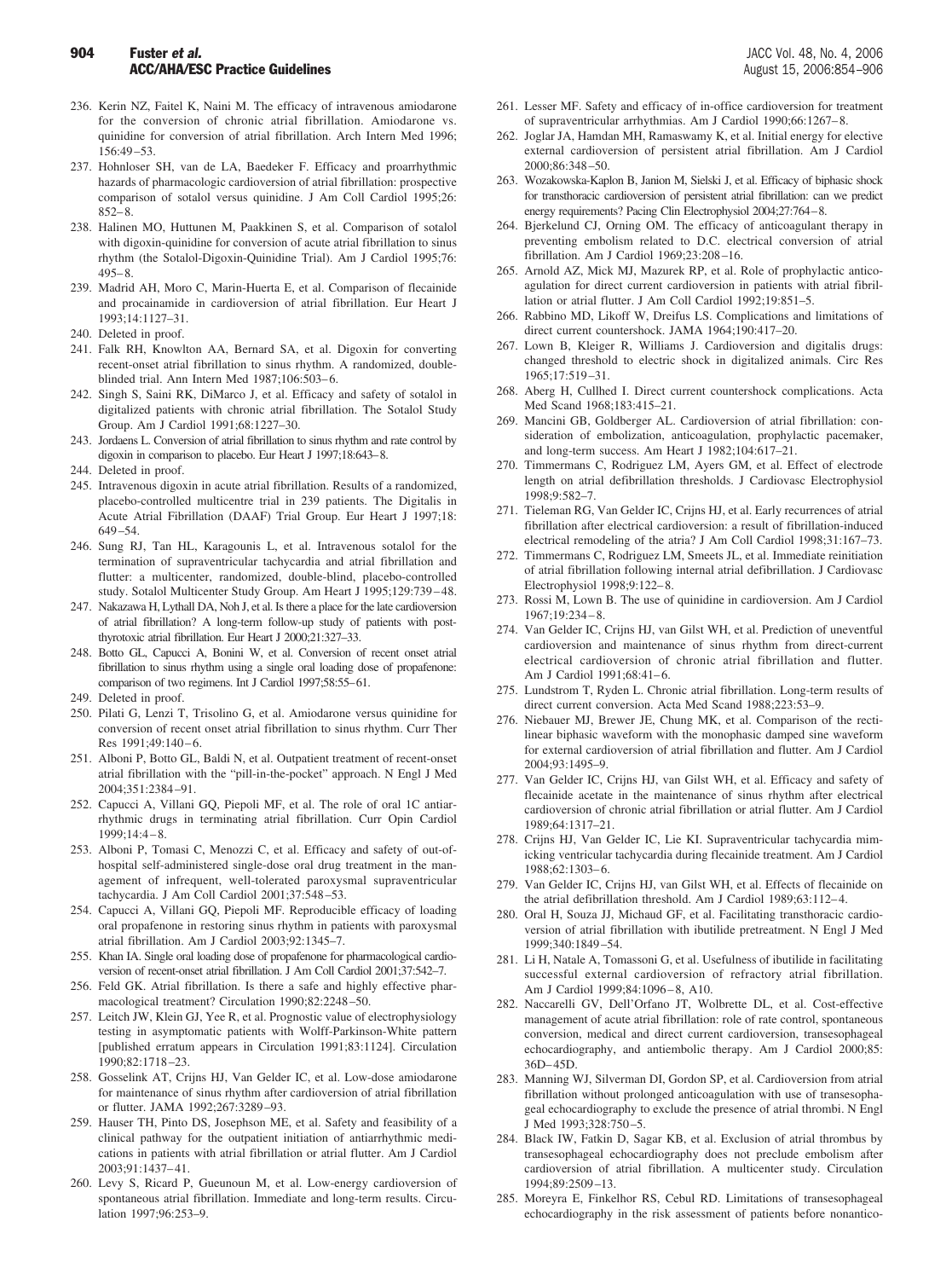236. Kerin NZ, Faitel K, Naini M. The efficacy of intravenous amiodarone for the conversion of chronic atrial fibrillation. Amiodarone vs. quinidine for conversion of atrial fibrillation. Arch Intern Med 1996; 156:49–53.
237. Hohnloser SH, van de LA, Baedeker F. Efficacy and proarrhythmic hazards of pharmacologic cardioversion of atrial fibrillation: prospective comparison of sotalol versus quinidine. J Am Coll Cardiol 1995;26: 852–8.
238. Halinen MO, Huttunen M, Paakkinen S, et al. Comparison of sotalol with digoxin-quinidine for conversion of acute atrial fibrillation to sinus rhythm (the Sotalol-Digoxin-Quinidine Trial). Am J Cardiol 1995;76: 495–8.
239. Madrid AH, Moro C, Marin-Huerta E, et al. Comparison of flecainide and procainamide in cardioversion of atrial fibrillation. Eur Heart J 1993;14:1127–31.
240. Deleted in proof.
241. Falk RH, Knowlton AA, Bernard SA, et al. Digoxin for converting recent-onset atrial fibrillation to sinus rhythm. A randomized, double-blinded trial. Ann Intern Med 1987;106:503–6.
242. Singh S, Saini RK, DiMarco J, et al. Efficacy and safety of sotalol in digitalized patients with chronic atrial fibrillation. The Sotalol Study Group. Am J Cardiol 1991;68:1227–30.
243. Jordaens L. Conversion of atrial fibrillation to sinus rhythm and rate control by digoxin in comparison to placebo. Eur Heart J 1997;18:643–8.
244. Deleted in proof.
245. Intravenous digoxin in acute atrial fibrillation. Results of a randomized, placebo-controlled multicentre trial in 239 patients. The Digitalis in Acute Atrial Fibrillation (DAAF) Trial Group. Eur Heart J 1997;18: 649–54.
246. Sung RJ, Tan HL, Karagounis L, et al. Intravenous sotalol for the termination of supraventricular tachycardia and atrial fibrillation and flutter: a multicenter, randomized, double-blind, placebo-controlled study. Sotalol Multicenter Study Group. Am Heart J 1995;129:739–48.
247. Nakazawa H, Lythall DA, Noh J, et al. Is there a place for the late cardioversion of atrial fibrillation? A long-term follow-up study of patients with post-thyrotoxic atrial fibrillation. Eur Heart J 2000;21:327–33.
248. Botto GL, Capucci A, Bonini W, et al. Conversion of recent onset atrial fibrillation to sinus rhythm using a single oral loading dose of propafenone: comparison of two regimens. Int J Cardiol 1997;58:55–61.
249. Deleted in proof.
250. Pilati G, Lenzi T, Trisolino G, et al. Amiodarone versus quinidine for conversion of recent onset atrial fibrillation to sinus rhythm. Curr Ther Res 1991;49:140–6.
251. Alboni P, Botto GL, Baldi N, et al. Outpatient treatment of recent-onset atrial fibrillation with the "pill-in-the-pocket" approach. N Engl J Med 2004;351:2384–91.
252. Capucci A, Villani GQ, Piepoli MF, et al. The role of oral 1C antiarrhythmic drugs in terminating atrial fibrillation. Curr Opin Cardiol 1999;14:4–8.
253. Alboni P, Tomasi C, Menozzi C, et al. Efficacy and safety of out-of-hospital self-administered single-dose oral drug treatment in the management of infrequent, well-tolerated paroxysmal supraventricular tachycardia. J Am Coll Cardiol 2001;37:548–53.
254. Capucci A, Villani GQ, Piepoli MF. Reproducible efficacy of loading oral propafenone in restoring sinus rhythm in patients with paroxysmal atrial fibrillation. Am J Cardiol 2003;92:1345–7.
255. Khan IA. Single oral loading dose of propafenone for pharmacological cardioversion of recent-onset atrial fibrillation. J Am Coll Cardiol 2001;37:542–7.
256. Feld GK. Atrial fibrillation. Is there a safe and highly effective pharmacological treatment? Circulation 1990;82:2248–50.
257. Leitch JW, Klein GJ, Yee R, et al. Prognostic value of electrophysiology testing in asymptomatic patients with Wolff-Parkinson-White pattern [published erratum appears in Circulation 1991;83:1124]. Circulation 1990;82:1718–23.
258. Gosselink AT, Crijns HJ, Van Gelder IC, et al. Low-dose amiodarone for maintenance of sinus rhythm after cardioversion of atrial fibrillation or flutter. JAMA 1992;267:3289–93.
259. Hauser TH, Pinto DS, Josephson ME, et al. Safety and feasibility of a clinical pathway for the outpatient initiation of antiarrhythmic medications in patients with atrial fibrillation or atrial flutter. Am J Cardiol 2003;91:1437–41.
260. Levy S, Ricard P, Gueunoun M, et al. Low-energy cardioversion of spontaneous atrial fibrillation. Immediate and long-term results. Circulation 1997;96:253–9.
261. Lesser MF. Safety and efficacy of in-office cardioversion for treatment of supraventricular arrhythmias. Am J Cardiol 1990;66:1267–8.
262. Joglar JA, Hamdan MH, Ramaswamy K, et al. Initial energy for elective external cardioversion of persistent atrial fibrillation. Am J Cardiol 2000;86:348–50.
263. Wozakowska-Kaplon B, Janion M, Sielski J, et al. Efficacy of biphasic shock for transthoracic cardioversion of persistent atrial fibrillation: can we predict energy requirements? Pacing Clin Electrophysiol 2004;27:764–8.
264. Bjerkelund CJ, Orning OM. The efficacy of anticoagulant therapy in preventing embolism related to D.C. electrical conversion of atrial fibrillation. Am J Cardiol 1969;23:208–16.
265. Arnold AZ, Mick MJ, Mazurek RP, et al. Role of prophylactic anticoagulation for direct current cardioversion in patients with atrial fibrillation or atrial flutter. J Am Coll Cardiol 1992;19:851–5.
266. Rabbino MD, Likoff W, Dreifus LS. Complications and limitations of direct current countershock. JAMA 1964;190:417–20.
267. Lown B, Kleiger R, Williams J. Cardioversion and digitalis drugs: changed threshold to electric shock in digitalized animals. Circ Res 1965;17:519–31.
268. Aberg H, Cullhed I. Direct current countershock complications. Acta Med Scand 1968;183:415–21.
269. Mancini GB, Goldberger AL. Cardioversion of atrial fibrillation: consideration of embolization, anticoagulation, prophylactic pacemaker, and long-term success. Am Heart J 1982;104:617–21.
270. Timmermans C, Rodriguez LM, Ayers GM, et al. Effect of electrode length on atrial defibrillation thresholds. J Cardiovasc Electrophysiol 1998;9:582–7.
271. Tieleman RG, Van Gelder IC, Crijns HJ, et al. Early recurrences of atrial fibrillation after electrical cardioversion: a result of fibrillation-induced electrical remodeling of the atria? J Am Coll Cardiol 1998;31:167–73.
272. Timmermans C, Rodriguez LM, Smeets JL, et al. Immediate reinitiation of atrial fibrillation following internal atrial defibrillation. J Cardiovasc Electrophysiol 1998;9:122–8.
273. Rossi M, Lown B. The use of quinidine in cardioversion. Am J Cardiol 1967;19:234–8.
274. Van Gelder IC, Crijns HJ, van Gilst WH, et al. Prediction of uneventful cardioversion and maintenance of sinus rhythm from direct-current electrical cardioversion of chronic atrial fibrillation and flutter. Am J Cardiol 1991;68:41–6.
275. Lundstrom T, Ryden L. Chronic atrial fibrillation. Long-term results of direct current conversion. Acta Med Scand 1988;223:53–9.
276. Niebauer MJ, Brewer JE, Chung MK, et al. Comparison of the rectilinear biphasic waveform with the monophasic damped sine waveform for external cardioversion of atrial fibrillation and flutter. Am J Cardiol 2004;93:1495–9.
277. Van Gelder IC, Crijns HJ, van Gilst WH, et al. Efficacy and safety of flecainide acetate in the maintenance of sinus rhythm after electrical cardioversion of chronic atrial fibrillation or atrial flutter. Am J Cardiol 1989;64:1317–21.
278. Crijns HJ, Van Gelder IC, Lie KI. Supraventricular tachycardia mimicking ventricular tachycardia during flecainide treatment. Am J Cardiol 1988;62:1303–6.
279. Van Gelder IC, Crijns HJ, van Gilst WH, et al. Effects of flecainide on the atrial defibrillation threshold. Am J Cardiol 1989;63:112–4.
280. Oral H, Souza JJ, Michaud GF, et al. Facilitating transthoracic cardioversion of atrial fibrillation with ibutilide pretreatment. N Engl J Med 1999;340:1849–54.
281. Li H, Natale A, Tomassoni G, et al. Usefulness of ibutilide in facilitating successful external cardioversion of refractory atrial fibrillation. Am J Cardiol 1999;84:1096–8, A10.
282. Naccarelli GV, Dell'Orfano JT, Wolbrette DL, et al. Cost-effective management of acute atrial fibrillation: role of rate control, spontaneous conversion, medical and direct current cardioversion, transesophageal echocardiography, and antiembolic therapy. Am J Cardiol 2000;85: 36D–45D.
283. Manning WJ, Silverman DI, Gordon SP, et al. Cardioversion from atrial fibrillation without prolonged anticoagulation with use of transesophageal echocardiography to exclude the presence of atrial thrombi. N Engl J Med 1993;328:750–5.
284. Black IW, Fatkin D, Sagar KB, et al. Exclusion of atrial thrombus by transesophageal echocardiography does not preclude embolism after cardioversion of atrial fibrillation. A multicenter study. Circulation 1994;89:2509–13.
285. Moreyra E, Finkelhor RS, Cebul RD. Limitations of transesophageal echocardiography in the risk assessment of patients before nonantico-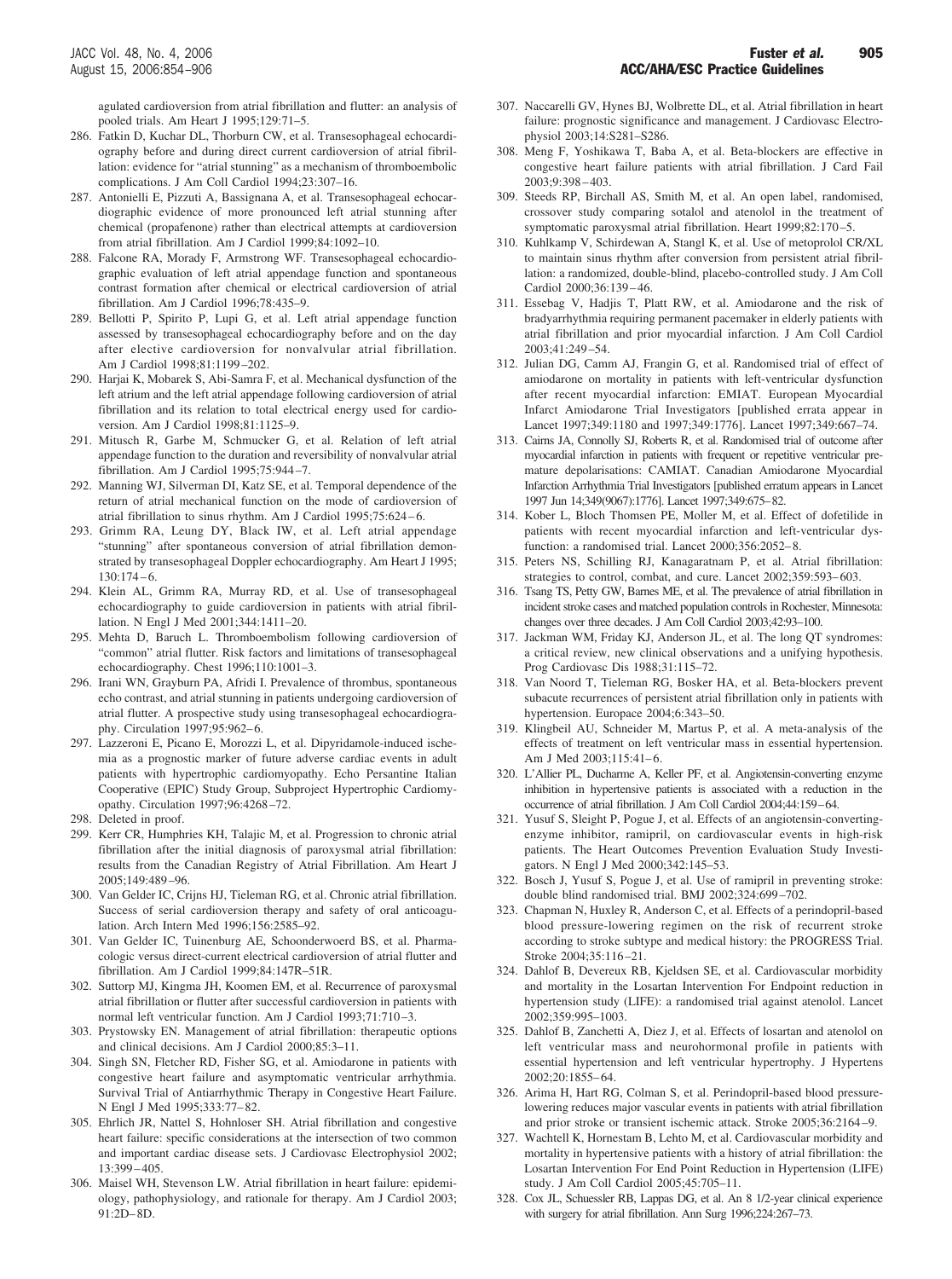agulated cardioversion from atrial fibrillation and flutter: an analysis of pooled trials. Am Heart J 1995;129:71–5.

286. Fatkin D, Kuchar DL, Thorburn CW, et al. Transesophageal echocardiography before and during direct current cardioversion of atrial fibrillation: evidence for "atrial stunning" as a mechanism of thromboembolic complications. J Am Coll Cardiol 1994;23:307–16.
287. Antonielli E, Pizzuti A, Bassignana A, et al. Transesophageal echocardiographic evidence of more pronounced left atrial stunning after chemical (propafenone) rather than electrical attempts at cardioversion from atrial fibrillation. Am J Cardiol 1999;84:1092–10.
288. Falcone RA, Morady F, Armstrong WF. Transesophageal echocardiographic evaluation of left atrial appendage function and spontaneous contrast formation after chemical or electrical cardioversion of atrial fibrillation. Am J Cardiol 1996;78:435–9.
289. Bellotti P, Spirito P, Lupi G, et al. Left atrial appendage function assessed by transesophageal echocardiography before and on the day after elective cardioversion for nonvalvular atrial fibrillation. Am J Cardiol 1998;81:1199–202.
290. Harjai K, Mobarek S, Abi-Samra F, et al. Mechanical dysfunction of the left atrium and the left atrial appendage following cardioversion of atrial fibrillation and its relation to total electrical energy used for cardioversion. Am J Cardiol 1998;81:1125–9.
291. Mitusch R, Garbe M, Schmucker G, et al. Relation of left atrial appendage function to the duration and reversibility of nonvalvular atrial fibrillation. Am J Cardiol 1995;75:944–7.
292. Manning WJ, Silverman DI, Katz SE, et al. Temporal dependence of the return of atrial mechanical function on the mode of cardioversion of atrial fibrillation to sinus rhythm. Am J Cardiol 1995;75:624–6.
293. Grimm RA, Leung DY, Black IW, et al. Left atrial appendage "stunning" after spontaneous conversion of atrial fibrillation demonstrated by transesophageal Doppler echocardiography. Am Heart J 1995; 130:174–6.
294. Klein AL, Grimm RA, Murray RD, et al. Use of transesophageal echocardiography to guide cardioversion in patients with atrial fibrillation. N Engl J Med 2001;344:1411–20.
295. Mehta D, Baruch L. Thromboembolism following cardioversion of "common" atrial flutter. Risk factors and limitations of transesophageal echocardiography. Chest 1996;110:1001–3.
296. Irani WN, Grayburn PA, Afridi I. Prevalence of thrombus, spontaneous echo contrast, and atrial stunning in patients undergoing cardioversion of atrial flutter. A prospective study using transesophageal echocardiography. Circulation 1997;95:962–6.
297. Lazzeroni E, Picano E, Morozzi L, et al. Dipyridamole-induced ischemia as a prognostic marker of future adverse cardiac events in adult patients with hypertrophic cardiomyopathy. Echo Persantine Italian Cooperative (EPIC) Study Group, Subproject Hypertrophic Cardiomyopathy. Circulation 1997;96:4268–72.
298. Deleted in proof.
299. Kerr CR, Humphries KH, Talajic M, et al. Progression to chronic atrial fibrillation after the initial diagnosis of paroxysmal atrial fibrillation: results from the Canadian Registry of Atrial Fibrillation. Am Heart J 2005;149:489–96.
300. Van Gelder IC, Crijns HJ, Tieleman RG, et al. Chronic atrial fibrillation. Success of serial cardioversion therapy and safety of oral anticoagulation. Arch Intern Med 1996;156:2585–92.
301. Van Gelder IC, Tuinenburg AE, Schoonderwoerd BS, et al. Pharmacologic versus direct-current electrical cardioversion of atrial flutter and fibrillation. Am J Cardiol 1999;84:147R–51R.
302. Suttorp MJ, Kingma JH, Koomen EM, et al. Recurrence of paroxysmal atrial fibrillation or flutter after successful cardioversion in patients with normal left ventricular function. Am J Cardiol 1993;71:710–3.
303. Prystowsky EN. Management of atrial fibrillation: therapeutic options and clinical decisions. Am J Cardiol 2000;85:3–11.
304. Singh SN, Fletcher RD, Fisher SG, et al. Amiodarone in patients with congestive heart failure and asymptomatic ventricular arrhythmia. Survival Trial of Antiarrhythmic Therapy in Congestive Heart Failure. N Engl J Med 1995;333:77–82.
305. Ehrlich JR, Nattel S, Hohnloser SH. Atrial fibrillation and congestive heart failure: specific considerations at the intersection of two common and important cardiac disease sets. J Cardiovasc Electrophysiol 2002; 13:399–405.
306. Maisel WH, Stevenson LW. Atrial fibrillation in heart failure: epidemiology, pathophysiology, and rationale for therapy. Am J Cardiol 2003; 91:2D–8D.
307. Naccarelli GV, Hynes BJ, Wolbrette DL, et al. Atrial fibrillation in heart failure: prognostic significance and management. J Cardiovasc Electrophysiol 2003;14:S281–S286.
308. Meng F, Yoshikawa T, Baba A, et al. Beta-blockers are effective in congestive heart failure patients with atrial fibrillation. J Card Fail 2003;9:398–403.
309. Steeds RP, Birchall AS, Smith M, et al. An open label, randomised, crossover study comparing sotalol and atenolol in the treatment of symptomatic paroxysmal atrial fibrillation. Heart 1999;82:170–5.
310. Kuhlkamp V, Schirdewan A, Stangl K, et al. Use of metoprolol CR/XL to maintain sinus rhythm after conversion from persistent atrial fibrillation: a randomized, double-blind, placebo-controlled study. J Am Coll Cardiol 2000;36:139–46.
311. Essebag V, Hadjis T, Platt RW, et al. Amiodarone and the risk of bradyarrhythmia requiring permanent pacemaker in elderly patients with atrial fibrillation and prior myocardial infarction. J Am Coll Cardiol 2003;41:249–54.
312. Julian DG, Camm AJ, Frangin G, et al. Randomised trial of effect of amiodarone on mortality in patients with left-ventricular dysfunction after recent myocardial infarction: EMIAT. European Myocardial Infarct Amiodarone Trial Investigators [published errata appear in Lancet 1997;349:1180 and 1997;349:1776]. Lancet 1997;349:667–74.
313. Cairns JA, Connolly SJ, Roberts R, et al. Randomised trial of outcome after myocardial infarction in patients with frequent or repetitive ventricular premature depolarisations: CAMIAT. Canadian Amiodarone Myocardial Infarction Arrhythmia Trial Investigators [published erratum appears in Lancet 1997 Jun 14;349(9067):1776]. Lancet 1997;349:675–82.
314. Kober L, Bloch Thomsen PE, Moller M, et al. Effect of dofetilide in patients with recent myocardial infarction and left-ventricular dysfunction: a randomised trial. Lancet 2000;356:2052–8.
315. Peters NS, Schilling RJ, Kanagaratnam P, et al. Atrial fibrillation: strategies to control, combat, and cure. Lancet 2002;359:593–603.
316. Tsang TS, Petty GW, Barnes ME, et al. The prevalence of atrial fibrillation in incident stroke cases and matched population controls in Rochester, Minnesota: changes over three decades. J Am Coll Cardiol 2003;42:93–100.
317. Jackman WM, Friday KJ, Anderson JL, et al. The long QT syndromes: a critical review, new clinical observations and a unifying hypothesis. Prog Cardiovasc Dis 1988;31:115–72.
318. Van Noord T, Tieleman RG, Bosker HA, et al. Beta-blockers prevent subacute recurrences of persistent atrial fibrillation only in patients with hypertension. Europace 2004;6:343–50.
319. Klingbeil AU, Schneider M, Martus P, et al. A meta-analysis of the effects of treatment on left ventricular mass in essential hypertension. Am J Med 2003;115:41–6.
320. L'Allier PL, Ducharme A, Keller PF, et al. Angiotensin-converting enzyme inhibition in hypertensive patients is associated with a reduction in the occurrence of atrial fibrillation. J Am Coll Cardiol 2004;44:159–64.
321. Yusuf S, Sleight P, Pogue J, et al. Effects of an angiotensin-converting-enzyme inhibitor, ramipril, on cardiovascular events in high-risk patients. The Heart Outcomes Prevention Evaluation Study Investigators. N Engl J Med 2000;342:145–53.
322. Bosch J, Yusuf S, Pogue J, et al. Use of ramipril in preventing stroke: double blind randomised trial. BMJ 2002;324:699–702.
323. Chapman N, Huxley R, Anderson C, et al. Effects of a perindopril-based blood pressure-lowering regimen on the risk of recurrent stroke according to stroke subtype and medical history: the PROGRESS Trial. Stroke 2004;35:116–21.
324. Dahlof B, Devereux RB, Kjeldsen SE, et al. Cardiovascular morbidity and mortality in the Losartan Intervention For Endpoint reduction in hypertension study (LIFE): a randomised trial against atenolol. Lancet 2002;359:995–1003.
325. Dahlof B, Zanchetti A, Diez J, et al. Effects of losartan and atenolol on left ventricular mass and neurohormonal profile in patients with essential hypertension and left ventricular hypertrophy. J Hypertens 2002;20:1855–64.
326. Arima H, Hart RG, Colman S, et al. Perindopril-based blood pressure-lowering reduces major vascular events in patients with atrial fibrillation and prior stroke or transient ischemic attack. Stroke 2005;36:2164–9.
327. Wachtell K, Hornestam B, Lehto M, et al. Cardiovascular morbidity and mortality in hypertensive patients with a history of atrial fibrillation: the Losartan Intervention For End Point Reduction in Hypertension (LIFE) study. J Am Coll Cardiol 2005;45:705–11.
328. Cox JL, Schuessler RB, Lappas DG, et al. An 8 1/2-year clinical experience with surgery for atrial fibrillation. Ann Surg 1996;224:267–73.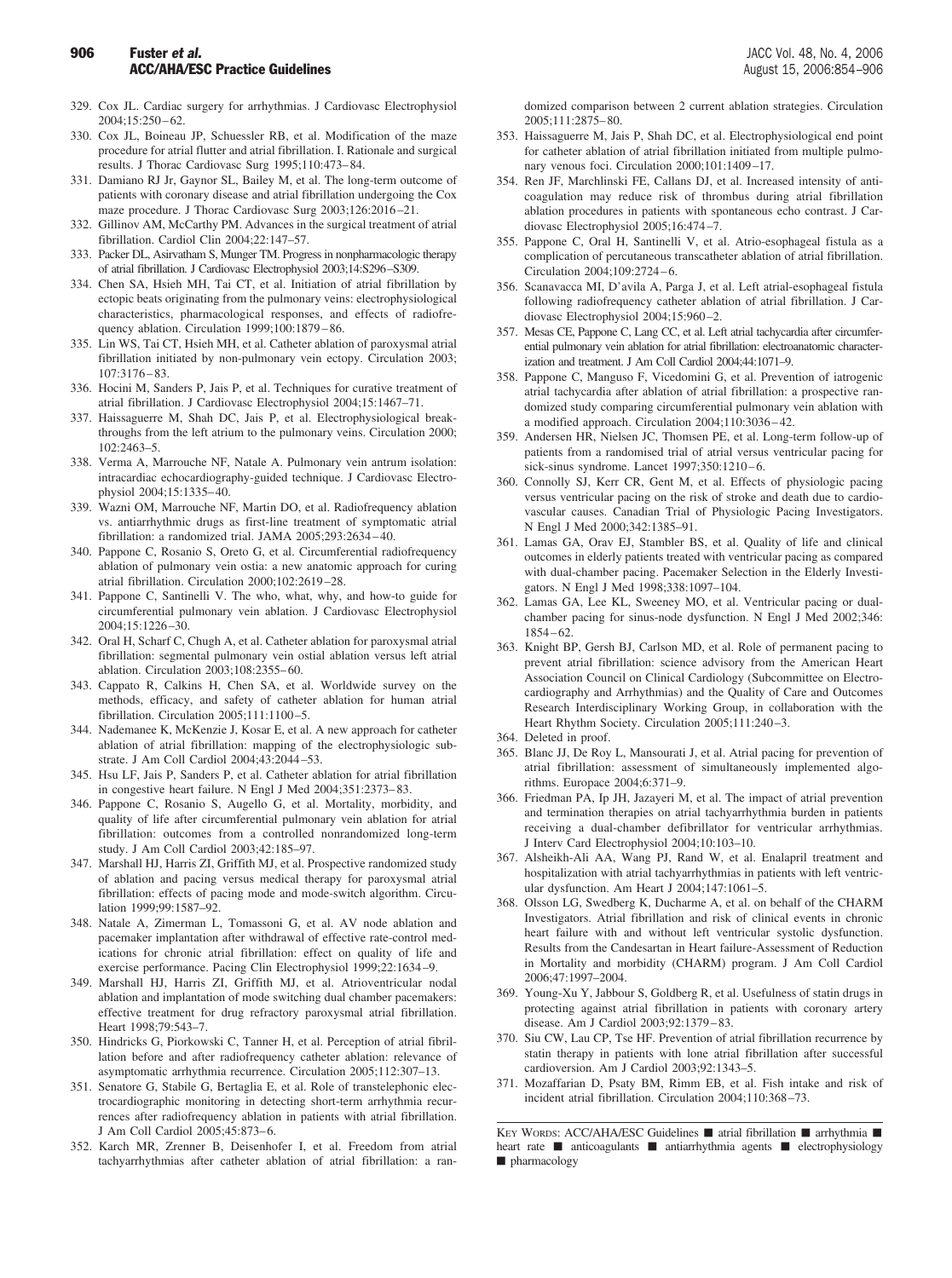329. Cox JL. Cardiac surgery for arrhythmias. J Cardiovasc Electrophysiol 2004;15:250–62.
330. Cox JL, Boineau JP, Schuessler RB, et al. Modification of the maze procedure for atrial flutter and atrial fibrillation. I. Rationale and surgical results. J Thorac Cardiovasc Surg 1995;110:473–84.
331. Damiano RJ Jr, Gaynor SL, Bailey M, et al. The long-term outcome of patients with coronary disease and atrial fibrillation undergoing the Cox maze procedure. J Thorac Cardiovasc Surg 2003;126:2016–21.
332. Gillinov AM, McCarthy PM. Advances in the surgical treatment of atrial fibrillation. Cardiol Clin 2004;22:147–57.
333. Packer DL, Asirvatham S, Munger TM. Progress in nonpharmacologic therapy of atrial fibrillation. J Cardiovasc Electrophysiol 2003;14:S296–S309.
334. Chen SA, Hsieh MH, Tai CT, et al. Initiation of atrial fibrillation by ectopic beats originating from the pulmonary veins: electrophysiological characteristics, pharmacological responses, and effects of radiofrequency ablation. Circulation 1999;100:1879–86.
335. Lin WS, Tai CT, Hsieh MH, et al. Catheter ablation of paroxysmal atrial fibrillation initiated by non-pulmonary vein ectopy. Circulation 2003; 107:3176–83.
336. Hocini M, Sanders P, Jais P, et al. Techniques for curative treatment of atrial fibrillation. J Cardiovasc Electrophysiol 2004;15:1467–71.
337. Haissaguerre M, Shah DC, Jais P, et al. Electrophysiological breakthroughs from the left atrium to the pulmonary veins. Circulation 2000; 102:2463–5.
338. Verma A, Marrouche NF, Natale A. Pulmonary vein antrum isolation: intracardiac echocardiography-guided technique. J Cardiovasc Electrophysiol 2004;15:1335–40.
339. Wazni OM, Marrouche NF, Martin DO, et al. Radiofrequency ablation vs. antiarrhythmic drugs as first-line treatment of symptomatic atrial fibrillation: a randomized trial. JAMA 2005;293:2634–40.
340. Pappone C, Rosanio S, Oreto G, et al. Circumferential radiofrequency ablation of pulmonary vein ostia: a new anatomic approach for curing atrial fibrillation. Circulation 2000;102:2619–28.
341. Pappone C, Santinelli V. The who, what, why, and how-to guide for circumferential pulmonary vein ablation. J Cardiovasc Electrophysiol 2004;15:1226–30.
342. Oral H, Scharf C, Chugh A, et al. Catheter ablation for paroxysmal atrial fibrillation: segmental pulmonary vein ostial ablation versus left atrial ablation. Circulation 2003;108:2355–60.
343. Cappato R, Calkins H, Chen SA, et al. Worldwide survey on the methods, efficacy, and safety of catheter ablation for human atrial fibrillation. Circulation 2005;111:1100–5.
344. Nademanee K, McKenzie J, Kosar E, et al. A new approach for catheter ablation of atrial fibrillation: mapping of the electrophysiologic substrate. J Am Coll Cardiol 2004;43:2044–53.
345. Hsu LF, Jais P, Sanders P, et al. Catheter ablation for atrial fibrillation in congestive heart failure. N Engl J Med 2004;351:2373–83.
346. Pappone C, Rosanio S, Augello G, et al. Mortality, morbidity, and quality of life after circumferential pulmonary vein ablation for atrial fibrillation: outcomes from a controlled nonrandomized long-term study. J Am Coll Cardiol 2003;42:185–97.
347. Marshall HJ, Harris ZI, Griffith MJ, et al. Prospective randomized study of ablation and pacing versus medical therapy for paroxysmal atrial fibrillation: effects of pacing mode and mode-switch algorithm. Circulation 1999;99:1587–92.
348. Natale A, Zimerman L, Tomassoni G, et al. AV node ablation and pacemaker implantation after withdrawal of effective rate-control medications for chronic atrial fibrillation: effect on quality of life and exercise performance. Pacing Clin Electrophysiol 1999;22:1634–9.
349. Marshall HJ, Harris ZI, Griffith MJ, et al. Atrioventricular nodal ablation and implantation of mode switching dual chamber pacemakers: effective treatment for drug refractory paroxysmal atrial fibrillation. Heart 1998;79:543–7.
350. Hindricks G, Piorkowski C, Tanner H, et al. Perception of atrial fibrillation before and after radiofrequency catheter ablation: relevance of asymptomatic arrhythmia recurrence. Circulation 2005;112:307–13.
351. Senatore G, Stabile G, Bertaglia E, et al. Role of transtelephonic electrocardiographic monitoring in detecting short-term arrhythmia recurrences after radiofrequency ablation in patients with atrial fibrillation. J Am Coll Cardiol 2005;45:873–6.
352. Karch MR, Zrenner B, Deisenhofer I, et al. Freedom from atrial tachyarrhythmias after catheter ablation of atrial fibrillation: a randomized comparison between 2 current ablation strategies. Circulation 2005;111:2875–80.
353. Haissaguerre M, Jais P, Shah DC, et al. Electrophysiological end point for catheter ablation of atrial fibrillation initiated from multiple pulmonary venous foci. Circulation 2000;101:1409–17.
354. Ren JF, Marchlinski FE, Callans DJ, et al. Increased intensity of anticoagulation may reduce risk of thrombus during atrial fibrillation ablation procedures in patients with spontaneous echo contrast. J Cardiovasc Electrophysiol 2005;16:474–7.
355. Pappone C, Oral H, Santinelli V, et al. Atrio-esophageal fistula as a complication of percutaneous transcatheter ablation of atrial fibrillation. Circulation 2004;109:2724–6.
356. Scanavacca MI, D'avila A, Parga J, et al. Left atrial-esophageal fistula following radiofrequency catheter ablation of atrial fibrillation. J Cardiovasc Electrophysiol 2004;15:960–2.
357. Mesas CE, Pappone C, Lang CC, et al. Left atrial tachycardia after circumferential pulmonary vein ablation for atrial fibrillation: electroanatomic characterization and treatment. J Am Coll Cardiol 2004;44:1071–9.
358. Pappone C, Manguso F, Vicedomini G, et al. Prevention of iatrogenic atrial tachycardia after ablation of atrial fibrillation: a prospective randomized study comparing circumferential pulmonary vein ablation with a modified approach. Circulation 2004;110:3036–42.
359. Andersen HR, Nielsen JC, Thomsen PE, et al. Long-term follow-up of patients from a randomised trial of atrial versus ventricular pacing for sick-sinus syndrome. Lancet 1997;350:1210–6.
360. Connolly SJ, Kerr CR, Gent M, et al. Effects of physiologic pacing versus ventricular pacing on the risk of stroke and death due to cardiovascular causes. Canadian Trial of Physiologic Pacing Investigators. N Engl J Med 2000;342:1385–91.
361. Lamas GA, Orav EJ, Stambler BS, et al. Quality of life and clinical outcomes in elderly patients treated with ventricular pacing as compared with dual-chamber pacing. Pacemaker Selection in the Elderly Investigators. N Engl J Med 1998;338:1097–104.
362. Lamas GA, Lee KL, Sweeney MO, et al. Ventricular pacing or dual-chamber pacing for sinus-node dysfunction. N Engl J Med 2002;346: 1854–62.
363. Knight BP, Gersh BJ, Carlson MD, et al. Role of permanent pacing to prevent atrial fibrillation: science advisory from the American Heart Association Council on Clinical Cardiology (Subcommittee on Electrocardiography and Arrhythmias) and the Quality of Care and Outcomes Research Interdisciplinary Working Group, in collaboration with the Heart Rhythm Society. Circulation 2005;111:240–3.
364. Deleted in proof.
365. Blanc JJ, De Roy L, Mansourati J, et al. Atrial pacing for prevention of atrial fibrillation: assessment of simultaneously implemented algorithms. Europace 2004;6:371–9.
366. Friedman PA, Ip JH, Jazayeri M, et al. The impact of atrial prevention and termination therapies on atrial tachyarrhythmia burden in patients receiving a dual-chamber defibrillator for ventricular arrhythmias. J Interv Card Electrophysiol 2004;10:103–10.
367. Alsheikh-Ali AA, Wang PJ, Rand W, et al. Enalapril treatment and hospitalization with atrial tachyarrhythmias in patients with left ventricular dysfunction. Am Heart J 2004;147:1061–5.
368. Olsson LG, Swedberg K, Ducharme A, et al. on behalf of the CHARM Investigators. Atrial fibrillation and risk of clinical events in chronic heart failure with and without left ventricular systolic dysfunction. Results from the Candesartan in Heart failure-Assessment of Reduction in Mortality and morbidity (CHARM) program. J Am Coll Cardiol 2006;47:1997–2004.
369. Young-Xu Y, Jabbour S, Goldberg R, et al. Usefulness of statin drugs in protecting against atrial fibrillation in patients with coronary artery disease. Am J Cardiol 2003;92:1379–83.
370. Siu CW, Lau CP, Tse HF. Prevention of atrial fibrillation recurrence by statin therapy in patients with lone atrial fibrillation after successful cardioversion. Am J Cardiol 2003;92:1343–5.
371. Mozaffarian D, Psaty BM, Rimm EB, et al. Fish intake and risk of incident atrial fibrillation. Circulation 2004;110:368–73.

KEY WORDS: ACC/AHA/ESC Guidelines ■ atrial fibrillation ■ arrhythmia ■ heart rate ■ anticoagulants ■ antiarrhythmia agents ■ electrophysiology ■ pharmacology